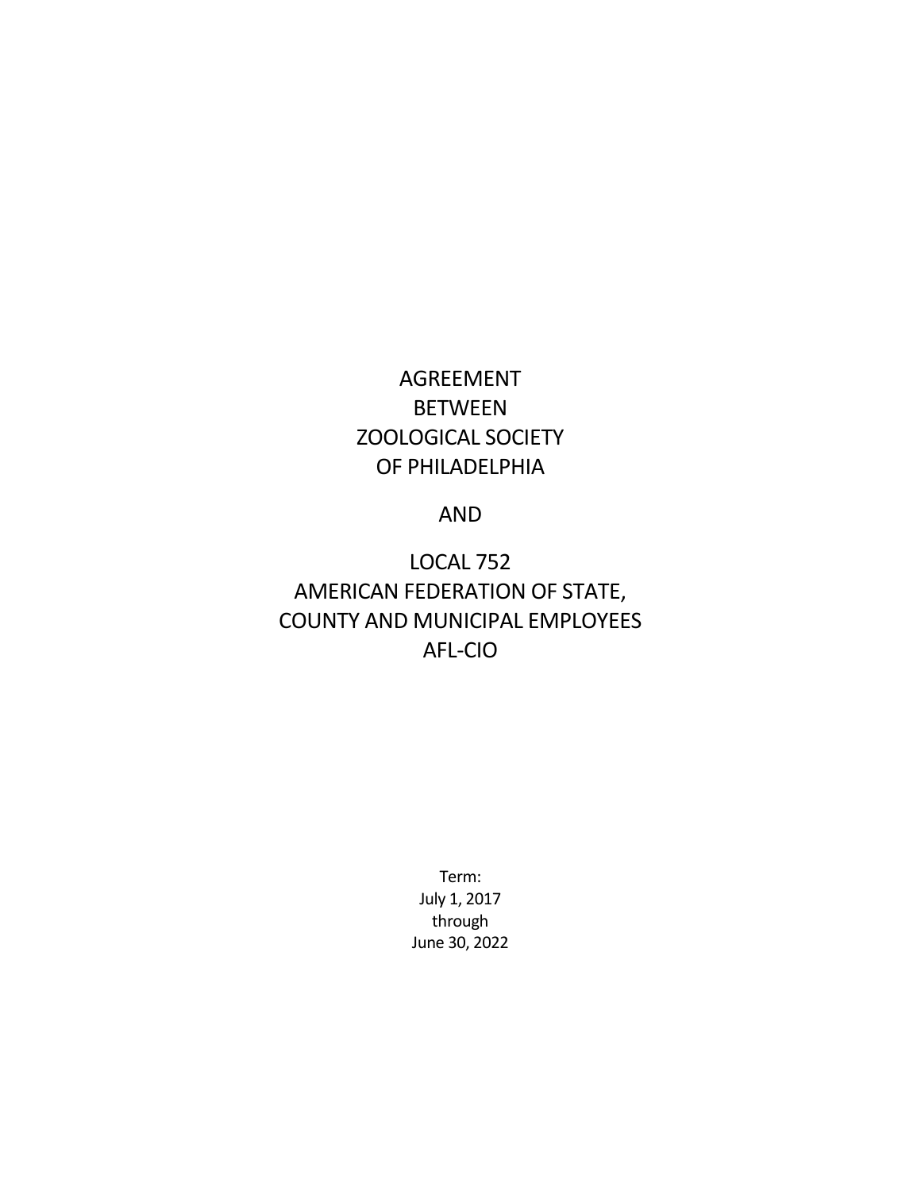# AGREEMENT
# BETWEEN
# ZOOLOGICAL SOCIETY
# OF PHILADELPHIA

# AND

# LOCAL 752
# AMERICAN FEDERATION OF STATE,
# COUNTY AND MUNICIPAL EMPLOYEES
# AFL-CIO

Term:
July 1, 2017
through
June 30, 2022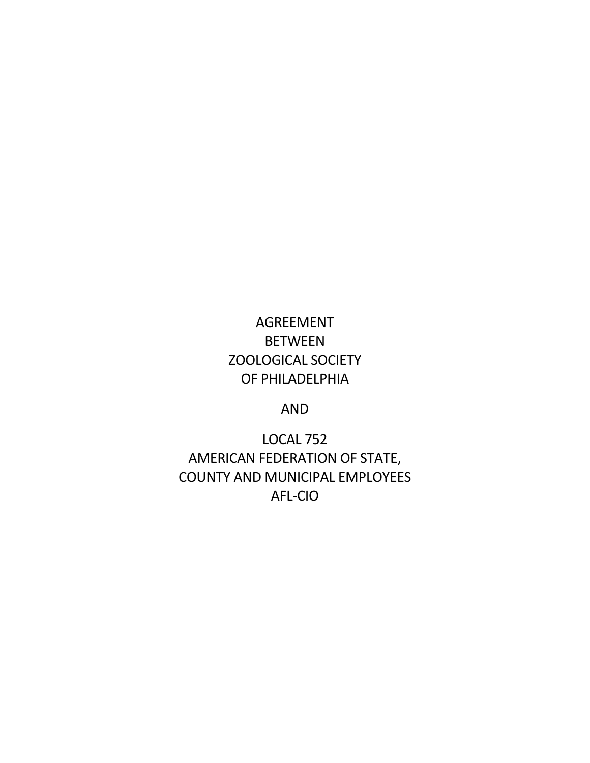AGREEMENT
BETWEEN
ZOOLOGICAL SOCIETY
OF PHILADELPHIA

AND

LOCAL 752
AMERICAN FEDERATION OF STATE,
COUNTY AND MUNICIPAL EMPLOYEES
AFL-CIO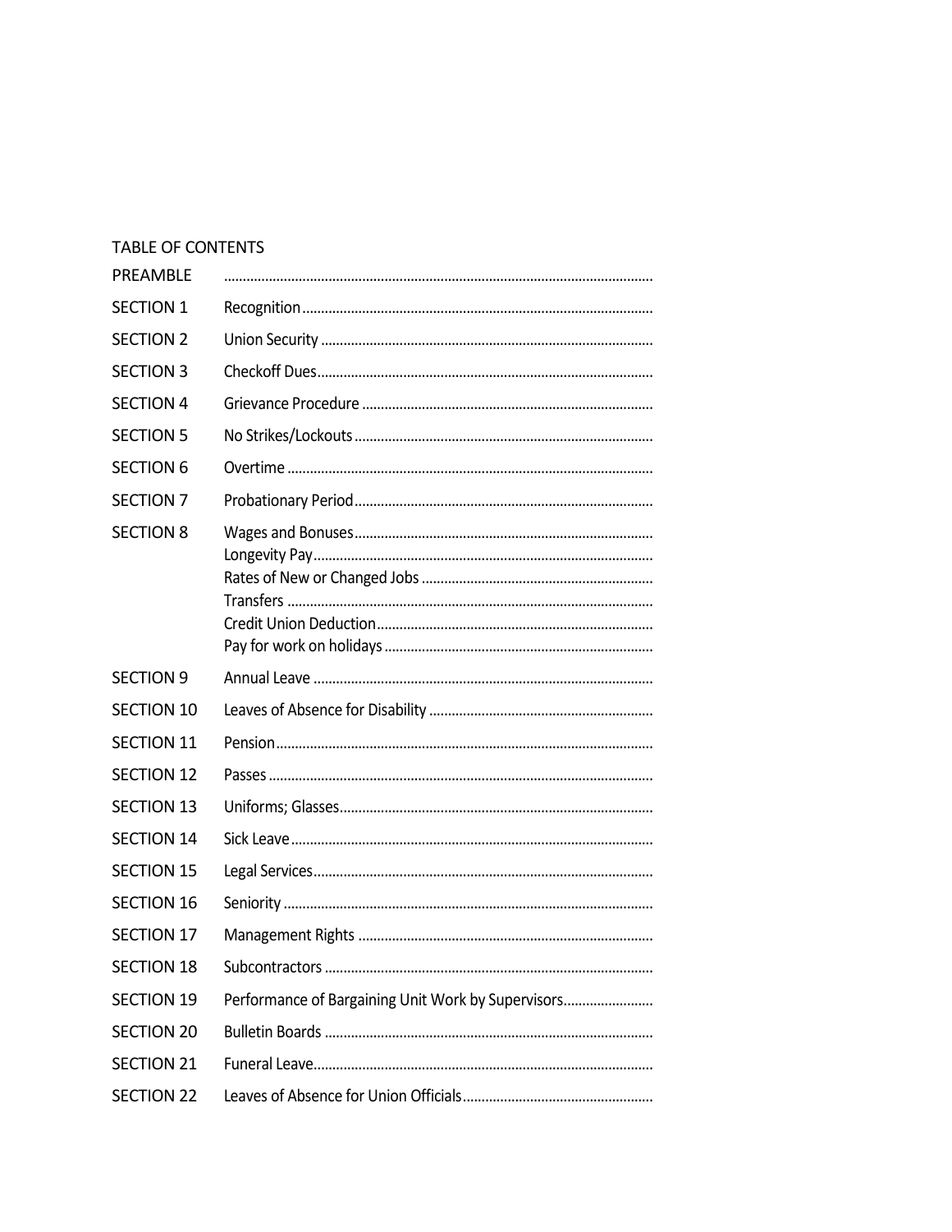## TABLE OF CONTENTS

| | |
|---|---|
| PREAMBLE | |
| SECTION 1 | Recognition |
| SECTION 2 | Union Security |
| SECTION 3 | Checkoff Dues |
| SECTION 4 | Grievance Procedure |
| SECTION 5 | No Strikes/Lockouts |
| SECTION 6 | Overtime |
| SECTION 7 | Probationary Period |
| SECTION 8 | Wages and Bonuses<br>Longevity Pay<br>Rates of New or Changed Jobs<br>Transfers<br>Credit Union Deduction<br>Pay for work on holidays |
| SECTION 9 | Annual Leave |
| SECTION 10 | Leaves of Absence for Disability |
| SECTION 11 | Pension |
| SECTION 12 | Passes |
| SECTION 13 | Uniforms; Glasses |
| SECTION 14 | Sick Leave |
| SECTION 15 | Legal Services |
| SECTION 16 | Seniority |
| SECTION 17 | Management Rights |
| SECTION 18 | Subcontractors |
| SECTION 19 | Performance of Bargaining Unit Work by Supervisors |
| SECTION 20 | Bulletin Boards |
| SECTION 21 | Funeral Leave |
| SECTION 22 | Leaves of Absence for Union Officials |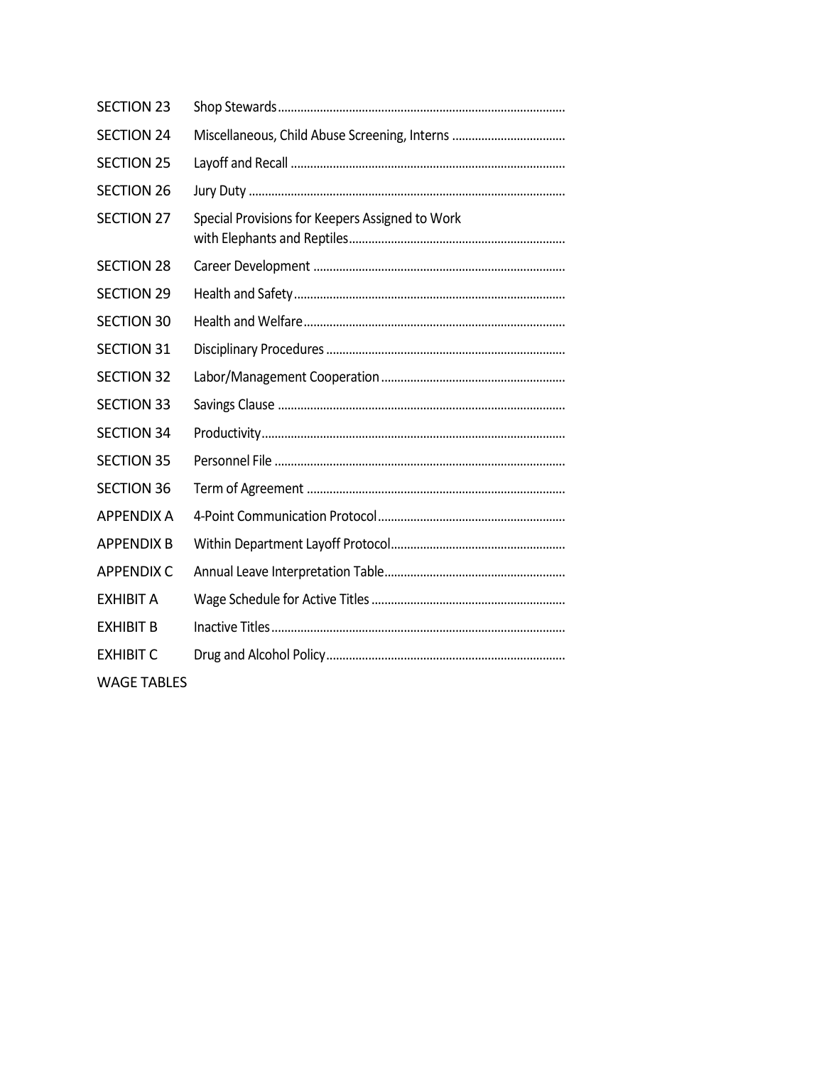| | |
|---|---|
| SECTION 23 | Shop Stewards |
| SECTION 24 | Miscellaneous, Child Abuse Screening, Interns |
| SECTION 25 | Layoff and Recall |
| SECTION 26 | Jury Duty |
| SECTION 27 | Special Provisions for Keepers Assigned to Work with Elephants and Reptiles |
| SECTION 28 | Career Development |
| SECTION 29 | Health and Safety |
| SECTION 30 | Health and Welfare |
| SECTION 31 | Disciplinary Procedures |
| SECTION 32 | Labor/Management Cooperation |
| SECTION 33 | Savings Clause |
| SECTION 34 | Productivity |
| SECTION 35 | Personnel File |
| SECTION 36 | Term of Agreement |
| APPENDIX A | 4-Point Communication Protocol |
| APPENDIX B | Within Department Layoff Protocol |
| APPENDIX C | Annual Leave Interpretation Table |
| EXHIBIT A | Wage Schedule for Active Titles |
| EXHIBIT B | Inactive Titles |
| EXHIBIT C | Drug and Alcohol Policy |
| WAGE TABLES | |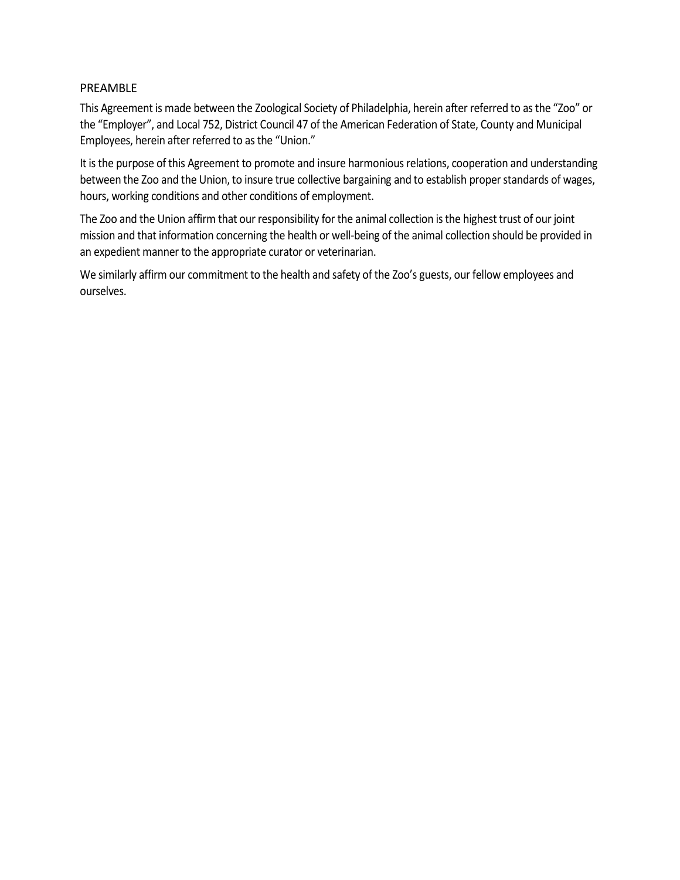## PREAMBLE

This Agreement is made between the Zoological Society of Philadelphia, herein after referred to as the "Zoo" or the "Employer", and Local 752, District Council 47 of the American Federation of State, County and Municipal Employees, herein after referred to as the "Union."

It is the purpose of this Agreement to promote and insure harmonious relations, cooperation and understanding between the Zoo and the Union, to insure true collective bargaining and to establish proper standards of wages, hours, working conditions and other conditions of employment.

The Zoo and the Union affirm that our responsibility for the animal collection is the highest trust of our joint mission and that information concerning the health or well-being of the animal collection should be provided in an expedient manner to the appropriate curator or veterinarian.

We similarly affirm our commitment to the health and safety of the Zoo's guests, our fellow employees and ourselves.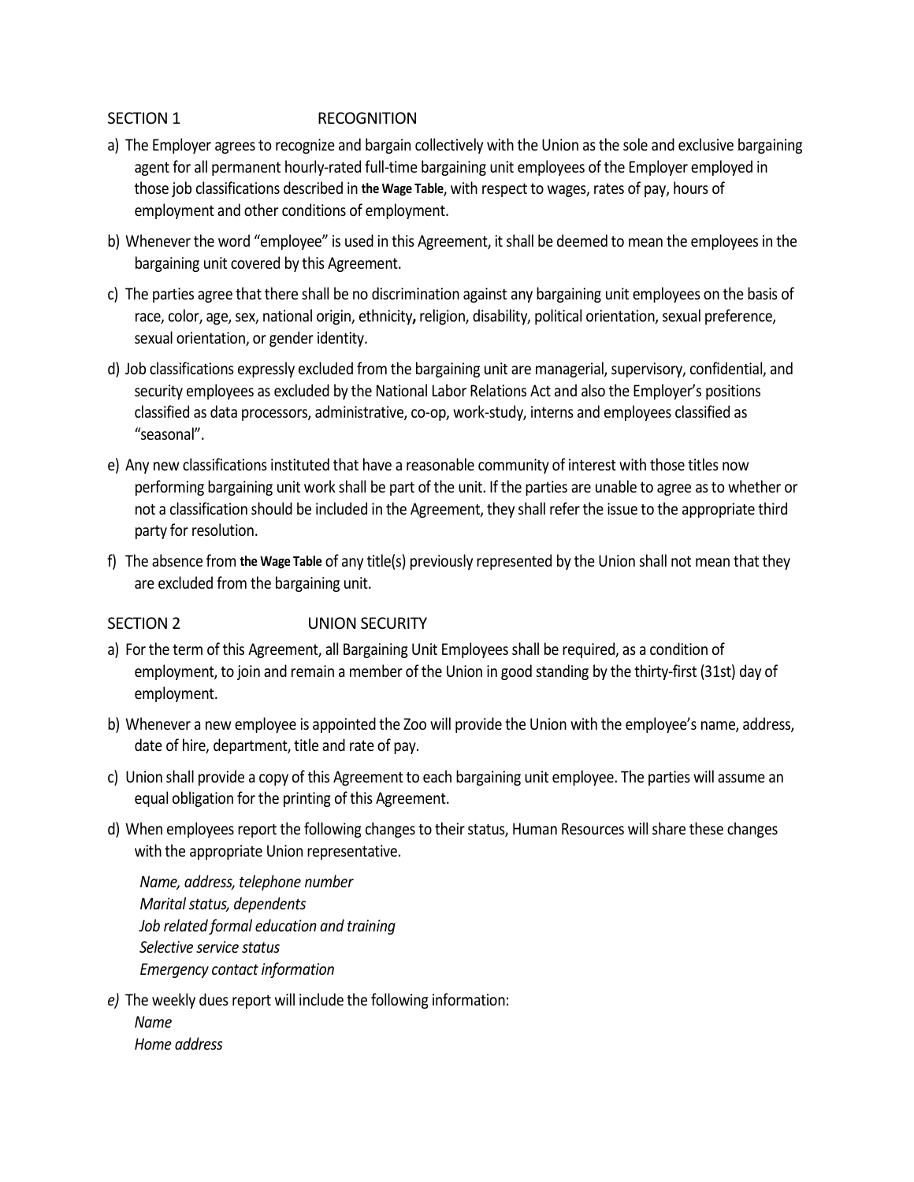## SECTION 1 RECOGNITION

a) The Employer agrees to recognize and bargain collectively with the Union as the sole and exclusive bargaining agent for all permanent hourly-rated full-time bargaining unit employees of the Employer employed in those job classifications described in **the Wage Table**, with respect to wages, rates of pay, hours of employment and other conditions of employment.

b) Whenever the word "employee" is used in this Agreement, it shall be deemed to mean the employees in the bargaining unit covered by this Agreement.

c) The parties agree that there shall be no discrimination against any bargaining unit employees on the basis of race, color, age, sex, national origin, ethnicity**,** religion, disability, political orientation, sexual preference, sexual orientation, or gender identity.

d) Job classifications expressly excluded from the bargaining unit are managerial, supervisory, confidential, and security employees as excluded by the National Labor Relations Act and also the Employer's positions classified as data processors, administrative, co-op, work-study, interns and employees classified as "seasonal".

e) Any new classifications instituted that have a reasonable community of interest with those titles now performing bargaining unit work shall be part of the unit. If the parties are unable to agree as to whether or not a classification should be included in the Agreement, they shall refer the issue to the appropriate third party for resolution.

f) The absence from **the Wage Table** of any title(s) previously represented by the Union shall not mean that they are excluded from the bargaining unit.

## SECTION 2 UNION SECURITY

a) For the term of this Agreement, all Bargaining Unit Employees shall be required, as a condition of employment, to join and remain a member of the Union in good standing by the thirty-first (31st) day of employment.

b) Whenever a new employee is appointed the Zoo will provide the Union with the employee's name, address, date of hire, department, title and rate of pay.

c) Union shall provide a copy of this Agreement to each bargaining unit employee. The parties will assume an equal obligation for the printing of this Agreement.

d) When employees report the following changes to their status, Human Resources will share these changes with the appropriate Union representative.

*Name, address, telephone number*
*Marital status, dependents*
*Job related formal education and training*
*Selective service status*
*Emergency contact information*

*e)* The weekly dues report will include the following information:
*Name*
*Home address*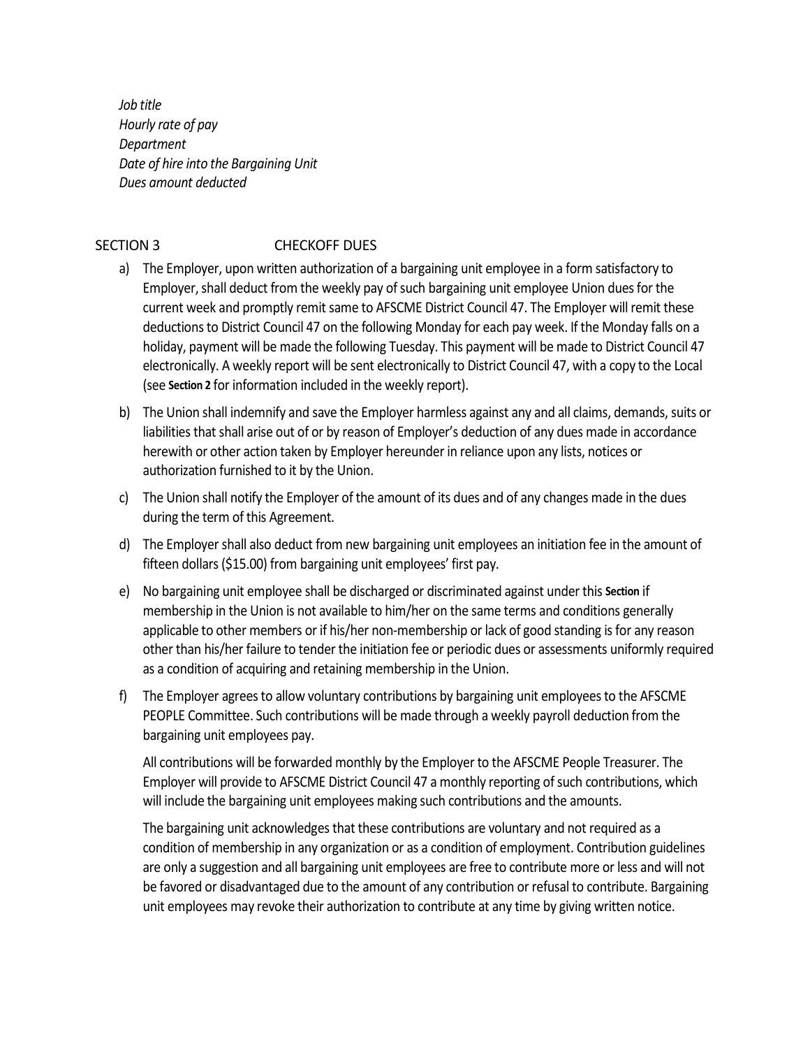*Job title*
*Hourly rate of pay*
*Department*
*Date of hire into the Bargaining Unit*
*Dues amount deducted*

## SECTION 3 CHECKOFF DUES

a) The Employer, upon written authorization of a bargaining unit employee in a form satisfactory to Employer, shall deduct from the weekly pay of such bargaining unit employee Union dues for the current week and promptly remit same to AFSCME District Council 47. The Employer will remit these deductions to District Council 47 on the following Monday for each pay week. If the Monday falls on a holiday, payment will be made the following Tuesday. This payment will be made to District Council 47 electronically. A weekly report will be sent electronically to District Council 47, with a copy to the Local (see **Section 2** for information included in the weekly report).

b) The Union shall indemnify and save the Employer harmless against any and all claims, demands, suits or liabilities that shall arise out of or by reason of Employer's deduction of any dues made in accordance herewith or other action taken by Employer hereunder in reliance upon any lists, notices or authorization furnished to it by the Union.

c) The Union shall notify the Employer of the amount of its dues and of any changes made in the dues during the term of this Agreement.

d) The Employer shall also deduct from new bargaining unit employees an initiation fee in the amount of fifteen dollars ($15.00) from bargaining unit employees' first pay.

e) No bargaining unit employee shall be discharged or discriminated against under this **Section** if membership in the Union is not available to him/her on the same terms and conditions generally applicable to other members or if his/her non-membership or lack of good standing is for any reason other than his/her failure to tender the initiation fee or periodic dues or assessments uniformly required as a condition of acquiring and retaining membership in the Union.

f) The Employer agrees to allow voluntary contributions by bargaining unit employees to the AFSCME PEOPLE Committee. Such contributions will be made through a weekly payroll deduction from the bargaining unit employees pay.

   All contributions will be forwarded monthly by the Employer to the AFSCME People Treasurer. The Employer will provide to AFSCME District Council 47 a monthly reporting of such contributions, which will include the bargaining unit employees making such contributions and the amounts.

   The bargaining unit acknowledges that these contributions are voluntary and not required as a condition of membership in any organization or as a condition of employment. Contribution guidelines are only a suggestion and all bargaining unit employees are free to contribute more or less and will not be favored or disadvantaged due to the amount of any contribution or refusal to contribute. Bargaining unit employees may revoke their authorization to contribute at any time by giving written notice.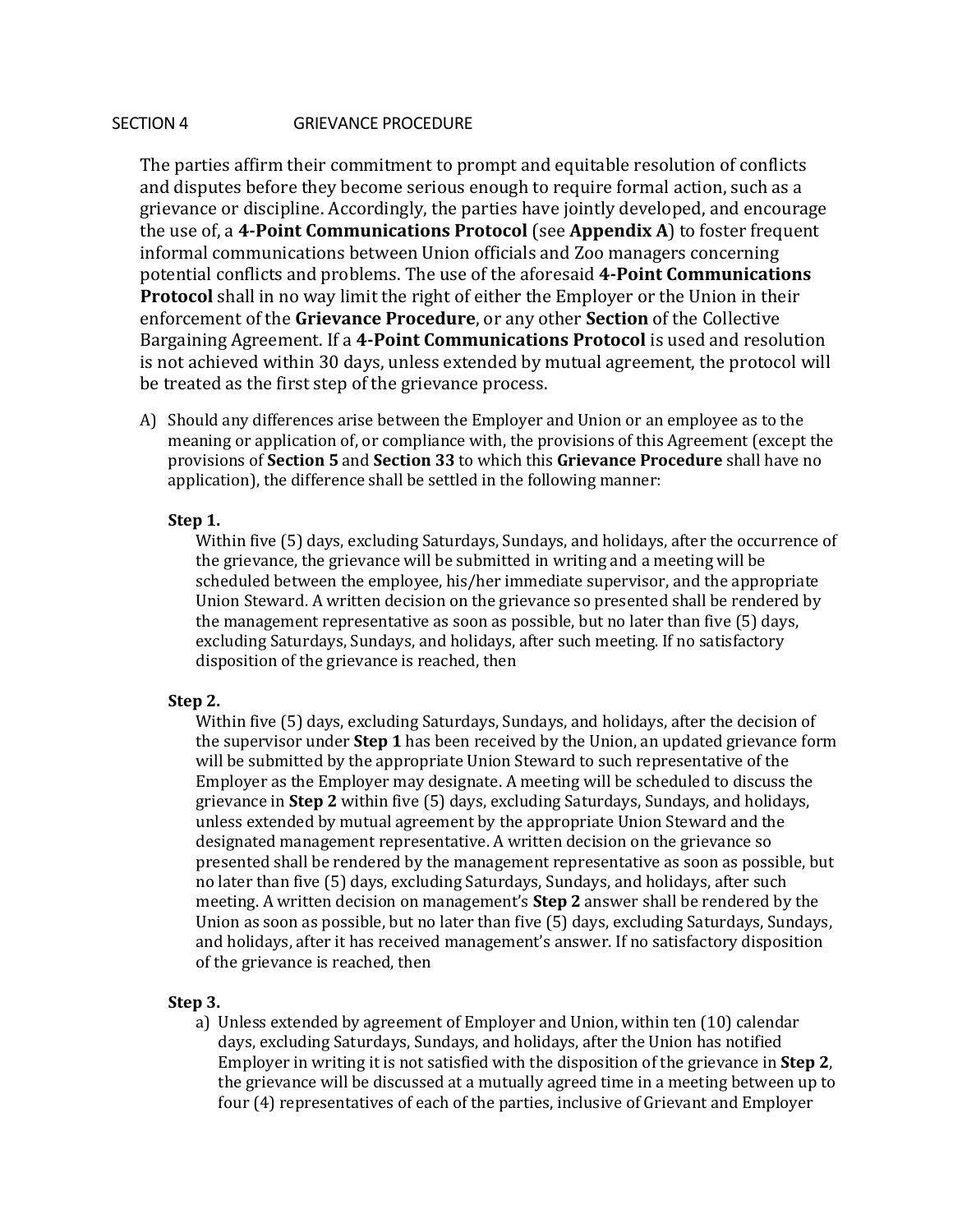## SECTION 4 GRIEVANCE PROCEDURE

The parties affirm their commitment to prompt and equitable resolution of conflicts and disputes before they become serious enough to require formal action, such as a grievance or discipline. Accordingly, the parties have jointly developed, and encourage the use of, a **4-Point Communications Protocol** (see **Appendix A**) to foster frequent informal communications between Union officials and Zoo managers concerning potential conflicts and problems. The use of the aforesaid **4-Point Communications Protocol** shall in no way limit the right of either the Employer or the Union in their enforcement of the **Grievance Procedure**, or any other **Section** of the Collective Bargaining Agreement. If a **4-Point Communications Protocol** is used and resolution is not achieved within 30 days, unless extended by mutual agreement, the protocol will be treated as the first step of the grievance process.

A) Should any differences arise between the Employer and Union or an employee as to the meaning or application of, or compliance with, the provisions of this Agreement (except the provisions of **Section 5** and **Section 33** to which this **Grievance Procedure** shall have no application), the difference shall be settled in the following manner:

**Step 1.**

Within five (5) days, excluding Saturdays, Sundays, and holidays, after the occurrence of the grievance, the grievance will be submitted in writing and a meeting will be scheduled between the employee, his/her immediate supervisor, and the appropriate Union Steward. A written decision on the grievance so presented shall be rendered by the management representative as soon as possible, but no later than five (5) days, excluding Saturdays, Sundays, and holidays, after such meeting. If no satisfactory disposition of the grievance is reached, then

**Step 2.**

Within five (5) days, excluding Saturdays, Sundays, and holidays, after the decision of the supervisor under **Step 1** has been received by the Union, an updated grievance form will be submitted by the appropriate Union Steward to such representative of the Employer as the Employer may designate. A meeting will be scheduled to discuss the grievance in **Step 2** within five (5) days, excluding Saturdays, Sundays, and holidays, unless extended by mutual agreement by the appropriate Union Steward and the designated management representative. A written decision on the grievance so presented shall be rendered by the management representative as soon as possible, but no later than five (5) days, excluding Saturdays, Sundays, and holidays, after such meeting. A written decision on management's **Step 2** answer shall be rendered by the Union as soon as possible, but no later than five (5) days, excluding Saturdays, Sundays, and holidays, after it has received management's answer. If no satisfactory disposition of the grievance is reached, then

**Step 3.**

a) Unless extended by agreement of Employer and Union, within ten (10) calendar days, excluding Saturdays, Sundays, and holidays, after the Union has notified Employer in writing it is not satisfied with the disposition of the grievance in **Step 2**, the grievance will be discussed at a mutually agreed time in a meeting between up to four (4) representatives of each of the parties, inclusive of Grievant and Employer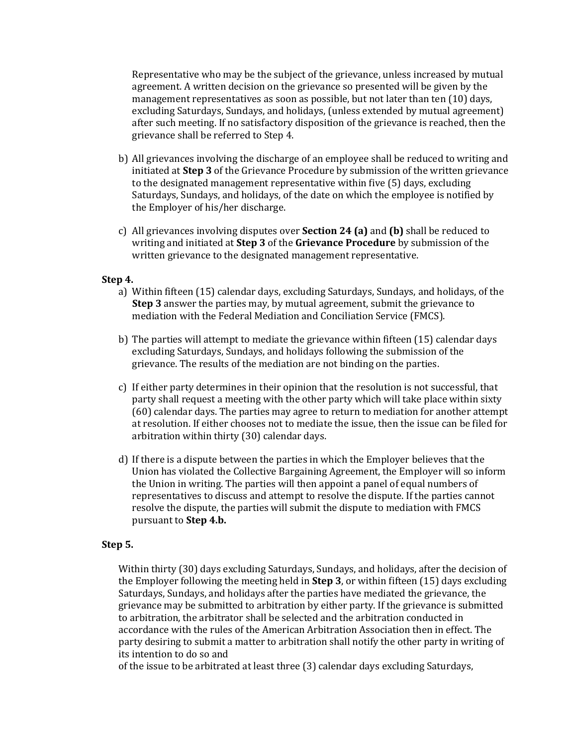Representative who may be the subject of the grievance, unless increased by mutual agreement. A written decision on the grievance so presented will be given by the management representatives as soon as possible, but not later than ten (10) days, excluding Saturdays, Sundays, and holidays, (unless extended by mutual agreement) after such meeting. If no satisfactory disposition of the grievance is reached, then the grievance shall be referred to Step 4.

b) All grievances involving the discharge of an employee shall be reduced to writing and initiated at **Step 3** of the Grievance Procedure by submission of the written grievance to the designated management representative within five (5) days, excluding Saturdays, Sundays, and holidays, of the date on which the employee is notified by the Employer of his/her discharge.

c) All grievances involving disputes over **Section 24 (a)** and **(b)** shall be reduced to writing and initiated at **Step 3** of the **Grievance Procedure** by submission of the written grievance to the designated management representative.

**Step 4.**

a) Within fifteen (15) calendar days, excluding Saturdays, Sundays, and holidays, of the **Step 3** answer the parties may, by mutual agreement, submit the grievance to mediation with the Federal Mediation and Conciliation Service (FMCS).

b) The parties will attempt to mediate the grievance within fifteen (15) calendar days excluding Saturdays, Sundays, and holidays following the submission of the grievance. The results of the mediation are not binding on the parties.

c) If either party determines in their opinion that the resolution is not successful, that party shall request a meeting with the other party which will take place within sixty (60) calendar days. The parties may agree to return to mediation for another attempt at resolution. If either chooses not to mediate the issue, then the issue can be filed for arbitration within thirty (30) calendar days.

d) If there is a dispute between the parties in which the Employer believes that the Union has violated the Collective Bargaining Agreement, the Employer will so inform the Union in writing. The parties will then appoint a panel of equal numbers of representatives to discuss and attempt to resolve the dispute. If the parties cannot resolve the dispute, the parties will submit the dispute to mediation with FMCS pursuant to **Step 4.b.**

**Step 5.**

Within thirty (30) days excluding Saturdays, Sundays, and holidays, after the decision of the Employer following the meeting held in **Step 3**, or within fifteen (15) days excluding Saturdays, Sundays, and holidays after the parties have mediated the grievance, the grievance may be submitted to arbitration by either party. If the grievance is submitted to arbitration, the arbitrator shall be selected and the arbitration conducted in accordance with the rules of the American Arbitration Association then in effect. The party desiring to submit a matter to arbitration shall notify the other party in writing of its intention to do so and
of the issue to be arbitrated at least three (3) calendar days excluding Saturdays,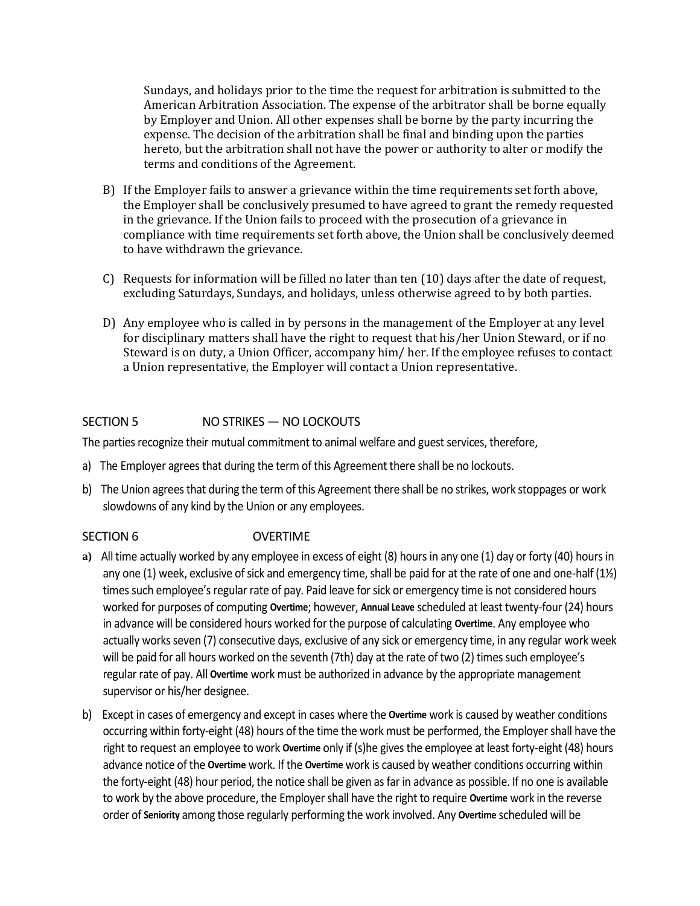Sundays, and holidays prior to the time the request for arbitration is submitted to the American Arbitration Association. The expense of the arbitrator shall be borne equally by Employer and Union. All other expenses shall be borne by the party incurring the expense. The decision of the arbitration shall be final and binding upon the parties hereto, but the arbitration shall not have the power or authority to alter or modify the terms and conditions of the Agreement.

B) If the Employer fails to answer a grievance within the time requirements set forth above, the Employer shall be conclusively presumed to have agreed to grant the remedy requested in the grievance. If the Union fails to proceed with the prosecution of a grievance in compliance with time requirements set forth above, the Union shall be conclusively deemed to have withdrawn the grievance.

C) Requests for information will be filled no later than ten (10) days after the date of request, excluding Saturdays, Sundays, and holidays, unless otherwise agreed to by both parties.

D) Any employee who is called in by persons in the management of the Employer at any level for disciplinary matters shall have the right to request that his/her Union Steward, or if no Steward is on duty, a Union Officer, accompany him/ her. If the employee refuses to contact a Union representative, the Employer will contact a Union representative.

## SECTION 5 NO STRIKES — NO LOCKOUTS

The parties recognize their mutual commitment to animal welfare and guest services, therefore,

a) The Employer agrees that during the term of this Agreement there shall be no lockouts.

b) The Union agrees that during the term of this Agreement there shall be no strikes, work stoppages or work slowdowns of any kind by the Union or any employees.

## SECTION 6 OVERTIME

**a)** All time actually worked by any employee in excess of eight (8) hours in any one (1) day or forty (40) hours in any one (1) week, exclusive of sick and emergency time, shall be paid for at the rate of one and one-half (1½) times such employee's regular rate of pay. Paid leave for sick or emergency time is not considered hours worked for purposes of computing **Overtime**; however, **Annual Leave** scheduled at least twenty-four (24) hours in advance will be considered hours worked for the purpose of calculating **Overtime**. Any employee who actually works seven (7) consecutive days, exclusive of any sick or emergency time, in any regular work week will be paid for all hours worked on the seventh (7th) day at the rate of two (2) times such employee's regular rate of pay. All **Overtime** work must be authorized in advance by the appropriate management supervisor or his/her designee.

b) Except in cases of emergency and except in cases where the **Overtime** work is caused by weather conditions occurring within forty-eight (48) hours of the time the work must be performed, the Employer shall have the right to request an employee to work **Overtime** only if (s)he gives the employee at least forty-eight (48) hours advance notice of the **Overtime** work. If the **Overtime** work is caused by weather conditions occurring within the forty-eight (48) hour period, the notice shall be given as far in advance as possible. If no one is available to work by the above procedure, the Employer shall have the right to require **Overtime** work in the reverse order of **Seniority** among those regularly performing the work involved. Any **Overtime** scheduled will be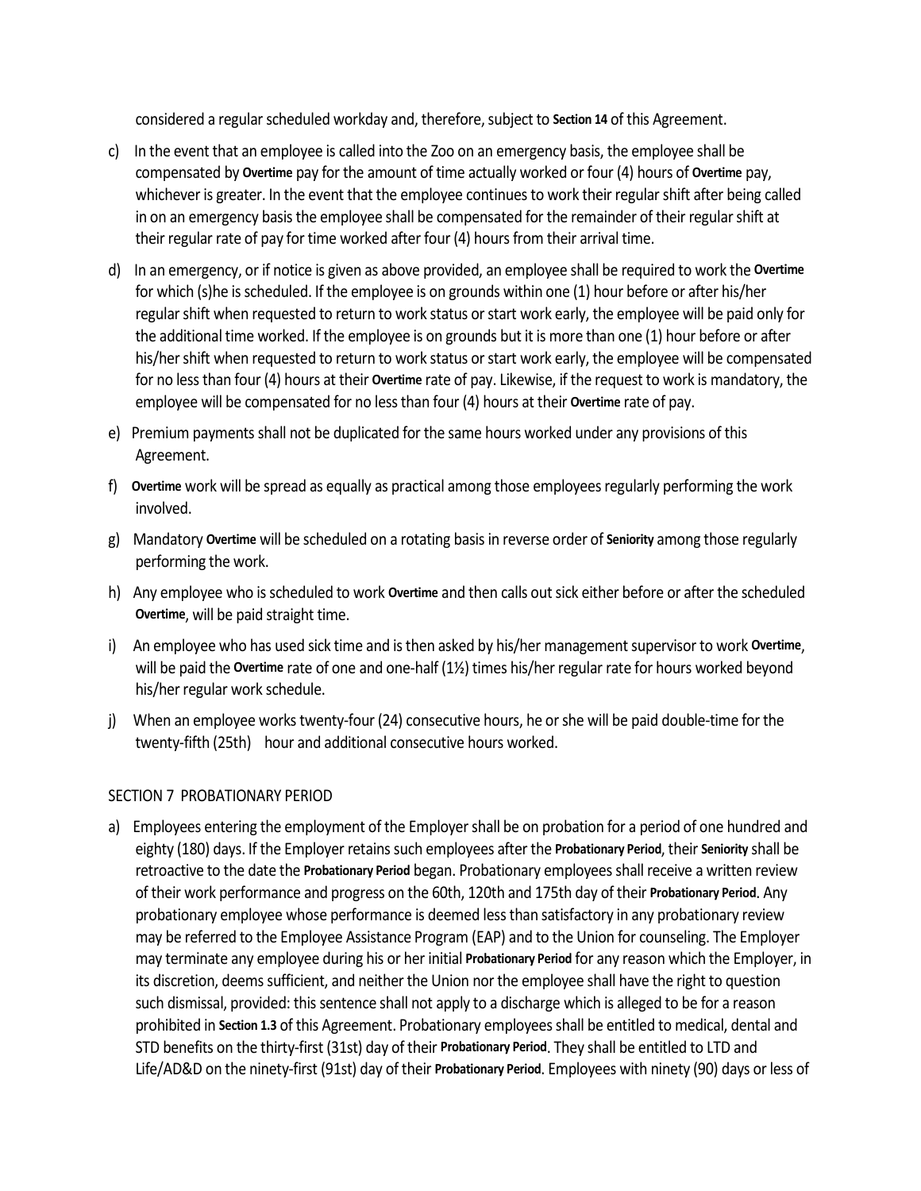considered a regular scheduled workday and, therefore, subject to **Section 14** of this Agreement.

c) In the event that an employee is called into the Zoo on an emergency basis, the employee shall be compensated by **Overtime** pay for the amount of time actually worked or four (4) hours of **Overtime** pay, whichever is greater. In the event that the employee continues to work their regular shift after being called in on an emergency basis the employee shall be compensated for the remainder of their regular shift at their regular rate of pay for time worked after four (4) hours from their arrival time.

d) In an emergency, or if notice is given as above provided, an employee shall be required to work the **Overtime** for which (s)he is scheduled. If the employee is on grounds within one (1) hour before or after his/her regular shift when requested to return to work status or start work early, the employee will be paid only for the additional time worked. If the employee is on grounds but it is more than one (1) hour before or after his/her shift when requested to return to work status or start work early, the employee will be compensated for no less than four (4) hours at their **Overtime** rate of pay. Likewise, if the request to work is mandatory, the employee will be compensated for no less than four (4) hours at their **Overtime** rate of pay.

e) Premium payments shall not be duplicated for the same hours worked under any provisions of this Agreement.

f) **Overtime** work will be spread as equally as practical among those employees regularly performing the work involved.

g) Mandatory **Overtime** will be scheduled on a rotating basis in reverse order of **Seniority** among those regularly performing the work.

h) Any employee who is scheduled to work **Overtime** and then calls out sick either before or after the scheduled **Overtime**, will be paid straight time.

i) An employee who has used sick time and is then asked by his/her management supervisor to work **Overtime**, will be paid the **Overtime** rate of one and one-half (1½) times his/her regular rate for hours worked beyond his/her regular work schedule.

j) When an employee works twenty-four (24) consecutive hours, he or she will be paid double-time for the twenty-fifth (25th) hour and additional consecutive hours worked.

## SECTION 7 PROBATIONARY PERIOD

a) Employees entering the employment of the Employer shall be on probation for a period of one hundred and eighty (180) days. If the Employer retains such employees after the **Probationary Period**, their **Seniority** shall be retroactive to the date the **Probationary Period** began. Probationary employees shall receive a written review of their work performance and progress on the 60th, 120th and 175th day of their **Probationary Period**. Any probationary employee whose performance is deemed less than satisfactory in any probationary review may be referred to the Employee Assistance Program (EAP) and to the Union for counseling. The Employer may terminate any employee during his or her initial **Probationary Period** for any reason which the Employer, in its discretion, deems sufficient, and neither the Union nor the employee shall have the right to question such dismissal, provided: this sentence shall not apply to a discharge which is alleged to be for a reason prohibited in **Section 1.3** of this Agreement. Probationary employees shall be entitled to medical, dental and STD benefits on the thirty-first (31st) day of their **Probationary Period**. They shall be entitled to LTD and Life/AD&D on the ninety-first (91st) day of their **Probationary Period**. Employees with ninety (90) days or less of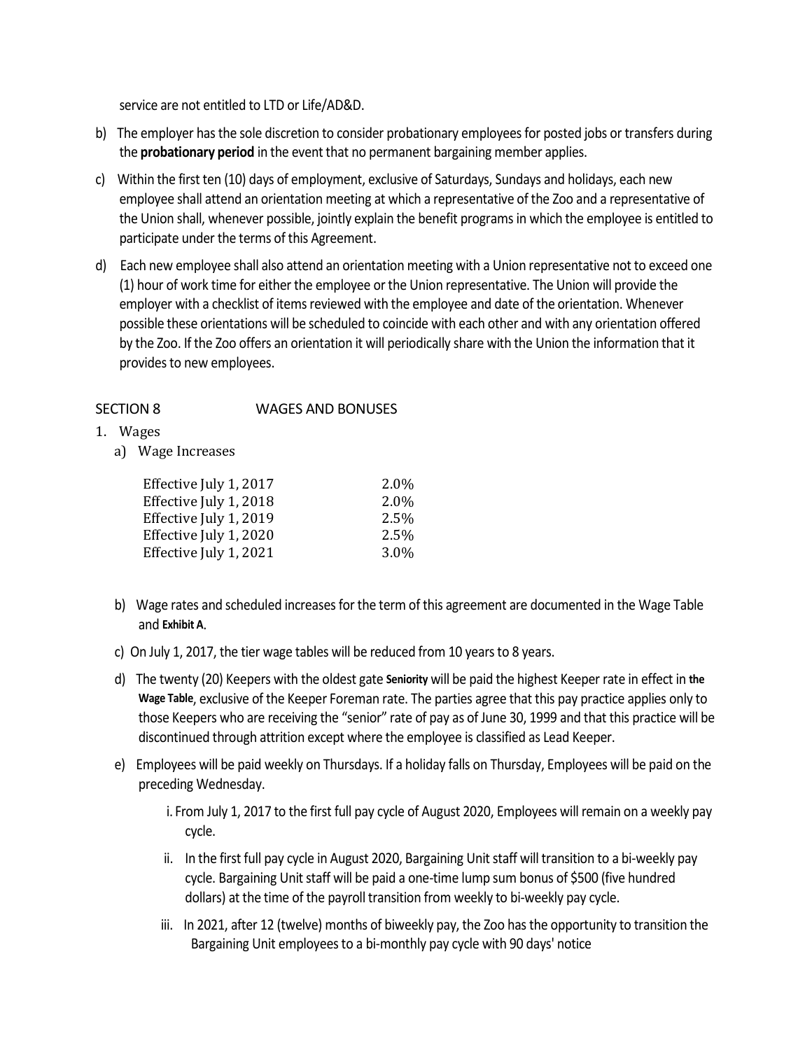service are not entitled to LTD or Life/AD&D.

b) The employer has the sole discretion to consider probationary employees for posted jobs or transfers during the **probationary period** in the event that no permanent bargaining member applies.

c) Within the first ten (10) days of employment, exclusive of Saturdays, Sundays and holidays, each new employee shall attend an orientation meeting at which a representative of the Zoo and a representative of the Union shall, whenever possible, jointly explain the benefit programs in which the employee is entitled to participate under the terms of this Agreement.

d) Each new employee shall also attend an orientation meeting with a Union representative not to exceed one (1) hour of work time for either the employee or the Union representative. The Union will provide the employer with a checklist of items reviewed with the employee and date of the orientation. Whenever possible these orientations will be scheduled to coincide with each other and with any orientation offered by the Zoo. If the Zoo offers an orientation it will periodically share with the Union the information that it provides to new employees.

## SECTION 8 WAGES AND BONUSES

1. Wages
   a) Wage Increases

| | |
|---|---|
| Effective July 1, 2017 | 2.0% |
| Effective July 1, 2018 | 2.0% |
| Effective July 1, 2019 | 2.5% |
| Effective July 1, 2020 | 2.5% |
| Effective July 1, 2021 | 3.0% |

   b) Wage rates and scheduled increases for the term of this agreement are documented in the Wage Table and **Exhibit A**.

   c) On July 1, 2017, the tier wage tables will be reduced from 10 years to 8 years.

   d) The twenty (20) Keepers with the oldest gate **Seniority** will be paid the highest Keeper rate in effect in **the Wage Table**, exclusive of the Keeper Foreman rate. The parties agree that this pay practice applies only to those Keepers who are receiving the "senior" rate of pay as of June 30, 1999 and that this practice will be discontinued through attrition except where the employee is classified as Lead Keeper.

   e) Employees will be paid weekly on Thursdays. If a holiday falls on Thursday, Employees will be paid on the preceding Wednesday.

      i. From July 1, 2017 to the first full pay cycle of August 2020, Employees will remain on a weekly pay cycle.

      ii. In the first full pay cycle in August 2020, Bargaining Unit staff will transition to a bi-weekly pay cycle. Bargaining Unit staff will be paid a one-time lump sum bonus of $500 (five hundred dollars) at the time of the payroll transition from weekly to bi-weekly pay cycle.

      iii. In 2021, after 12 (twelve) months of biweekly pay, the Zoo has the opportunity to transition the Bargaining Unit employees to a bi-monthly pay cycle with 90 days' notice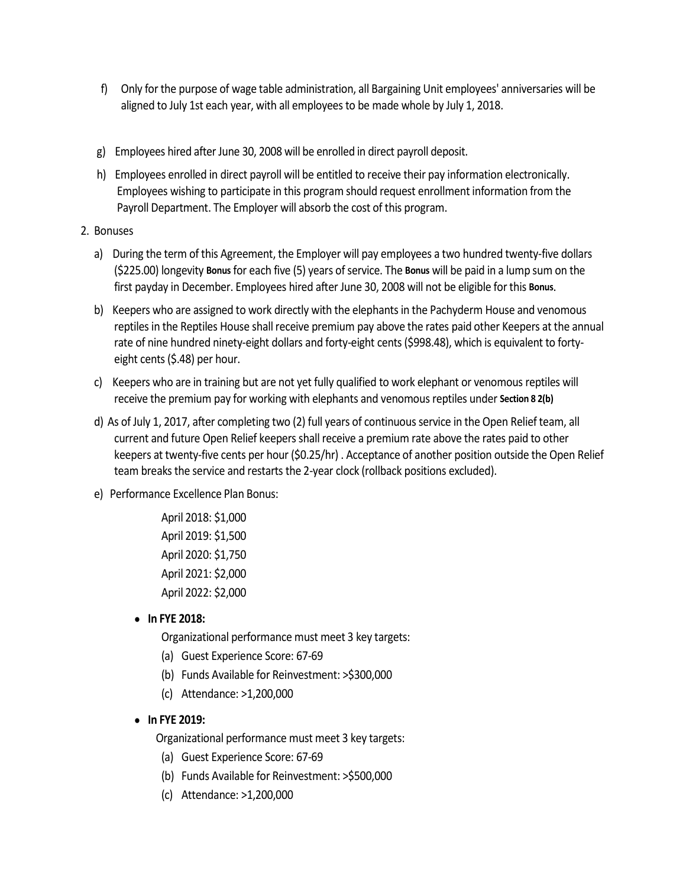f) Only for the purpose of wage table administration, all Bargaining Unit employees' anniversaries will be aligned to July 1st each year, with all employees to be made whole by July 1, 2018.

g) Employees hired after June 30, 2008 will be enrolled in direct payroll deposit.

h) Employees enrolled in direct payroll will be entitled to receive their pay information electronically. Employees wishing to participate in this program should request enrollment information from the Payroll Department. The Employer will absorb the cost of this program.

2. Bonuses

a) During the term of this Agreement, the Employer will pay employees a two hundred twenty-five dollars ($225.00) longevity **Bonus** for each five (5) years of service. The **Bonus** will be paid in a lump sum on the first payday in December. Employees hired after June 30, 2008 will not be eligible for this **Bonus**.

b) Keepers who are assigned to work directly with the elephants in the Pachyderm House and venomous reptiles in the Reptiles House shall receive premium pay above the rates paid other Keepers at the annual rate of nine hundred ninety-eight dollars and forty-eight cents ($998.48), which is equivalent to forty-eight cents ($.48) per hour.

c) Keepers who are in training but are not yet fully qualified to work elephant or venomous reptiles will receive the premium pay for working with elephants and venomous reptiles under **Section 8 2(b)**

d) As of July 1, 2017, after completing two (2) full years of continuous service in the Open Relief team, all current and future Open Relief keepers shall receive a premium rate above the rates paid to other keepers at twenty-five cents per hour ($0.25/hr) . Acceptance of another position outside the Open Relief team breaks the service and restarts the 2-year clock (rollback positions excluded).

e) Performance Excellence Plan Bonus:

April 2018: $1,000
April 2019: $1,500
April 2020: $1,750
April 2021: $2,000
April 2022: $2,000

- **In FYE 2018:**

  Organizational performance must meet 3 key targets:

  (a) Guest Experience Score: 67-69
  (b) Funds Available for Reinvestment: >$300,000
  (c) Attendance: >1,200,000

- **In FYE 2019:**

  Organizational performance must meet 3 key targets:

  (a) Guest Experience Score: 67-69
  (b) Funds Available for Reinvestment: >$500,000
  (c) Attendance: >1,200,000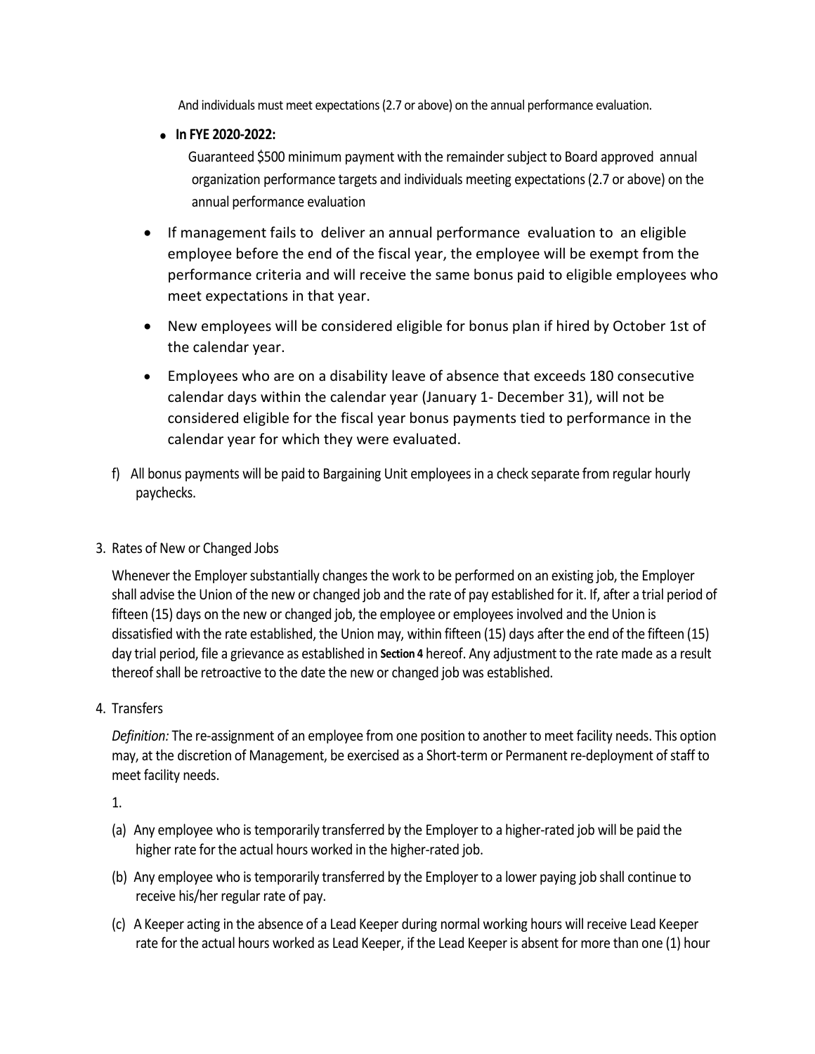And individuals must meet expectations (2.7 or above) on the annual performance evaluation.

- **In FYE 2020-2022:**

  Guaranteed $500 minimum payment with the remainder subject to Board approved annual organization performance targets and individuals meeting expectations (2.7 or above) on the annual performance evaluation

- If management fails to deliver an annual performance evaluation to an eligible employee before the end of the fiscal year, the employee will be exempt from the performance criteria and will receive the same bonus paid to eligible employees who meet expectations in that year.
- New employees will be considered eligible for bonus plan if hired by October 1st of the calendar year.
- Employees who are on a disability leave of absence that exceeds 180 consecutive calendar days within the calendar year (January 1- December 31), will not be considered eligible for the fiscal year bonus payments tied to performance in the calendar year for which they were evaluated.

f) All bonus payments will be paid to Bargaining Unit employees in a check separate from regular hourly paychecks.

3. Rates of New or Changed Jobs

Whenever the Employer substantially changes the work to be performed on an existing job, the Employer shall advise the Union of the new or changed job and the rate of pay established for it. If, after a trial period of fifteen (15) days on the new or changed job, the employee or employees involved and the Union is dissatisfied with the rate established, the Union may, within fifteen (15) days after the end of the fifteen (15) day trial period, file a grievance as established in **Section 4** hereof. Any adjustment to the rate made as a result thereof shall be retroactive to the date the new or changed job was established.

4. Transfers

*Definition:* The re-assignment of an employee from one position to another to meet facility needs. This option may, at the discretion of Management, be exercised as a Short-term or Permanent re-deployment of staff to meet facility needs.

1.

(a) Any employee who is temporarily transferred by the Employer to a higher-rated job will be paid the higher rate for the actual hours worked in the higher-rated job.

(b) Any employee who is temporarily transferred by the Employer to a lower paying job shall continue to receive his/her regular rate of pay.

(c) A Keeper acting in the absence of a Lead Keeper during normal working hours will receive Lead Keeper rate for the actual hours worked as Lead Keeper, if the Lead Keeper is absent for more than one (1) hour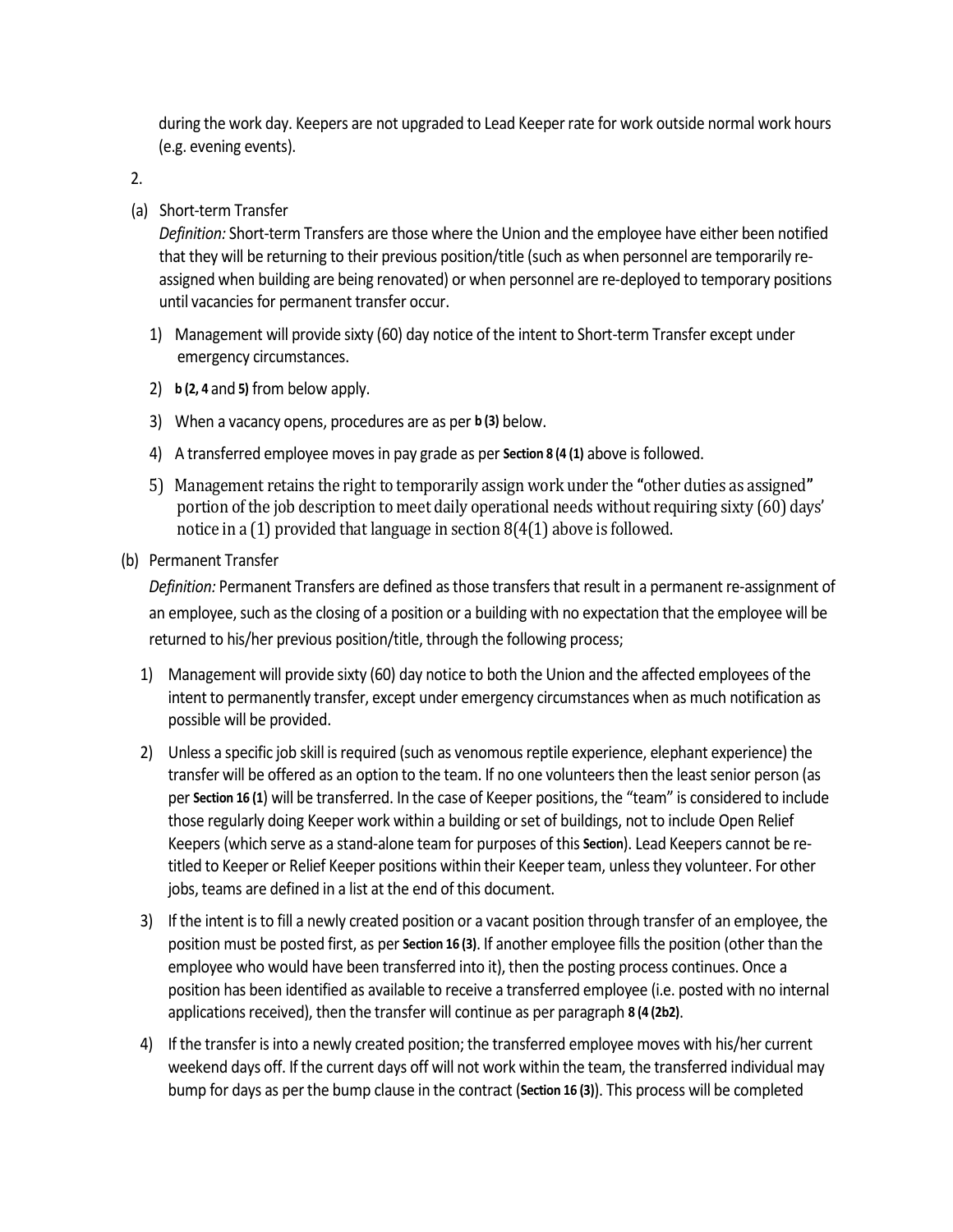during the work day. Keepers are not upgraded to Lead Keeper rate for work outside normal work hours (e.g. evening events).

2.

(a) Short-term Transfer

*Definition:* Short-term Transfers are those where the Union and the employee have either been notified that they will be returning to their previous position/title (such as when personnel are temporarily re-assigned when building are being renovated) or when personnel are re-deployed to temporary positions until vacancies for permanent transfer occur.

1) Management will provide sixty (60) day notice of the intent to Short-term Transfer except under emergency circumstances.

2) **b (2, 4** and **5)** from below apply.

3) When a vacancy opens, procedures are as per **b (3)** below.

4) A transferred employee moves in pay grade as per **Section 8 (4 (1)** above is followed.

5) Management retains the right to temporarily assign work under the "other duties as assigned" portion of the job description to meet daily operational needs without requiring sixty (60) days' notice in a (1) provided that language in section 8(4(1) above is followed.

(b) Permanent Transfer

*Definition:* Permanent Transfers are defined as those transfers that result in a permanent re-assignment of an employee, such as the closing of a position or a building with no expectation that the employee will be returned to his/her previous position/title, through the following process;

1) Management will provide sixty (60) day notice to both the Union and the affected employees of the intent to permanently transfer, except under emergency circumstances when as much notification as possible will be provided.

2) Unless a specific job skill is required (such as venomous reptile experience, elephant experience) the transfer will be offered as an option to the team. If no one volunteers then the least senior person (as per **Section 16 (1**) will be transferred. In the case of Keeper positions, the "team" is considered to include those regularly doing Keeper work within a building or set of buildings, not to include Open Relief Keepers (which serve as a stand-alone team for purposes of this **Section**). Lead Keepers cannot be re-titled to Keeper or Relief Keeper positions within their Keeper team, unless they volunteer. For other jobs, teams are defined in a list at the end of this document.

3) If the intent is to fill a newly created position or a vacant position through transfer of an employee, the position must be posted first, as per **Section 16 (3)**. If another employee fills the position (other than the employee who would have been transferred into it), then the posting process continues. Once a position has been identified as available to receive a transferred employee (i.e. posted with no internal applications received), then the transfer will continue as per paragraph **8 (4 (2b2)**.

4) If the transfer is into a newly created position; the transferred employee moves with his/her current weekend days off. If the current days off will not work within the team, the transferred individual may bump for days as per the bump clause in the contract (**Section 16 (3)**). This process will be completed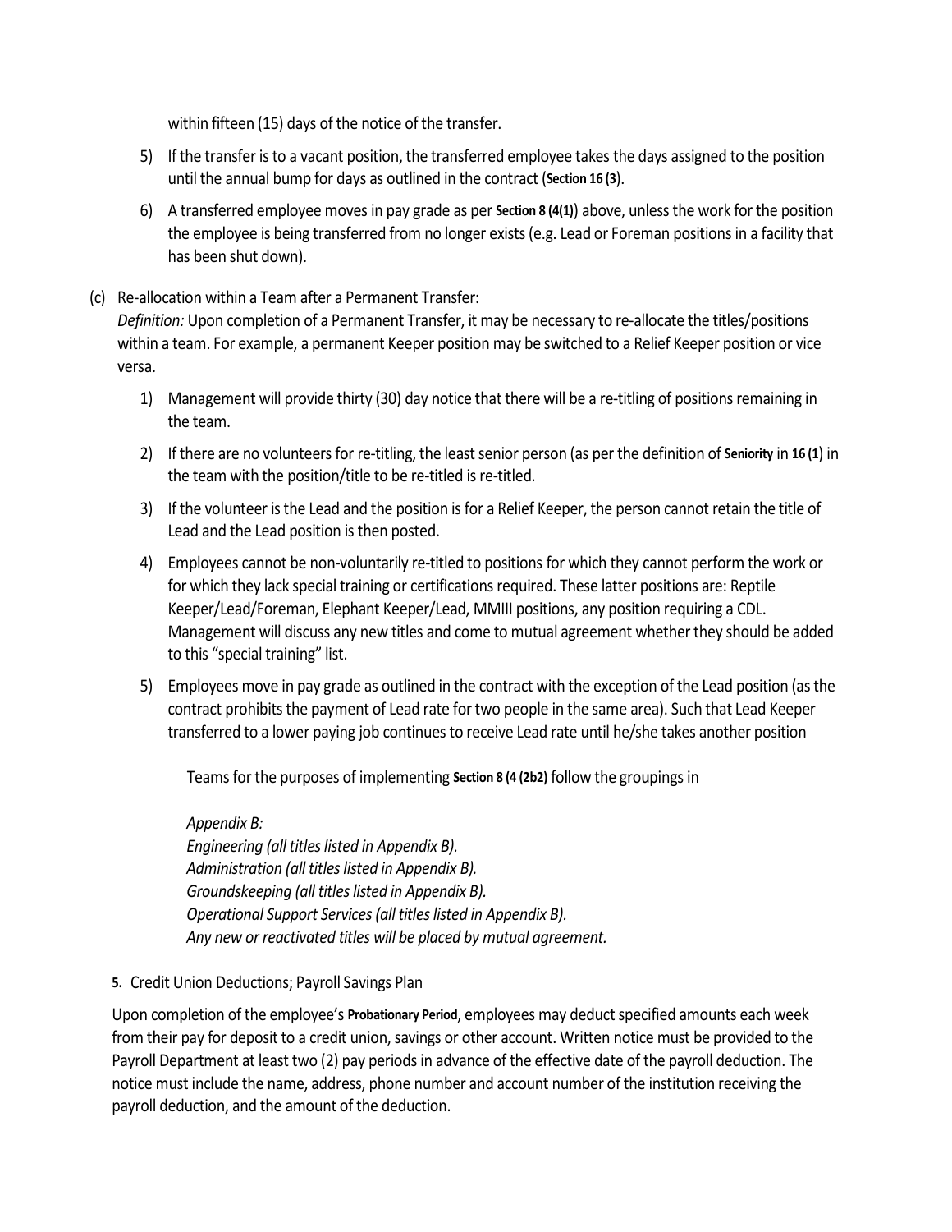within fifteen (15) days of the notice of the transfer.

5) If the transfer is to a vacant position, the transferred employee takes the days assigned to the position until the annual bump for days as outlined in the contract (**Section 16 (3**).

6) A transferred employee moves in pay grade as per **Section 8 (4(1)**) above, unless the work for the position the employee is being transferred from no longer exists (e.g. Lead or Foreman positions in a facility that has been shut down).

(c) Re-allocation within a Team after a Permanent Transfer:
*Definition:* Upon completion of a Permanent Transfer, it may be necessary to re-allocate the titles/positions within a team. For example, a permanent Keeper position may be switched to a Relief Keeper position or vice versa.

1) Management will provide thirty (30) day notice that there will be a re-titling of positions remaining in the team.

2) If there are no volunteers for re-titling, the least senior person (as per the definition of **Seniority** in **16 (1**) in the team with the position/title to be re-titled is re-titled.

3) If the volunteer is the Lead and the position is for a Relief Keeper, the person cannot retain the title of Lead and the Lead position is then posted.

4) Employees cannot be non-voluntarily re-titled to positions for which they cannot perform the work or for which they lack special training or certifications required. These latter positions are: Reptile Keeper/Lead/Foreman, Elephant Keeper/Lead, MMIII positions, any position requiring a CDL. Management will discuss any new titles and come to mutual agreement whether they should be added to this "special training" list.

5) Employees move in pay grade as outlined in the contract with the exception of the Lead position (as the contract prohibits the payment of Lead rate for two people in the same area). Such that Lead Keeper transferred to a lower paying job continues to receive Lead rate until he/she takes another position

Teams for the purposes of implementing **Section 8 (4 (2b2)** follow the groupings in

*Appendix B:*
*Engineering (all titles listed in Appendix B).*
*Administration (all titles listed in Appendix B).*
*Groundskeeping (all titles listed in Appendix B).*
*Operational Support Services (all titles listed in Appendix B).*
*Any new or reactivated titles will be placed by mutual agreement.*

**5.** Credit Union Deductions; Payroll Savings Plan

Upon completion of the employee's **Probationary Period**, employees may deduct specified amounts each week from their pay for deposit to a credit union, savings or other account. Written notice must be provided to the Payroll Department at least two (2) pay periods in advance of the effective date of the payroll deduction. The notice must include the name, address, phone number and account number of the institution receiving the payroll deduction, and the amount of the deduction.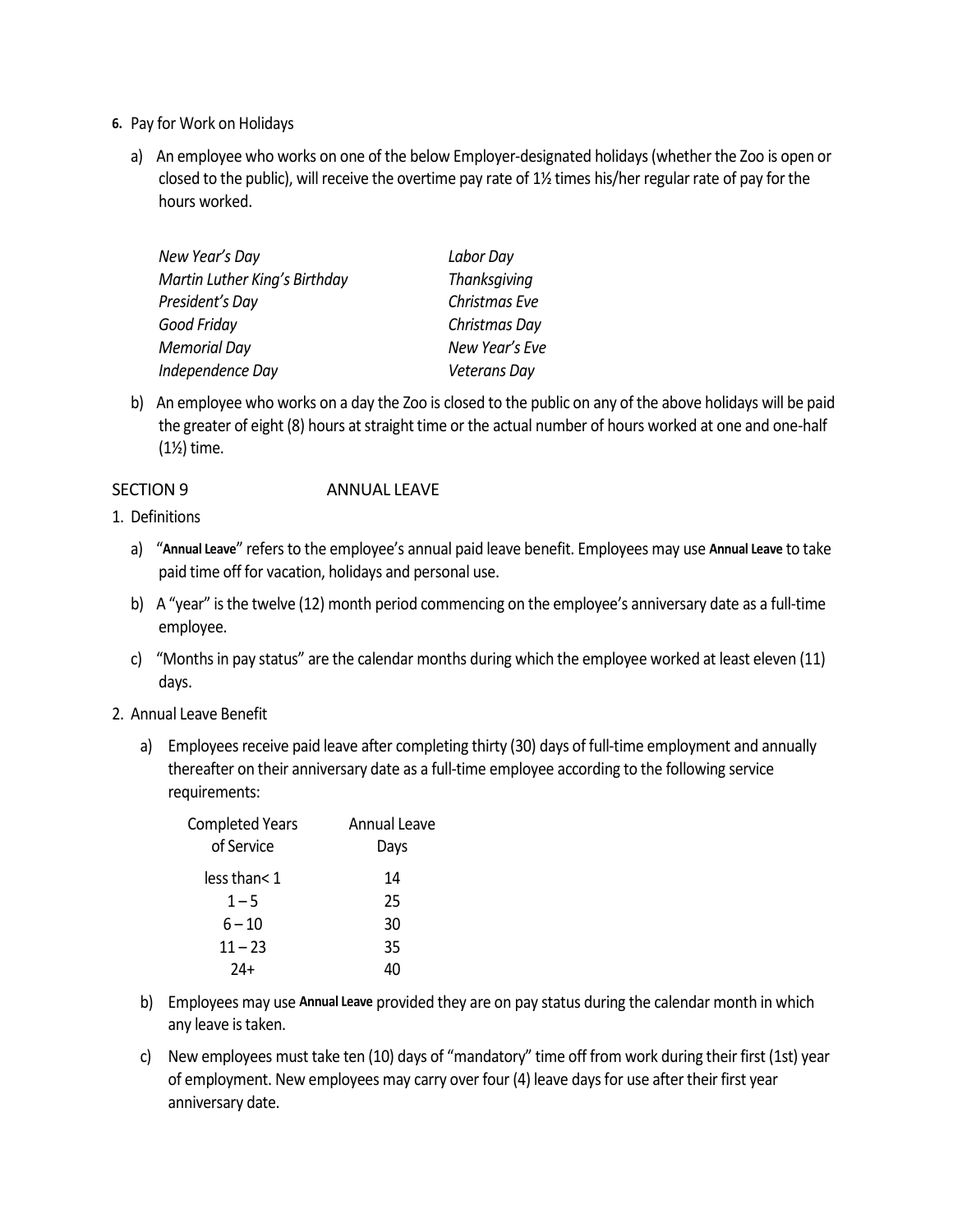**6.** Pay for Work on Holidays

a) An employee who works on one of the below Employer-designated holidays (whether the Zoo is open or closed to the public), will receive the overtime pay rate of 1½ times his/her regular rate of pay for the hours worked.

| | |
|---|---|
| *New Year's Day* | *Labor Day* |
| *Martin Luther King's Birthday* | *Thanksgiving* |
| *President's Day* | *Christmas Eve* |
| *Good Friday* | *Christmas Day* |
| *Memorial Day* | *New Year's Eve* |
| *Independence Day* | *Veterans Day* |

b) An employee who works on a day the Zoo is closed to the public on any of the above holidays will be paid the greater of eight (8) hours at straight time or the actual number of hours worked at one and one-half (1½) time.

## SECTION 9 ANNUAL LEAVE

1. Definitions

a) "**Annual Leave**" refers to the employee's annual paid leave benefit. Employees may use **Annual Leave** to take paid time off for vacation, holidays and personal use.

b) A "year" is the twelve (12) month period commencing on the employee's anniversary date as a full-time employee.

c) "Months in pay status" are the calendar months during which the employee worked at least eleven (11) days.

2. Annual Leave Benefit

a) Employees receive paid leave after completing thirty (30) days of full-time employment and annually thereafter on their anniversary date as a full-time employee according to the following service requirements:

| Completed Years of Service | Annual Leave Days |
|---|---|
| less than< 1 | 14 |
| 1 – 5 | 25 |
| 6 – 10 | 30 |
| 11 – 23 | 35 |
| 24+ | 40 |

b) Employees may use **Annual Leave** provided they are on pay status during the calendar month in which any leave is taken.

c) New employees must take ten (10) days of "mandatory" time off from work during their first (1st) year of employment. New employees may carry over four (4) leave days for use after their first year anniversary date.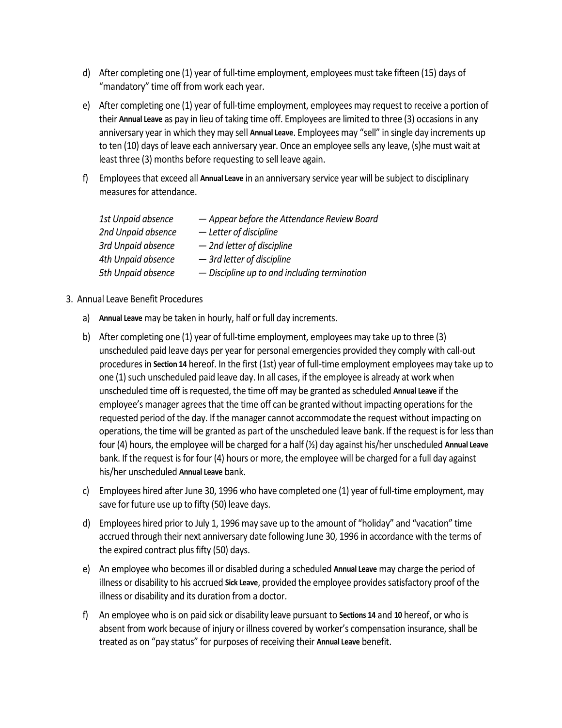d) After completing one (1) year of full-time employment, employees must take fifteen (15) days of "mandatory" time off from work each year.

e) After completing one (1) year of full-time employment, employees may request to receive a portion of their **Annual Leave** as pay in lieu of taking time off. Employees are limited to three (3) occasions in any anniversary year in which they may sell **Annual Leave**. Employees may "sell" in single day increments up to ten (10) days of leave each anniversary year. Once an employee sells any leave, (s)he must wait at least three (3) months before requesting to sell leave again.

f) Employees that exceed all **Annual Leave** in an anniversary service year will be subject to disciplinary measures for attendance.

| | |
|---|---|
| *1st Unpaid absence* | *— Appear before the Attendance Review Board* |
| *2nd Unpaid absence* | *— Letter of discipline* |
| *3rd Unpaid absence* | *— 2nd letter of discipline* |
| *4th Unpaid absence* | *— 3rd letter of discipline* |
| *5th Unpaid absence* | *— Discipline up to and including termination* |

3. Annual Leave Benefit Procedures

a) **Annual Leave** may be taken in hourly, half or full day increments.

b) After completing one (1) year of full-time employment, employees may take up to three (3) unscheduled paid leave days per year for personal emergencies provided they comply with call-out procedures in **Section 14** hereof. In the first (1st) year of full-time employment employees may take up to one (1) such unscheduled paid leave day. In all cases, if the employee is already at work when unscheduled time off is requested, the time off may be granted as scheduled **Annual Leave** if the employee's manager agrees that the time off can be granted without impacting operations for the requested period of the day. If the manager cannot accommodate the request without impacting on operations, the time will be granted as part of the unscheduled leave bank. If the request is for less than four (4) hours, the employee will be charged for a half (½) day against his/her unscheduled **Annual Leave** bank. If the request is for four (4) hours or more, the employee will be charged for a full day against his/her unscheduled **Annual Leave** bank.

c) Employees hired after June 30, 1996 who have completed one (1) year of full-time employment, may save for future use up to fifty (50) leave days.

d) Employees hired prior to July 1, 1996 may save up to the amount of "holiday" and "vacation" time accrued through their next anniversary date following June 30, 1996 in accordance with the terms of the expired contract plus fifty (50) days.

e) An employee who becomes ill or disabled during a scheduled **Annual Leave** may charge the period of illness or disability to his accrued **Sick Leave**, provided the employee provides satisfactory proof of the illness or disability and its duration from a doctor.

f) An employee who is on paid sick or disability leave pursuant to **Sections 14** and **10** hereof, or who is absent from work because of injury or illness covered by worker's compensation insurance, shall be treated as on "pay status" for purposes of receiving their **Annual Leave** benefit.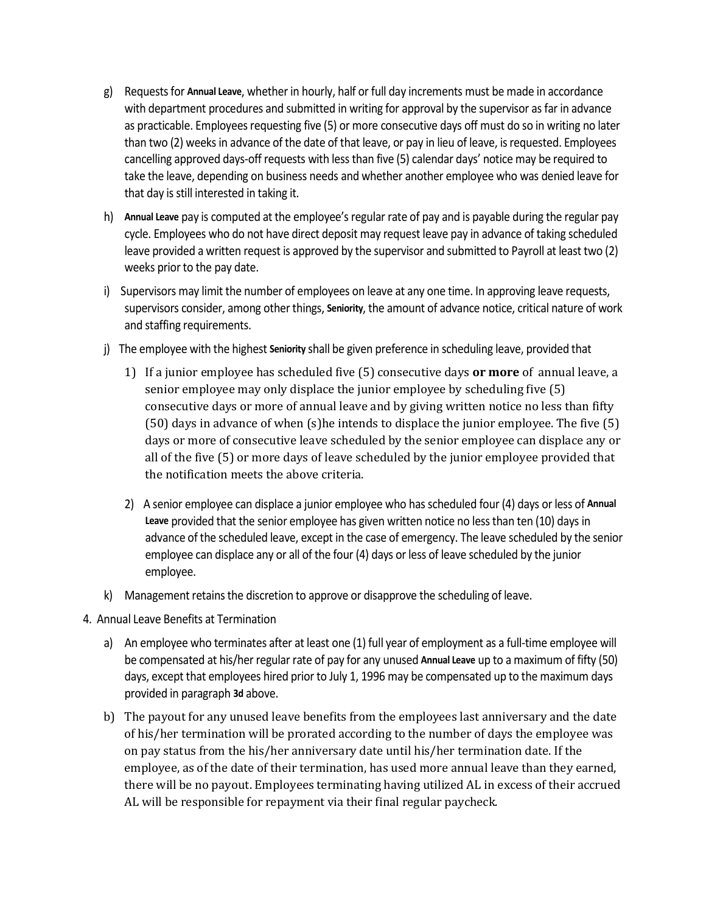g) Requests for **Annual Leave**, whether in hourly, half or full day increments must be made in accordance with department procedures and submitted in writing for approval by the supervisor as far in advance as practicable. Employees requesting five (5) or more consecutive days off must do so in writing no later than two (2) weeks in advance of the date of that leave, or pay in lieu of leave, is requested. Employees cancelling approved days-off requests with less than five (5) calendar days' notice may be required to take the leave, depending on business needs and whether another employee who was denied leave for that day is still interested in taking it.

h) **Annual Leave** pay is computed at the employee's regular rate of pay and is payable during the regular pay cycle. Employees who do not have direct deposit may request leave pay in advance of taking scheduled leave provided a written request is approved by the supervisor and submitted to Payroll at least two (2) weeks prior to the pay date.

i) Supervisors may limit the number of employees on leave at any one time. In approving leave requests, supervisors consider, among other things, **Seniority**, the amount of advance notice, critical nature of work and staffing requirements.

j) The employee with the highest **Seniority** shall be given preference in scheduling leave, provided that

   1) If a junior employee has scheduled five (5) consecutive days **or more** of annual leave, a senior employee may only displace the junior employee by scheduling five (5) consecutive days or more of annual leave and by giving written notice no less than fifty (50) days in advance of when (s)he intends to displace the junior employee. The five (5) days or more of consecutive leave scheduled by the senior employee can displace any or all of the five (5) or more days of leave scheduled by the junior employee provided that the notification meets the above criteria.

   2) A senior employee can displace a junior employee who has scheduled four (4) days or less of **Annual Leave** provided that the senior employee has given written notice no less than ten (10) days in advance of the scheduled leave, except in the case of emergency. The leave scheduled by the senior employee can displace any or all of the four (4) days or less of leave scheduled by the junior employee.

k) Management retains the discretion to approve or disapprove the scheduling of leave.

4. Annual Leave Benefits at Termination

   a) An employee who terminates after at least one (1) full year of employment as a full-time employee will be compensated at his/her regular rate of pay for any unused **Annual Leave** up to a maximum of fifty (50) days, except that employees hired prior to July 1, 1996 may be compensated up to the maximum days provided in paragraph **3d** above.

   b) The payout for any unused leave benefits from the employees last anniversary and the date of his/her termination will be prorated according to the number of days the employee was on pay status from the his/her anniversary date until his/her termination date. If the employee, as of the date of their termination, has used more annual leave than they earned, there will be no payout. Employees terminating having utilized AL in excess of their accrued AL will be responsible for repayment via their final regular paycheck.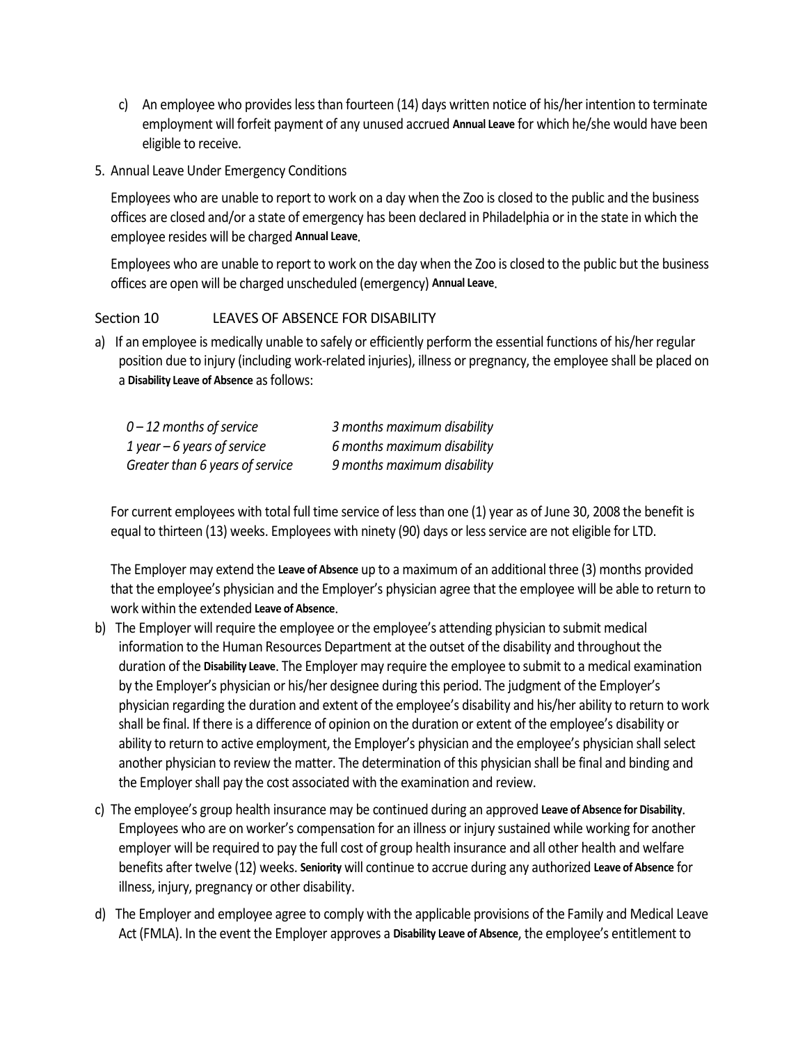c) An employee who provides less than fourteen (14) days written notice of his/her intention to terminate employment will forfeit payment of any unused accrued **Annual Leave** for which he/she would have been eligible to receive.

5. Annual Leave Under Emergency Conditions

   Employees who are unable to report to work on a day when the Zoo is closed to the public and the business offices are closed and/or a state of emergency has been declared in Philadelphia or in the state in which the employee resides will be charged **Annual Leave**.

   Employees who are unable to report to work on the day when the Zoo is closed to the public but the business offices are open will be charged unscheduled (emergency) **Annual Leave**.

## Section 10 LEAVES OF ABSENCE FOR DISABILITY

a) If an employee is medically unable to safely or efficiently perform the essential functions of his/her regular position due to injury (including work-related injuries), illness or pregnancy, the employee shall be placed on a **Disability Leave of Absence** as follows:

| | |
|---|---|
| *0 – 12 months of service* | *3 months maximum disability* |
| *1 year – 6 years of service* | *6 months maximum disability* |
| *Greater than 6 years of service* | *9 months maximum disability* |

For current employees with total full time service of less than one (1) year as of June 30, 2008 the benefit is equal to thirteen (13) weeks. Employees with ninety (90) days or less service are not eligible for LTD.

The Employer may extend the **Leave of Absence** up to a maximum of an additional three (3) months provided that the employee's physician and the Employer's physician agree that the employee will be able to return to work within the extended **Leave of Absence**.

b) The Employer will require the employee or the employee's attending physician to submit medical information to the Human Resources Department at the outset of the disability and throughout the duration of the **Disability Leave**. The Employer may require the employee to submit to a medical examination by the Employer's physician or his/her designee during this period. The judgment of the Employer's physician regarding the duration and extent of the employee's disability and his/her ability to return to work shall be final. If there is a difference of opinion on the duration or extent of the employee's disability or ability to return to active employment, the Employer's physician and the employee's physician shall select another physician to review the matter. The determination of this physician shall be final and binding and the Employer shall pay the cost associated with the examination and review.

c) The employee's group health insurance may be continued during an approved **Leave of Absence for Disability**. Employees who are on worker's compensation for an illness or injury sustained while working for another employer will be required to pay the full cost of group health insurance and all other health and welfare benefits after twelve (12) weeks. **Seniority** will continue to accrue during any authorized **Leave of Absence** for illness, injury, pregnancy or other disability.

d) The Employer and employee agree to comply with the applicable provisions of the Family and Medical Leave Act (FMLA). In the event the Employer approves a **Disability Leave of Absence**, the employee's entitlement to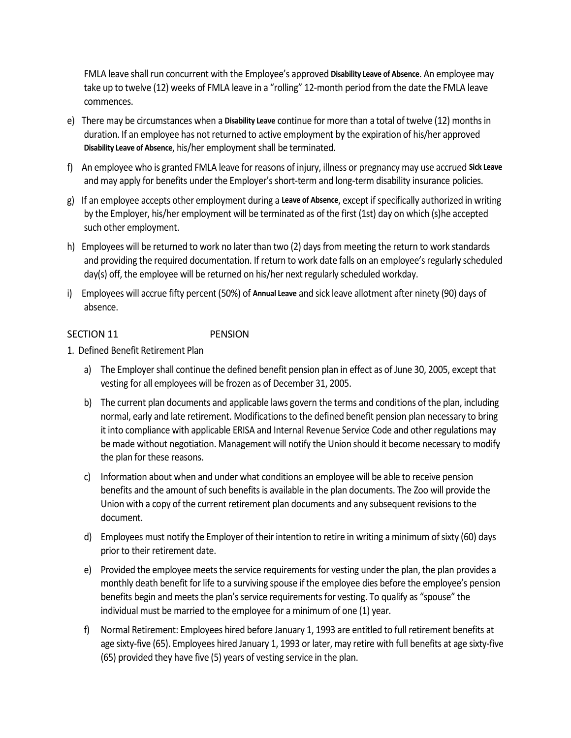FMLA leave shall run concurrent with the Employee's approved **Disability Leave of Absence**. An employee may take up to twelve (12) weeks of FMLA leave in a "rolling" 12-month period from the date the FMLA leave commences.

e) There may be circumstances when a **Disability Leave** continue for more than a total of twelve (12) months in duration. If an employee has not returned to active employment by the expiration of his/her approved **Disability Leave of Absence**, his/her employment shall be terminated.

f) An employee who is granted FMLA leave for reasons of injury, illness or pregnancy may use accrued **Sick Leave** and may apply for benefits under the Employer's short-term and long-term disability insurance policies.

g) If an employee accepts other employment during a **Leave of Absence**, except if specifically authorized in writing by the Employer, his/her employment will be terminated as of the first (1st) day on which (s)he accepted such other employment.

h) Employees will be returned to work no later than two (2) days from meeting the return to work standards and providing the required documentation. If return to work date falls on an employee's regularly scheduled day(s) off, the employee will be returned on his/her next regularly scheduled workday.

i) Employees will accrue fifty percent (50%) of **Annual Leave** and sick leave allotment after ninety (90) days of absence.

## SECTION 11 PENSION

1. Defined Benefit Retirement Plan

   a) The Employer shall continue the defined benefit pension plan in effect as of June 30, 2005, except that vesting for all employees will be frozen as of December 31, 2005.

   b) The current plan documents and applicable laws govern the terms and conditions of the plan, including normal, early and late retirement. Modifications to the defined benefit pension plan necessary to bring it into compliance with applicable ERISA and Internal Revenue Service Code and other regulations may be made without negotiation. Management will notify the Union should it become necessary to modify the plan for these reasons.

   c) Information about when and under what conditions an employee will be able to receive pension benefits and the amount of such benefits is available in the plan documents. The Zoo will provide the Union with a copy of the current retirement plan documents and any subsequent revisions to the document.

   d) Employees must notify the Employer of their intention to retire in writing a minimum of sixty (60) days prior to their retirement date.

   e) Provided the employee meets the service requirements for vesting under the plan, the plan provides a monthly death benefit for life to a surviving spouse if the employee dies before the employee's pension benefits begin and meets the plan's service requirements for vesting. To qualify as "spouse" the individual must be married to the employee for a minimum of one (1) year.

   f) Normal Retirement: Employees hired before January 1, 1993 are entitled to full retirement benefits at age sixty-five (65). Employees hired January 1, 1993 or later, may retire with full benefits at age sixty-five (65) provided they have five (5) years of vesting service in the plan.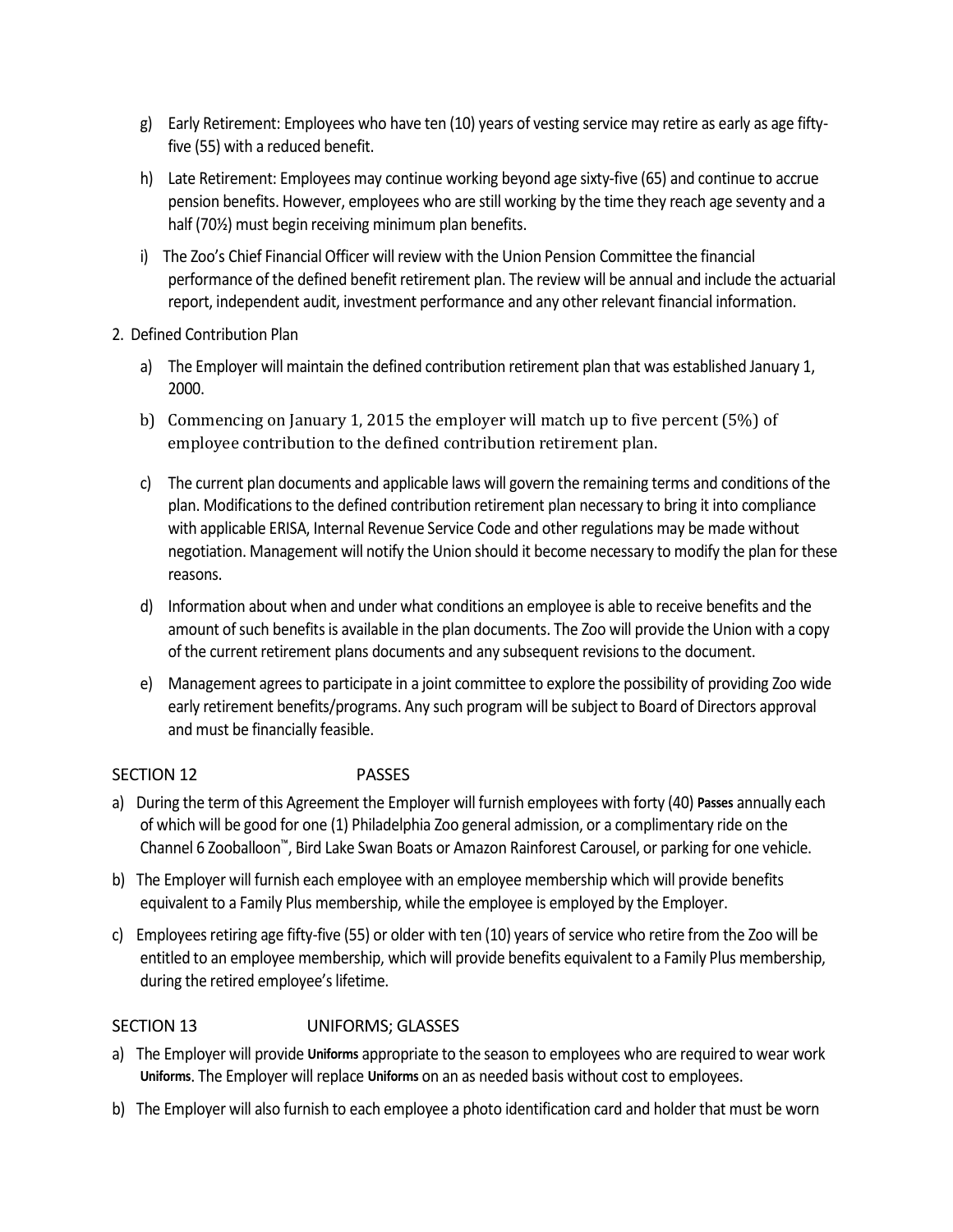g) Early Retirement: Employees who have ten (10) years of vesting service may retire as early as age fifty-five (55) with a reduced benefit.

h) Late Retirement: Employees may continue working beyond age sixty-five (65) and continue to accrue pension benefits. However, employees who are still working by the time they reach age seventy and a half (70½) must begin receiving minimum plan benefits.

i) The Zoo's Chief Financial Officer will review with the Union Pension Committee the financial performance of the defined benefit retirement plan. The review will be annual and include the actuarial report, independent audit, investment performance and any other relevant financial information.

2. Defined Contribution Plan

a) The Employer will maintain the defined contribution retirement plan that was established January 1, 2000.

b) Commencing on January 1, 2015 the employer will match up to five percent (5%) of employee contribution to the defined contribution retirement plan.

c) The current plan documents and applicable laws will govern the remaining terms and conditions of the plan. Modifications to the defined contribution retirement plan necessary to bring it into compliance with applicable ERISA, Internal Revenue Service Code and other regulations may be made without negotiation. Management will notify the Union should it become necessary to modify the plan for these reasons.

d) Information about when and under what conditions an employee is able to receive benefits and the amount of such benefits is available in the plan documents. The Zoo will provide the Union with a copy of the current retirement plans documents and any subsequent revisions to the document.

e) Management agrees to participate in a joint committee to explore the possibility of providing Zoo wide early retirement benefits/programs. Any such program will be subject to Board of Directors approval and must be financially feasible.

## SECTION 12 PASSES

a) During the term of this Agreement the Employer will furnish employees with forty (40) **Passes** annually each of which will be good for one (1) Philadelphia Zoo general admission, or a complimentary ride on the Channel 6 Zooballoon™, Bird Lake Swan Boats or Amazon Rainforest Carousel, or parking for one vehicle.

b) The Employer will furnish each employee with an employee membership which will provide benefits equivalent to a Family Plus membership, while the employee is employed by the Employer.

c) Employees retiring age fifty-five (55) or older with ten (10) years of service who retire from the Zoo will be entitled to an employee membership, which will provide benefits equivalent to a Family Plus membership, during the retired employee's lifetime.

## SECTION 13 UNIFORMS; GLASSES

a) The Employer will provide **Uniforms** appropriate to the season to employees who are required to wear work **Uniforms**. The Employer will replace **Uniforms** on an as needed basis without cost to employees.

b) The Employer will also furnish to each employee a photo identification card and holder that must be worn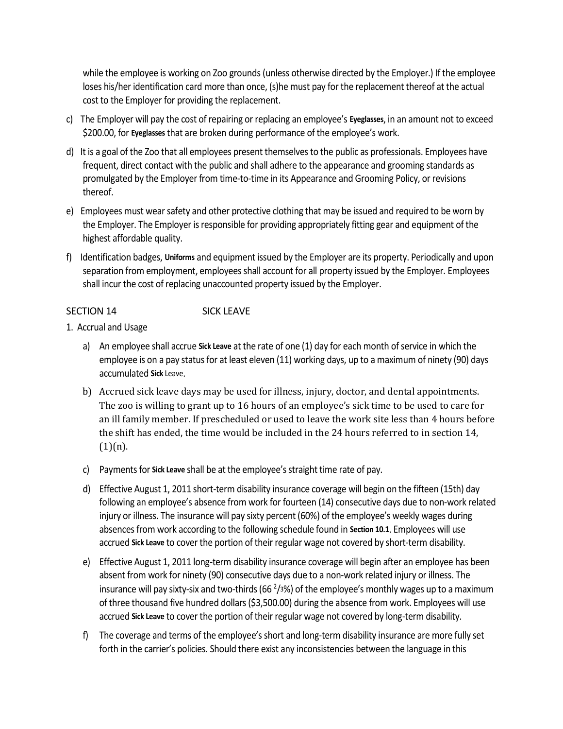while the employee is working on Zoo grounds (unless otherwise directed by the Employer.) If the employee loses his/her identification card more than once, (s)he must pay for the replacement thereof at the actual cost to the Employer for providing the replacement.

c) The Employer will pay the cost of repairing or replacing an employee's **Eyeglasses**, in an amount not to exceed $200.00, for **Eyeglasses** that are broken during performance of the employee's work.

d) It is a goal of the Zoo that all employees present themselves to the public as professionals. Employees have frequent, direct contact with the public and shall adhere to the appearance and grooming standards as promulgated by the Employer from time-to-time in its Appearance and Grooming Policy, or revisions thereof.

e) Employees must wear safety and other protective clothing that may be issued and required to be worn by the Employer. The Employer is responsible for providing appropriately fitting gear and equipment of the highest affordable quality.

f) Identification badges, **Uniforms** and equipment issued by the Employer are its property. Periodically and upon separation from employment, employees shall account for all property issued by the Employer. Employees shall incur the cost of replacing unaccounted property issued by the Employer.

## SECTION 14 SICK LEAVE

1. Accrual and Usage

   a) An employee shall accrue **Sick Leave** at the rate of one (1) day for each month of service in which the employee is on a pay status for at least eleven (11) working days, up to a maximum of ninety (90) days accumulated **Sick** Leave.

   b) Accrued sick leave days may be used for illness, injury, doctor, and dental appointments. The zoo is willing to grant up to 16 hours of an employee's sick time to be used to care for an ill family member. If prescheduled or used to leave the work site less than 4 hours before the shift has ended, the time would be included in the 24 hours referred to in section 14, (1)(n).

   c) Payments for **Sick Leave** shall be at the employee's straight time rate of pay.

   d) Effective August 1, 2011 short-term disability insurance coverage will begin on the fifteen (15th) day following an employee's absence from work for fourteen (14) consecutive days due to non-work related injury or illness. The insurance will pay sixty percent (60%) of the employee's weekly wages during absences from work according to the following schedule found in **Section 10.1**. Employees will use accrued **Sick Leave** to cover the portion of their regular wage not covered by short-term disability.

   e) Effective August 1, 2011 long-term disability insurance coverage will begin after an employee has been absent from work for ninety (90) consecutive days due to a non-work related injury or illness. The insurance will pay sixty-six and two-thirds (66 $^{2}/_{3}$%) of the employee's monthly wages up to a maximum of three thousand five hundred dollars ($3,500.00) during the absence from work. Employees will use accrued **Sick Leave** to cover the portion of their regular wage not covered by long-term disability.

   f) The coverage and terms of the employee's short and long-term disability insurance are more fully set forth in the carrier's policies. Should there exist any inconsistencies between the language in this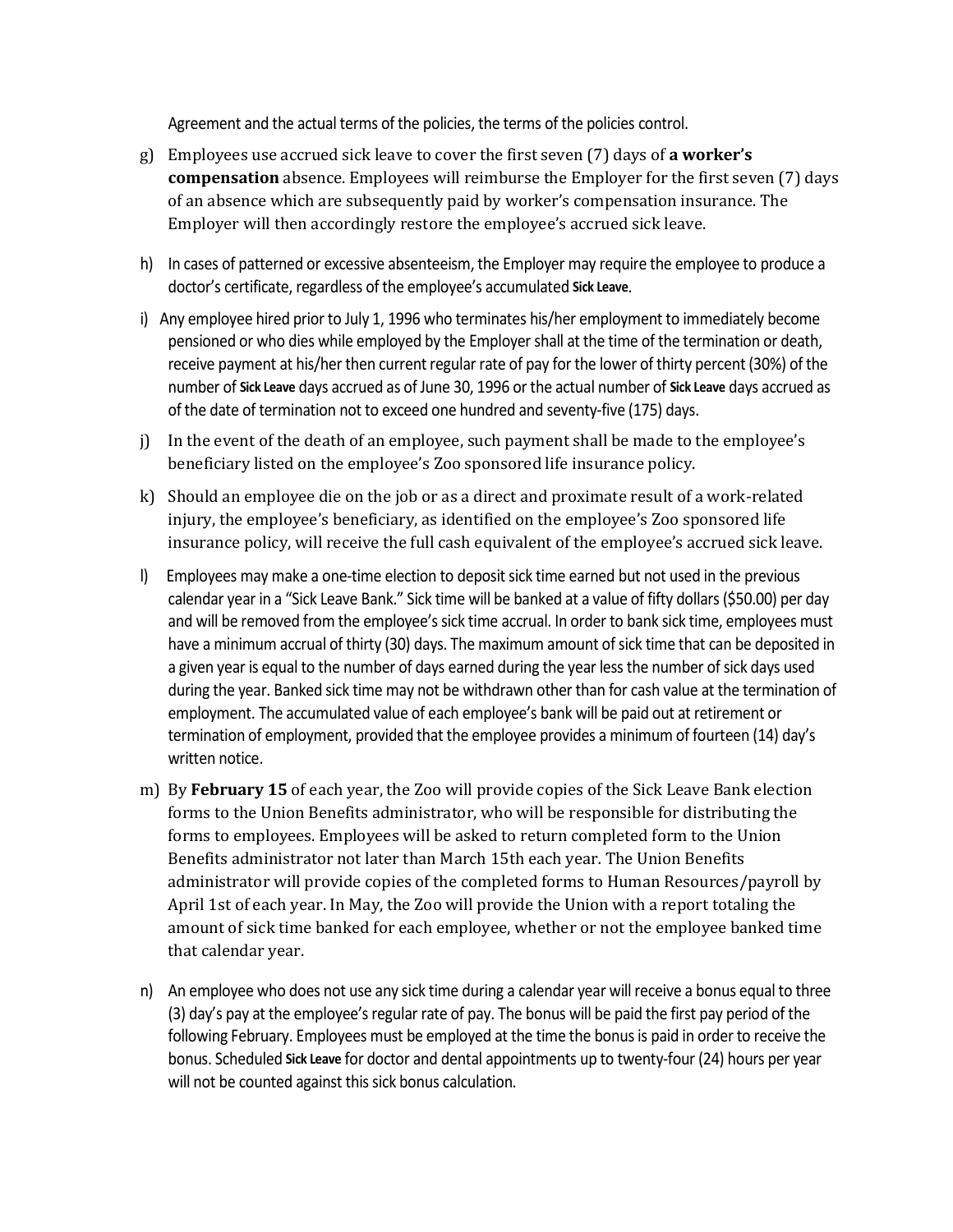Agreement and the actual terms of the policies, the terms of the policies control.

g) Employees use accrued sick leave to cover the first seven (7) days of **a worker's compensation** absence. Employees will reimburse the Employer for the first seven (7) days of an absence which are subsequently paid by worker's compensation insurance. The Employer will then accordingly restore the employee's accrued sick leave.

h) In cases of patterned or excessive absenteeism, the Employer may require the employee to produce a doctor's certificate, regardless of the employee's accumulated **Sick Leave**.

i) Any employee hired prior to July 1, 1996 who terminates his/her employment to immediately become pensioned or who dies while employed by the Employer shall at the time of the termination or death, receive payment at his/her then current regular rate of pay for the lower of thirty percent (30%) of the number of **Sick Leave** days accrued as of June 30, 1996 or the actual number of **Sick Leave** days accrued as of the date of termination not to exceed one hundred and seventy-five (175) days.

j) In the event of the death of an employee, such payment shall be made to the employee's beneficiary listed on the employee's Zoo sponsored life insurance policy.

k) Should an employee die on the job or as a direct and proximate result of a work-related injury, the employee's beneficiary, as identified on the employee's Zoo sponsored life insurance policy, will receive the full cash equivalent of the employee's accrued sick leave.

l) Employees may make a one-time election to deposit sick time earned but not used in the previous calendar year in a "Sick Leave Bank." Sick time will be banked at a value of fifty dollars ($50.00) per day and will be removed from the employee's sick time accrual. In order to bank sick time, employees must have a minimum accrual of thirty (30) days. The maximum amount of sick time that can be deposited in a given year is equal to the number of days earned during the year less the number of sick days used during the year. Banked sick time may not be withdrawn other than for cash value at the termination of employment. The accumulated value of each employee's bank will be paid out at retirement or termination of employment, provided that the employee provides a minimum of fourteen (14) day's written notice.

m) By **February 15** of each year, the Zoo will provide copies of the Sick Leave Bank election forms to the Union Benefits administrator, who will be responsible for distributing the forms to employees. Employees will be asked to return completed form to the Union Benefits administrator not later than March 15th each year. The Union Benefits administrator will provide copies of the completed forms to Human Resources/payroll by April 1st of each year. In May, the Zoo will provide the Union with a report totaling the amount of sick time banked for each employee, whether or not the employee banked time that calendar year.

n) An employee who does not use any sick time during a calendar year will receive a bonus equal to three (3) day's pay at the employee's regular rate of pay. The bonus will be paid the first pay period of the following February. Employees must be employed at the time the bonus is paid in order to receive the bonus. Scheduled **Sick Leave** for doctor and dental appointments up to twenty-four (24) hours per year will not be counted against this sick bonus calculation.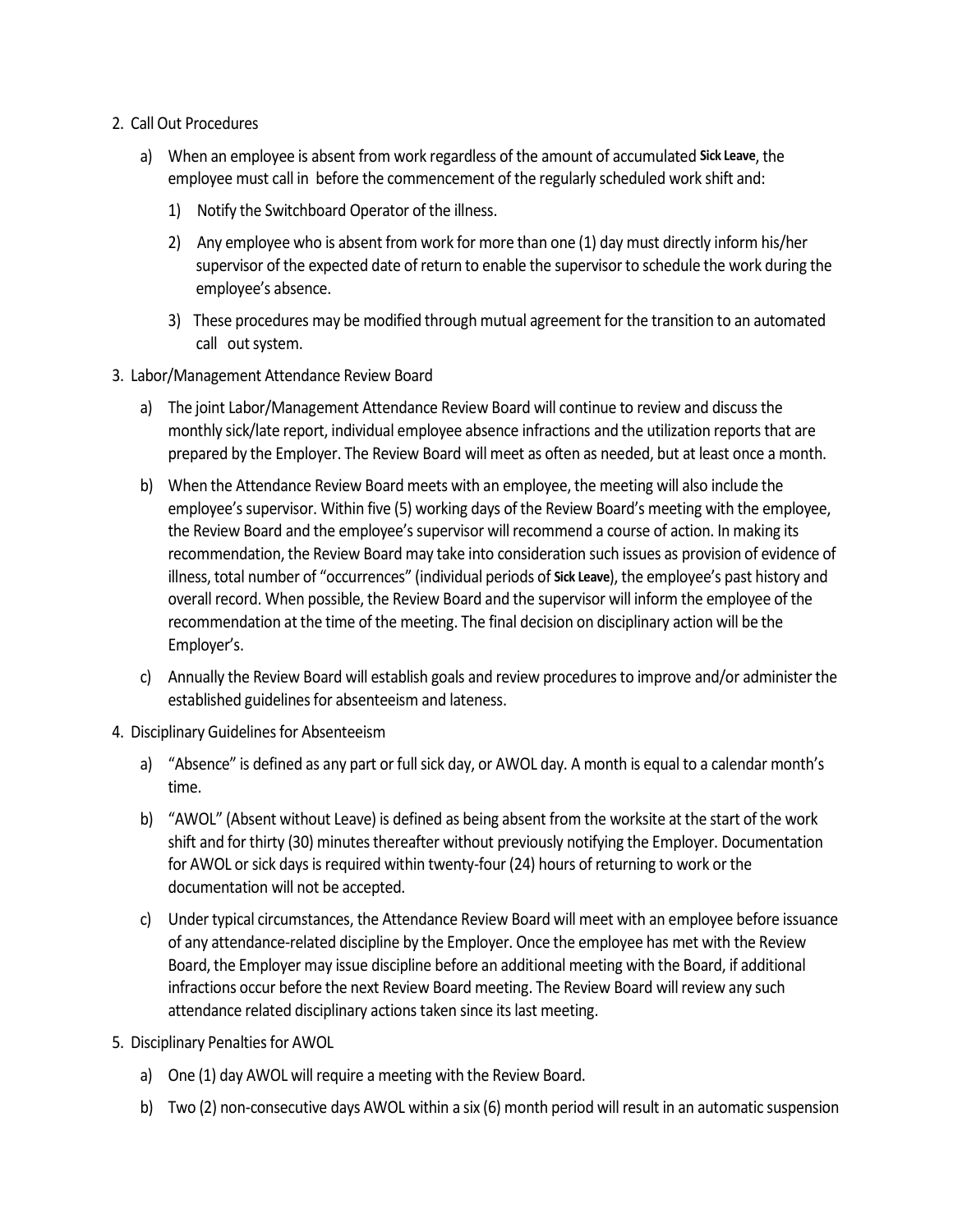2. Call Out Procedures

   a) When an employee is absent from work regardless of the amount of accumulated **Sick Leave**, the employee must call in before the commencement of the regularly scheduled work shift and:

      1) Notify the Switchboard Operator of the illness.

      2) Any employee who is absent from work for more than one (1) day must directly inform his/her supervisor of the expected date of return to enable the supervisor to schedule the work during the employee's absence.

      3) These procedures may be modified through mutual agreement for the transition to an automated call out system.

3. Labor/Management Attendance Review Board

   a) The joint Labor/Management Attendance Review Board will continue to review and discuss the monthly sick/late report, individual employee absence infractions and the utilization reports that are prepared by the Employer. The Review Board will meet as often as needed, but at least once a month.

   b) When the Attendance Review Board meets with an employee, the meeting will also include the employee's supervisor. Within five (5) working days of the Review Board's meeting with the employee, the Review Board and the employee's supervisor will recommend a course of action. In making its recommendation, the Review Board may take into consideration such issues as provision of evidence of illness, total number of "occurrences" (individual periods of **Sick Leave**), the employee's past history and overall record. When possible, the Review Board and the supervisor will inform the employee of the recommendation at the time of the meeting. The final decision on disciplinary action will be the Employer's.

   c) Annually the Review Board will establish goals and review procedures to improve and/or administer the established guidelines for absenteeism and lateness.

4. Disciplinary Guidelines for Absenteeism

   a) "Absence" is defined as any part or full sick day, or AWOL day. A month is equal to a calendar month's time.

   b) "AWOL" (Absent without Leave) is defined as being absent from the worksite at the start of the work shift and for thirty (30) minutes thereafter without previously notifying the Employer. Documentation for AWOL or sick days is required within twenty-four (24) hours of returning to work or the documentation will not be accepted.

   c) Under typical circumstances, the Attendance Review Board will meet with an employee before issuance of any attendance-related discipline by the Employer. Once the employee has met with the Review Board, the Employer may issue discipline before an additional meeting with the Board, if additional infractions occur before the next Review Board meeting. The Review Board will review any such attendance related disciplinary actions taken since its last meeting.

5. Disciplinary Penalties for AWOL

   a) One (1) day AWOL will require a meeting with the Review Board.

   b) Two (2) non-consecutive days AWOL within a six (6) month period will result in an automatic suspension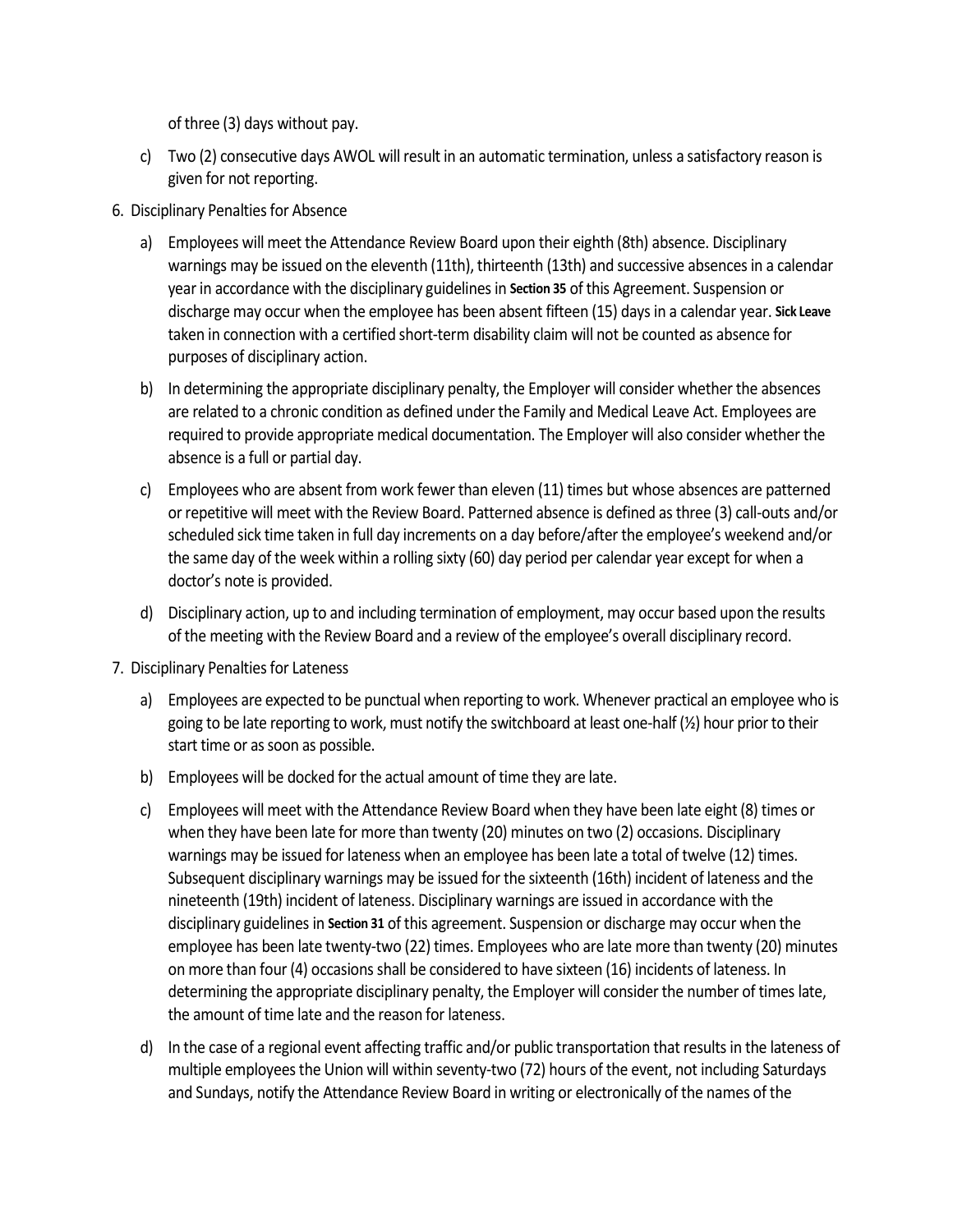of three (3) days without pay.

c) Two (2) consecutive days AWOL will result in an automatic termination, unless a satisfactory reason is given for not reporting.

6. Disciplinary Penalties for Absence

a) Employees will meet the Attendance Review Board upon their eighth (8th) absence. Disciplinary warnings may be issued on the eleventh (11th), thirteenth (13th) and successive absences in a calendar year in accordance with the disciplinary guidelines in **Section 35** of this Agreement. Suspension or discharge may occur when the employee has been absent fifteen (15) days in a calendar year. **Sick Leave** taken in connection with a certified short-term disability claim will not be counted as absence for purposes of disciplinary action.

b) In determining the appropriate disciplinary penalty, the Employer will consider whether the absences are related to a chronic condition as defined under the Family and Medical Leave Act. Employees are required to provide appropriate medical documentation. The Employer will also consider whether the absence is a full or partial day.

c) Employees who are absent from work fewer than eleven (11) times but whose absences are patterned or repetitive will meet with the Review Board. Patterned absence is defined as three (3) call-outs and/or scheduled sick time taken in full day increments on a day before/after the employee's weekend and/or the same day of the week within a rolling sixty (60) day period per calendar year except for when a doctor's note is provided.

d) Disciplinary action, up to and including termination of employment, may occur based upon the results of the meeting with the Review Board and a review of the employee's overall disciplinary record.

7. Disciplinary Penalties for Lateness

a) Employees are expected to be punctual when reporting to work. Whenever practical an employee who is going to be late reporting to work, must notify the switchboard at least one-half (½) hour prior to their start time or as soon as possible.

b) Employees will be docked for the actual amount of time they are late.

c) Employees will meet with the Attendance Review Board when they have been late eight (8) times or when they have been late for more than twenty (20) minutes on two (2) occasions. Disciplinary warnings may be issued for lateness when an employee has been late a total of twelve (12) times. Subsequent disciplinary warnings may be issued for the sixteenth (16th) incident of lateness and the nineteenth (19th) incident of lateness. Disciplinary warnings are issued in accordance with the disciplinary guidelines in **Section 31** of this agreement. Suspension or discharge may occur when the employee has been late twenty-two (22) times. Employees who are late more than twenty (20) minutes on more than four (4) occasions shall be considered to have sixteen (16) incidents of lateness. In determining the appropriate disciplinary penalty, the Employer will consider the number of times late, the amount of time late and the reason for lateness.

d) In the case of a regional event affecting traffic and/or public transportation that results in the lateness of multiple employees the Union will within seventy-two (72) hours of the event, not including Saturdays and Sundays, notify the Attendance Review Board in writing or electronically of the names of the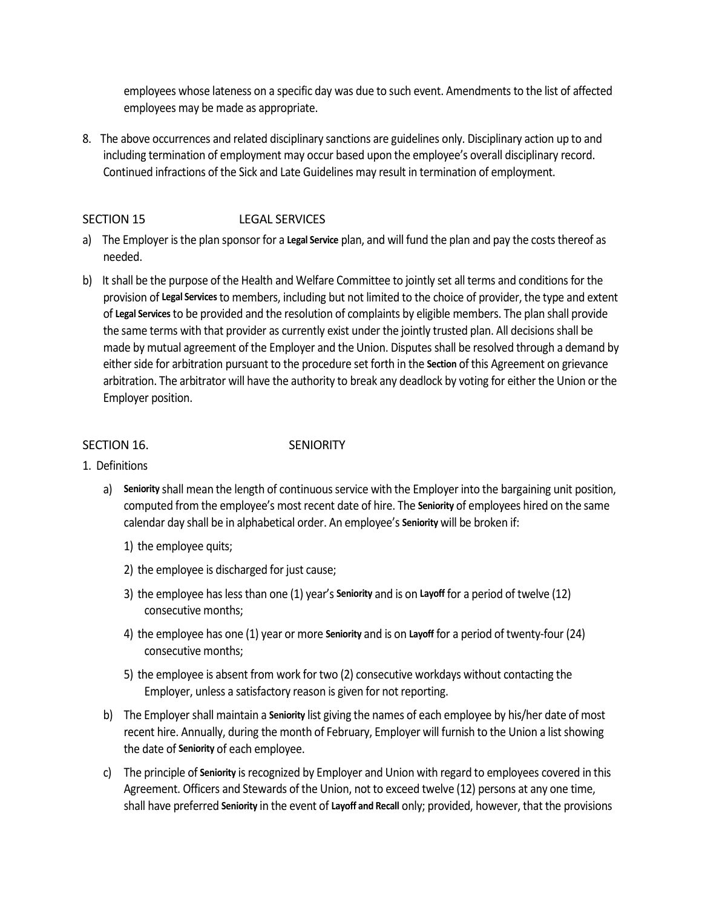employees whose lateness on a specific day was due to such event. Amendments to the list of affected employees may be made as appropriate.

8. The above occurrences and related disciplinary sanctions are guidelines only. Disciplinary action up to and including termination of employment may occur based upon the employee's overall disciplinary record. Continued infractions of the Sick and Late Guidelines may result in termination of employment.

## SECTION 15 LEGAL SERVICES

a) The Employer is the plan sponsor for a Legal Service plan, and will fund the plan and pay the costs thereof as needed.

b) It shall be the purpose of the Health and Welfare Committee to jointly set all terms and conditions for the provision of Legal Services to members, including but not limited to the choice of provider, the type and extent of Legal Services to be provided and the resolution of complaints by eligible members. The plan shall provide the same terms with that provider as currently exist under the jointly trusted plan. All decisions shall be made by mutual agreement of the Employer and the Union. Disputes shall be resolved through a demand by either side for arbitration pursuant to the procedure set forth in the Section of this Agreement on grievance arbitration. The arbitrator will have the authority to break any deadlock by voting for either the Union or the Employer position.

## SECTION 16. SENIORITY

1. Definitions

   a) Seniority shall mean the length of continuous service with the Employer into the bargaining unit position, computed from the employee's most recent date of hire. The Seniority of employees hired on the same calendar day shall be in alphabetical order. An employee's Seniority will be broken if:

      1) the employee quits;

      2) the employee is discharged for just cause;

      3) the employee has less than one (1) year's Seniority and is on Layoff for a period of twelve (12) consecutive months;

      4) the employee has one (1) year or more Seniority and is on Layoff for a period of twenty-four (24) consecutive months;

      5) the employee is absent from work for two (2) consecutive workdays without contacting the Employer, unless a satisfactory reason is given for not reporting.

   b) The Employer shall maintain a Seniority list giving the names of each employee by his/her date of most recent hire. Annually, during the month of February, Employer will furnish to the Union a list showing the date of Seniority of each employee.

   c) The principle of Seniority is recognized by Employer and Union with regard to employees covered in this Agreement. Officers and Stewards of the Union, not to exceed twelve (12) persons at any one time, shall have preferred Seniority in the event of Layoff and Recall only; provided, however, that the provisions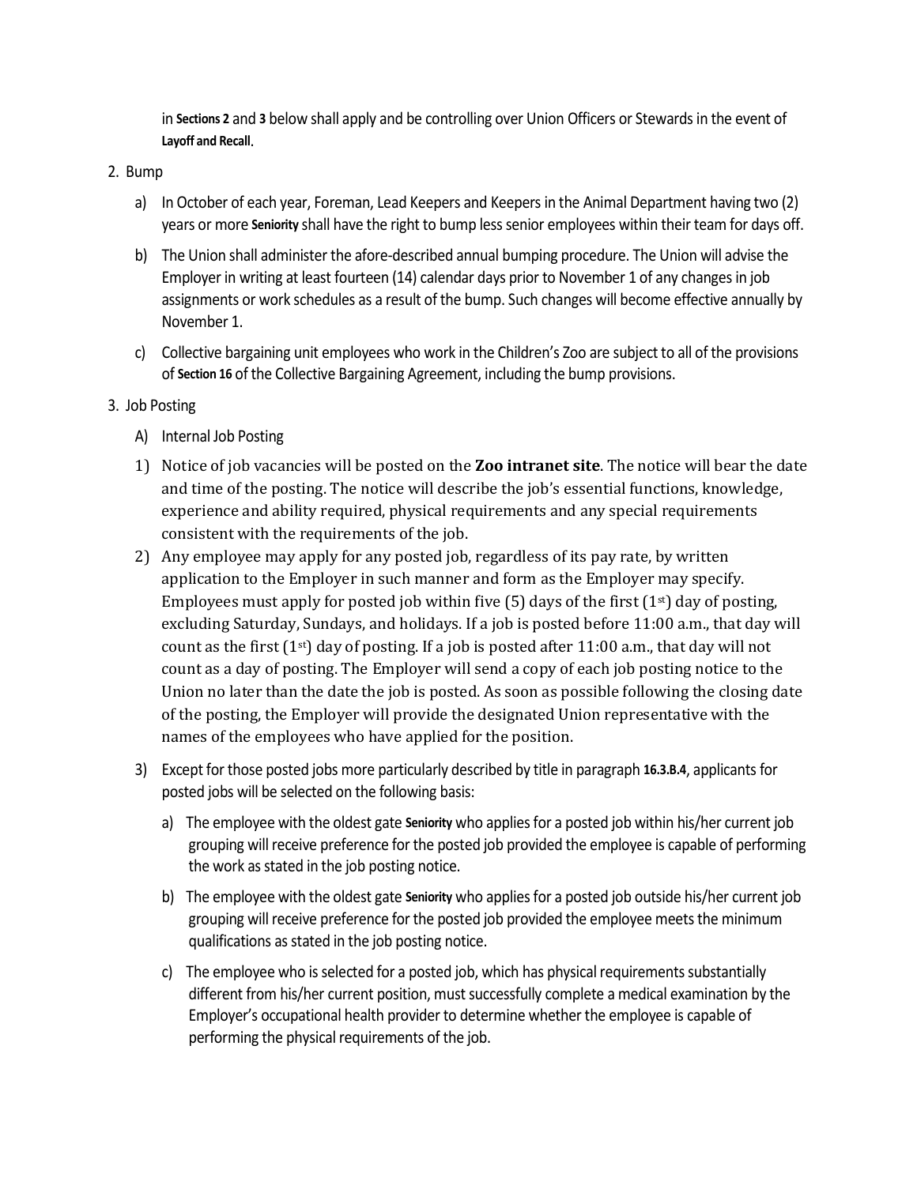in **Sections 2** and **3** below shall apply and be controlling over Union Officers or Stewards in the event of **Layoff and Recall**.

2. Bump

   a) In October of each year, Foreman, Lead Keepers and Keepers in the Animal Department having two (2) years or more **Seniority** shall have the right to bump less senior employees within their team for days off.

   b) The Union shall administer the afore-described annual bumping procedure. The Union will advise the Employer in writing at least fourteen (14) calendar days prior to November 1 of any changes in job assignments or work schedules as a result of the bump. Such changes will become effective annually by November 1.

   c) Collective bargaining unit employees who work in the Children's Zoo are subject to all of the provisions of **Section 16** of the Collective Bargaining Agreement, including the bump provisions.

3. Job Posting

   A) Internal Job Posting

   1) Notice of job vacancies will be posted on the **Zoo intranet site**. The notice will bear the date and time of the posting. The notice will describe the job's essential functions, knowledge, experience and ability required, physical requirements and any special requirements consistent with the requirements of the job.

   2) Any employee may apply for any posted job, regardless of its pay rate, by written application to the Employer in such manner and form as the Employer may specify. Employees must apply for posted job within five (5) days of the first (1st) day of posting, excluding Saturday, Sundays, and holidays. If a job is posted before 11:00 a.m., that day will count as the first (1st) day of posting. If a job is posted after 11:00 a.m., that day will not count as a day of posting. The Employer will send a copy of each job posting notice to the Union no later than the date the job is posted. As soon as possible following the closing date of the posting, the Employer will provide the designated Union representative with the names of the employees who have applied for the position.

   3) Except for those posted jobs more particularly described by title in paragraph **16.3.B.4**, applicants for posted jobs will be selected on the following basis:

      a) The employee with the oldest gate **Seniority** who applies for a posted job within his/her current job grouping will receive preference for the posted job provided the employee is capable of performing the work as stated in the job posting notice.

      b) The employee with the oldest gate **Seniority** who applies for a posted job outside his/her current job grouping will receive preference for the posted job provided the employee meets the minimum qualifications as stated in the job posting notice.

      c) The employee who is selected for a posted job, which has physical requirements substantially different from his/her current position, must successfully complete a medical examination by the Employer's occupational health provider to determine whether the employee is capable of performing the physical requirements of the job.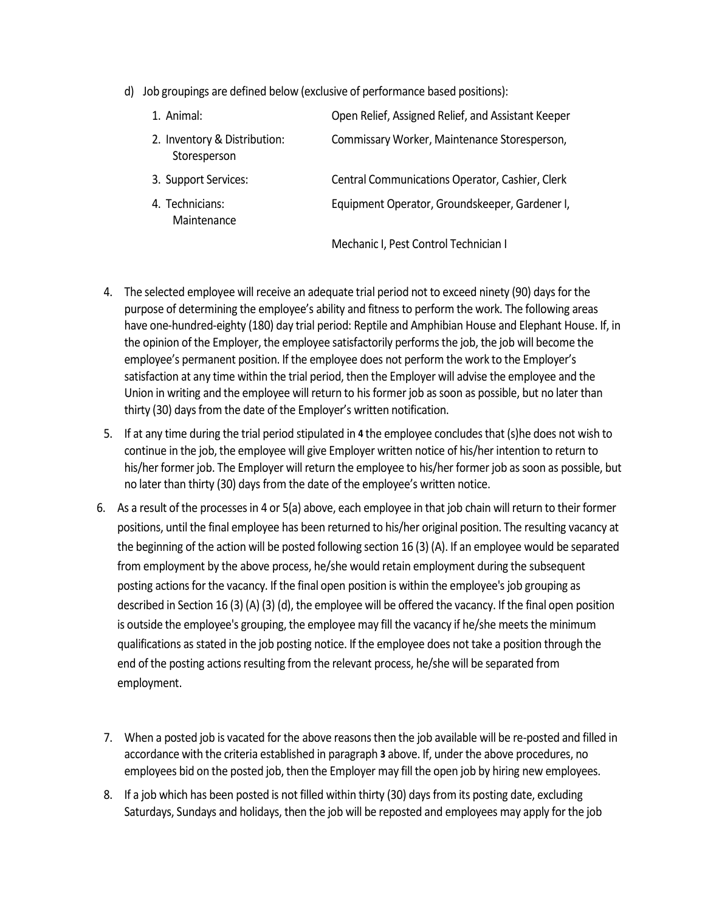d) Job groupings are defined below (exclusive of performance based positions):

| | |
|---|---|
| 1. Animal: | Open Relief, Assigned Relief, and Assistant Keeper |
| 2. Inventory & Distribution: Storesperson | Commissary Worker, Maintenance Storesperson, |
| 3. Support Services: | Central Communications Operator, Cashier, Clerk |
| 4. Technicians: Maintenance | Equipment Operator, Groundskeeper, Gardener I, |
| | Mechanic I, Pest Control Technician I |

4. The selected employee will receive an adequate trial period not to exceed ninety (90) days for the purpose of determining the employee's ability and fitness to perform the work. The following areas have one-hundred-eighty (180) day trial period: Reptile and Amphibian House and Elephant House. If, in the opinion of the Employer, the employee satisfactorily performs the job, the job will become the employee's permanent position. If the employee does not perform the work to the Employer's satisfaction at any time within the trial period, then the Employer will advise the employee and the Union in writing and the employee will return to his former job as soon as possible, but no later than thirty (30) days from the date of the Employer's written notification.
5. If at any time during the trial period stipulated in **4** the employee concludes that (s)he does not wish to continue in the job, the employee will give Employer written notice of his/her intention to return to his/her former job. The Employer will return the employee to his/her former job as soon as possible, but no later than thirty (30) days from the date of the employee's written notice.
6. As a result of the processes in 4 or 5(a) above, each employee in that job chain will return to their former positions, until the final employee has been returned to his/her original position. The resulting vacancy at the beginning of the action will be posted following section 16 (3) (A). If an employee would be separated from employment by the above process, he/she would retain employment during the subsequent posting actions for the vacancy. If the final open position is within the employee's job grouping as described in Section 16 (3) (A) (3) (d), the employee will be offered the vacancy. If the final open position is outside the employee's grouping, the employee may fill the vacancy if he/she meets the minimum qualifications as stated in the job posting notice. If the employee does not take a position through the end of the posting actions resulting from the relevant process, he/she will be separated from employment.
7. When a posted job is vacated for the above reasons then the job available will be re-posted and filled in accordance with the criteria established in paragraph **3** above. If, under the above procedures, no employees bid on the posted job, then the Employer may fill the open job by hiring new employees.
8. If a job which has been posted is not filled within thirty (30) days from its posting date, excluding Saturdays, Sundays and holidays, then the job will be reposted and employees may apply for the job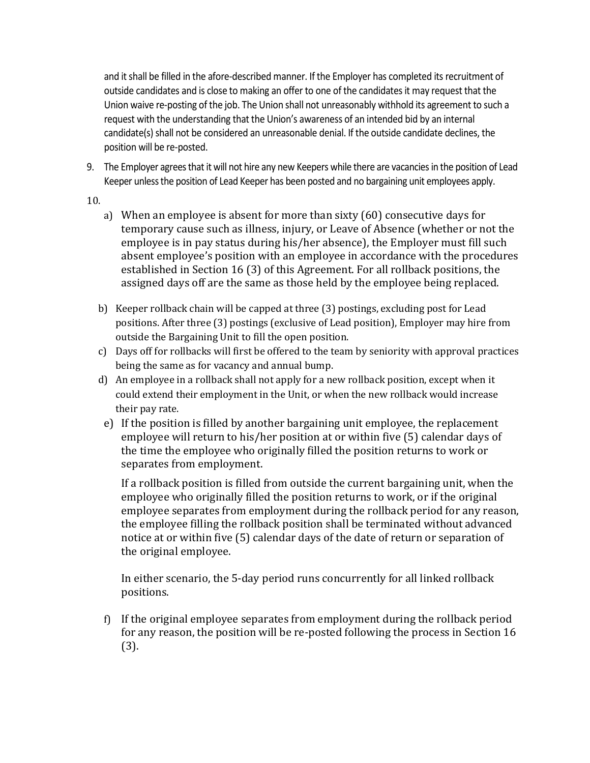and it shall be filled in the afore-described manner. If the Employer has completed its recruitment of outside candidates and is close to making an offer to one of the candidates it may request that the Union waive re-posting of the job. The Union shall not unreasonably withhold its agreement to such a request with the understanding that the Union's awareness of an intended bid by an internal candidate(s) shall not be considered an unreasonable denial. If the outside candidate declines, the position will be re-posted.

9. The Employer agrees that it will not hire any new Keepers while there are vacancies in the position of Lead Keeper unless the position of Lead Keeper has been posted and no bargaining unit employees apply.

10.

   a) When an employee is absent for more than sixty (60) consecutive days for temporary cause such as illness, injury, or Leave of Absence (whether or not the employee is in pay status during his/her absence), the Employer must fill such absent employee's position with an employee in accordance with the procedures established in Section 16 (3) of this Agreement. For all rollback positions, the assigned days off are the same as those held by the employee being replaced.

   b) Keeper rollback chain will be capped at three (3) postings, excluding post for Lead positions. After three (3) postings (exclusive of Lead position), Employer may hire from outside the Bargaining Unit to fill the open position.

   c) Days off for rollbacks will first be offered to the team by seniority with approval practices being the same as for vacancy and annual bump.

   d) An employee in a rollback shall not apply for a new rollback position, except when it could extend their employment in the Unit, or when the new rollback would increase their pay rate.

   e) If the position is filled by another bargaining unit employee, the replacement employee will return to his/her position at or within five (5) calendar days of the time the employee who originally filled the position returns to work or separates from employment.

      If a rollback position is filled from outside the current bargaining unit, when the employee who originally filled the position returns to work, or if the original employee separates from employment during the rollback period for any reason, the employee filling the rollback position shall be terminated without advanced notice at or within five (5) calendar days of the date of return or separation of the original employee.

      In either scenario, the 5-day period runs concurrently for all linked rollback positions.

   f) If the original employee separates from employment during the rollback period for any reason, the position will be re-posted following the process in Section 16 (3).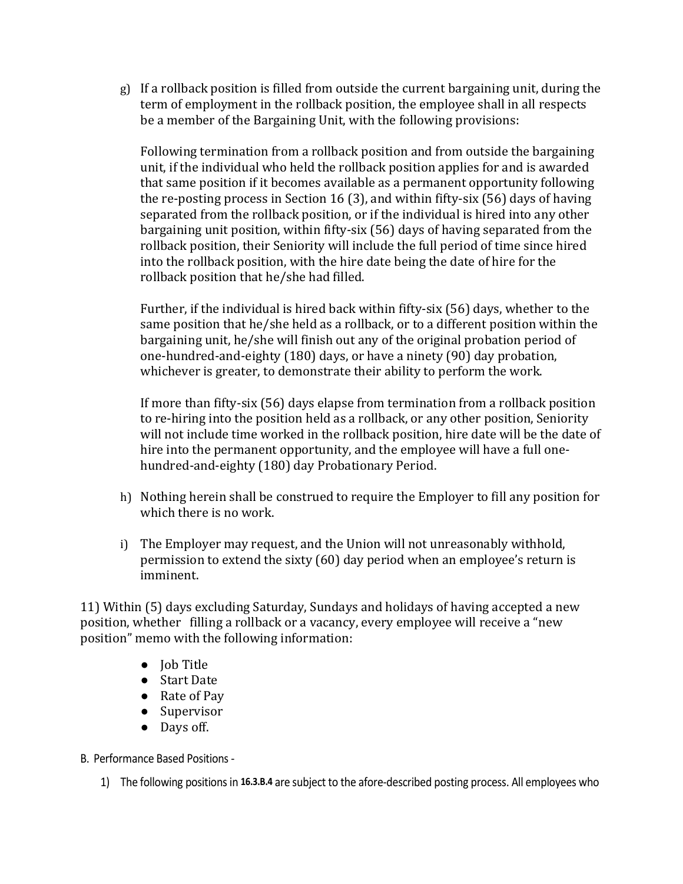g) If a rollback position is filled from outside the current bargaining unit, during the term of employment in the rollback position, the employee shall in all respects be a member of the Bargaining Unit, with the following provisions:

   Following termination from a rollback position and from outside the bargaining unit, if the individual who held the rollback position applies for and is awarded that same position if it becomes available as a permanent opportunity following the re-posting process in Section 16 (3), and within fifty-six (56) days of having separated from the rollback position, or if the individual is hired into any other bargaining unit position, within fifty-six (56) days of having separated from the rollback position, their Seniority will include the full period of time since hired into the rollback position, with the hire date being the date of hire for the rollback position that he/she had filled.

   Further, if the individual is hired back within fifty-six (56) days, whether to the same position that he/she held as a rollback, or to a different position within the bargaining unit, he/she will finish out any of the original probation period of one-hundred-and-eighty (180) days, or have a ninety (90) day probation, whichever is greater, to demonstrate their ability to perform the work.

   If more than fifty-six (56) days elapse from termination from a rollback position to re-hiring into the position held as a rollback, or any other position, Seniority will not include time worked in the rollback position, hire date will be the date of hire into the permanent opportunity, and the employee will have a full one-hundred-and-eighty (180) day Probationary Period.

h) Nothing herein shall be construed to require the Employer to fill any position for which there is no work.

i) The Employer may request, and the Union will not unreasonably withhold, permission to extend the sixty (60) day period when an employee's return is imminent.

11) Within (5) days excluding Saturday, Sundays and holidays of having accepted a new position, whether filling a rollback or a vacancy, every employee will receive a "new position" memo with the following information:

- Job Title
- Start Date
- Rate of Pay
- Supervisor
- Days off.

B. Performance Based Positions -

1) The following positions in **16.3.B.4** are subject to the afore-described posting process. All employees who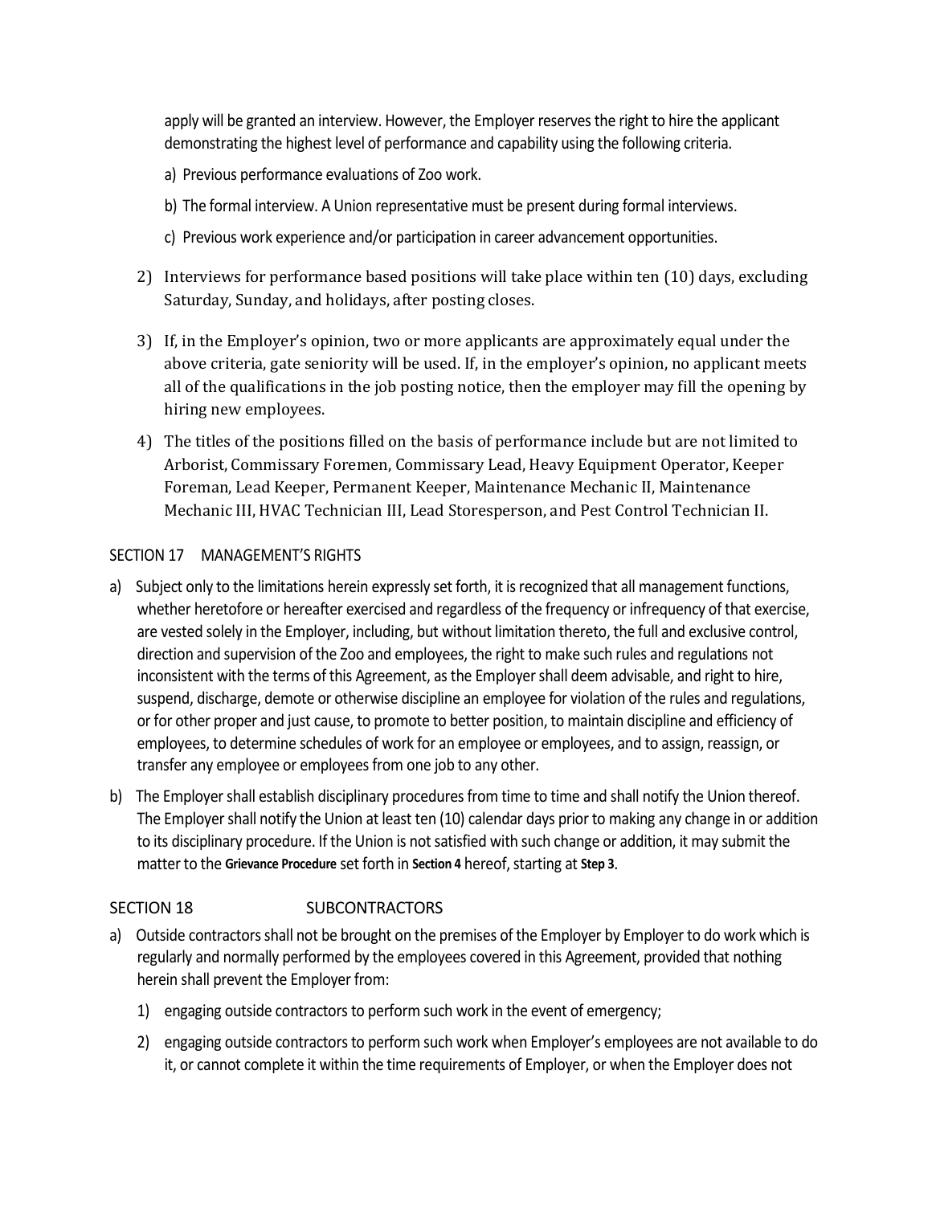apply will be granted an interview. However, the Employer reserves the right to hire the applicant demonstrating the highest level of performance and capability using the following criteria.

a) Previous performance evaluations of Zoo work.

b) The formal interview. A Union representative must be present during formal interviews.

c) Previous work experience and/or participation in career advancement opportunities.

2) Interviews for performance based positions will take place within ten (10) days, excluding Saturday, Sunday, and holidays, after posting closes.

3) If, in the Employer's opinion, two or more applicants are approximately equal under the above criteria, gate seniority will be used. If, in the employer's opinion, no applicant meets all of the qualifications in the job posting notice, then the employer may fill the opening by hiring new employees.

4) The titles of the positions filled on the basis of performance include but are not limited to Arborist, Commissary Foremen, Commissary Lead, Heavy Equipment Operator, Keeper Foreman, Lead Keeper, Permanent Keeper, Maintenance Mechanic II, Maintenance Mechanic III, HVAC Technician III, Lead Storesperson, and Pest Control Technician II.

## SECTION 17 MANAGEMENT'S RIGHTS

a) Subject only to the limitations herein expressly set forth, it is recognized that all management functions, whether heretofore or hereafter exercised and regardless of the frequency or infrequency of that exercise, are vested solely in the Employer, including, but without limitation thereto, the full and exclusive control, direction and supervision of the Zoo and employees, the right to make such rules and regulations not inconsistent with the terms of this Agreement, as the Employer shall deem advisable, and right to hire, suspend, discharge, demote or otherwise discipline an employee for violation of the rules and regulations, or for other proper and just cause, to promote to better position, to maintain discipline and efficiency of employees, to determine schedules of work for an employee or employees, and to assign, reassign, or transfer any employee or employees from one job to any other.

b) The Employer shall establish disciplinary procedures from time to time and shall notify the Union thereof. The Employer shall notify the Union at least ten (10) calendar days prior to making any change in or addition to its disciplinary procedure. If the Union is not satisfied with such change or addition, it may submit the matter to the **Grievance Procedure** set forth in **Section 4** hereof, starting at **Step 3**.

## SECTION 18 SUBCONTRACTORS

a) Outside contractors shall not be brought on the premises of the Employer by Employer to do work which is regularly and normally performed by the employees covered in this Agreement, provided that nothing herein shall prevent the Employer from:

1) engaging outside contractors to perform such work in the event of emergency;

2) engaging outside contractors to perform such work when Employer's employees are not available to do it, or cannot complete it within the time requirements of Employer, or when the Employer does not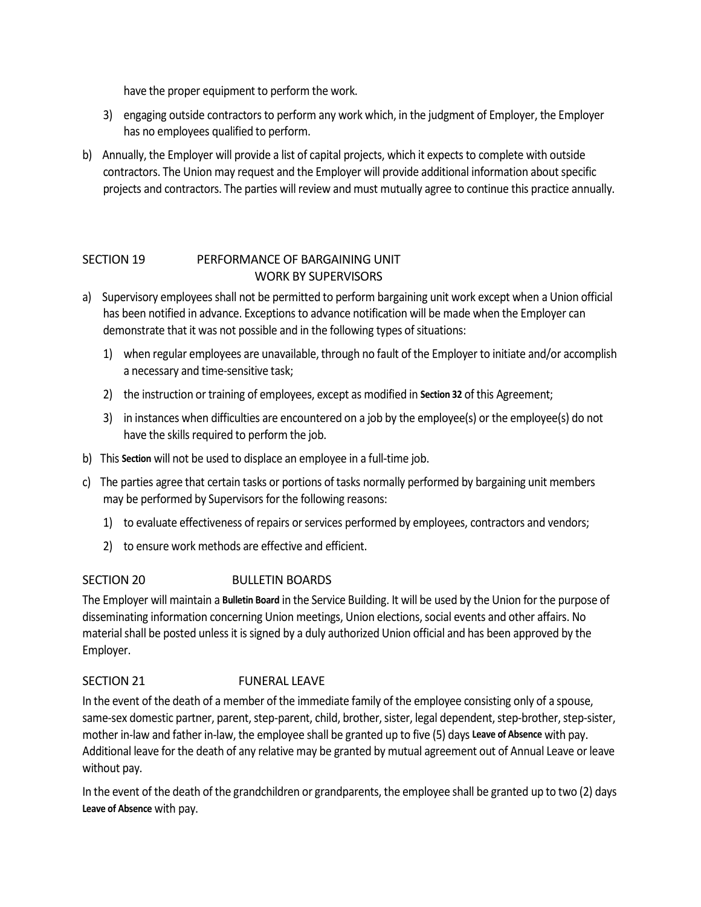have the proper equipment to perform the work.

3) engaging outside contractors to perform any work which, in the judgment of Employer, the Employer has no employees qualified to perform.

b) Annually, the Employer will provide a list of capital projects, which it expects to complete with outside contractors. The Union may request and the Employer will provide additional information about specific projects and contractors. The parties will review and must mutually agree to continue this practice annually.

## SECTION 19 PERFORMANCE OF BARGAINING UNIT WORK BY SUPERVISORS

a) Supervisory employees shall not be permitted to perform bargaining unit work except when a Union official has been notified in advance. Exceptions to advance notification will be made when the Employer can demonstrate that it was not possible and in the following types of situations:

1) when regular employees are unavailable, through no fault of the Employer to initiate and/or accomplish a necessary and time-sensitive task;
2) the instruction or training of employees, except as modified in **Section 32** of this Agreement;
3) in instances when difficulties are encountered on a job by the employee(s) or the employee(s) do not have the skills required to perform the job.

b) This **Section** will not be used to displace an employee in a full-time job.

c) The parties agree that certain tasks or portions of tasks normally performed by bargaining unit members may be performed by Supervisors for the following reasons:

1) to evaluate effectiveness of repairs or services performed by employees, contractors and vendors;
2) to ensure work methods are effective and efficient.

## SECTION 20 BULLETIN BOARDS

The Employer will maintain a **Bulletin Board** in the Service Building. It will be used by the Union for the purpose of disseminating information concerning Union meetings, Union elections, social events and other affairs. No material shall be posted unless it is signed by a duly authorized Union official and has been approved by the Employer.

## SECTION 21 FUNERAL LEAVE

In the event of the death of a member of the immediate family of the employee consisting only of a spouse, same-sex domestic partner, parent, step-parent, child, brother, sister, legal dependent, step-brother, step-sister, mother in-law and father in-law, the employee shall be granted up to five (5) days **Leave of Absence** with pay. Additional leave for the death of any relative may be granted by mutual agreement out of Annual Leave or leave without pay.

In the event of the death of the grandchildren or grandparents, the employee shall be granted up to two (2) days **Leave of Absence** with pay.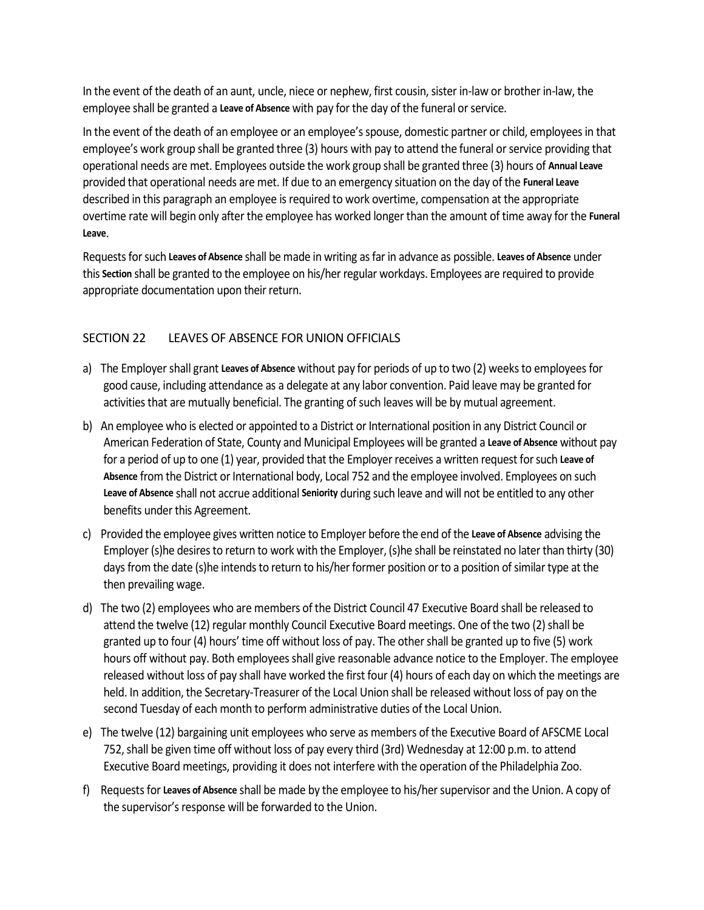In the event of the death of an aunt, uncle, niece or nephew, first cousin, sister in-law or brother in-law, the employee shall be granted a **Leave of Absence** with pay for the day of the funeral or service.

In the event of the death of an employee or an employee's spouse, domestic partner or child, employees in that employee's work group shall be granted three (3) hours with pay to attend the funeral or service providing that operational needs are met. Employees outside the work group shall be granted three (3) hours of **Annual Leave** provided that operational needs are met. If due to an emergency situation on the day of the **Funeral Leave** described in this paragraph an employee is required to work overtime, compensation at the appropriate overtime rate will begin only after the employee has worked longer than the amount of time away for the **Funeral Leave**.

Requests for such **Leaves of Absence** shall be made in writing as far in advance as possible. **Leaves of Absence** under this **Section** shall be granted to the employee on his/her regular workdays. Employees are required to provide appropriate documentation upon their return.

## SECTION 22 LEAVES OF ABSENCE FOR UNION OFFICIALS

a) The Employer shall grant **Leaves of Absence** without pay for periods of up to two (2) weeks to employees for good cause, including attendance as a delegate at any labor convention. Paid leave may be granted for activities that are mutually beneficial. The granting of such leaves will be by mutual agreement.

b) An employee who is elected or appointed to a District or International position in any District Council or American Federation of State, County and Municipal Employees will be granted a **Leave of Absence** without pay for a period of up to one (1) year, provided that the Employer receives a written request for such **Leave of Absence** from the District or International body, Local 752 and the employee involved. Employees on such **Leave of Absence** shall not accrue additional **Seniority** during such leave and will not be entitled to any other benefits under this Agreement.

c) Provided the employee gives written notice to Employer before the end of the **Leave of Absence** advising the Employer (s)he desires to return to work with the Employer, (s)he shall be reinstated no later than thirty (30) days from the date (s)he intends to return to his/her former position or to a position of similar type at the then prevailing wage.

d) The two (2) employees who are members of the District Council 47 Executive Board shall be released to attend the twelve (12) regular monthly Council Executive Board meetings. One of the two (2) shall be granted up to four (4) hours' time off without loss of pay. The other shall be granted up to five (5) work hours off without pay. Both employees shall give reasonable advance notice to the Employer. The employee released without loss of pay shall have worked the first four (4) hours of each day on which the meetings are held. In addition, the Secretary-Treasurer of the Local Union shall be released without loss of pay on the second Tuesday of each month to perform administrative duties of the Local Union.

e) The twelve (12) bargaining unit employees who serve as members of the Executive Board of AFSCME Local 752, shall be given time off without loss of pay every third (3rd) Wednesday at 12:00 p.m. to attend Executive Board meetings, providing it does not interfere with the operation of the Philadelphia Zoo.

f) Requests for **Leaves of Absence** shall be made by the employee to his/her supervisor and the Union. A copy of the supervisor's response will be forwarded to the Union.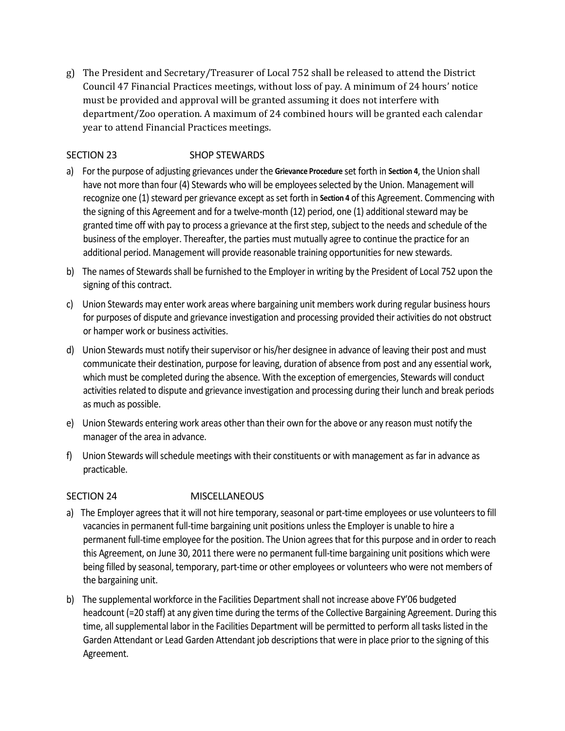g) The President and Secretary/Treasurer of Local 752 shall be released to attend the District Council 47 Financial Practices meetings, without loss of pay. A minimum of 24 hours' notice must be provided and approval will be granted assuming it does not interfere with department/Zoo operation. A maximum of 24 combined hours will be granted each calendar year to attend Financial Practices meetings.

## SECTION 23 SHOP STEWARDS

a) For the purpose of adjusting grievances under the **Grievance Procedure** set forth in **Section 4**, the Union shall have not more than four (4) Stewards who will be employees selected by the Union. Management will recognize one (1) steward per grievance except as set forth in **Section 4** of this Agreement. Commencing with the signing of this Agreement and for a twelve-month (12) period, one (1) additional steward may be granted time off with pay to process a grievance at the first step, subject to the needs and schedule of the business of the employer. Thereafter, the parties must mutually agree to continue the practice for an additional period. Management will provide reasonable training opportunities for new stewards.

b) The names of Stewards shall be furnished to the Employer in writing by the President of Local 752 upon the signing of this contract.

c) Union Stewards may enter work areas where bargaining unit members work during regular business hours for purposes of dispute and grievance investigation and processing provided their activities do not obstruct or hamper work or business activities.

d) Union Stewards must notify their supervisor or his/her designee in advance of leaving their post and must communicate their destination, purpose for leaving, duration of absence from post and any essential work, which must be completed during the absence. With the exception of emergencies, Stewards will conduct activities related to dispute and grievance investigation and processing during their lunch and break periods as much as possible.

e) Union Stewards entering work areas other than their own for the above or any reason must notify the manager of the area in advance.

f) Union Stewards will schedule meetings with their constituents or with management as far in advance as practicable.

## SECTION 24 MISCELLANEOUS

a) The Employer agrees that it will not hire temporary, seasonal or part-time employees or use volunteers to fill vacancies in permanent full-time bargaining unit positions unless the Employer is unable to hire a permanent full-time employee for the position. The Union agrees that for this purpose and in order to reach this Agreement, on June 30, 2011 there were no permanent full-time bargaining unit positions which were being filled by seasonal, temporary, part-time or other employees or volunteers who were not members of the bargaining unit.

b) The supplemental workforce in the Facilities Department shall not increase above FY'06 budgeted headcount (=20 staff) at any given time during the terms of the Collective Bargaining Agreement. During this time, all supplemental labor in the Facilities Department will be permitted to perform all tasks listed in the Garden Attendant or Lead Garden Attendant job descriptions that were in place prior to the signing of this Agreement.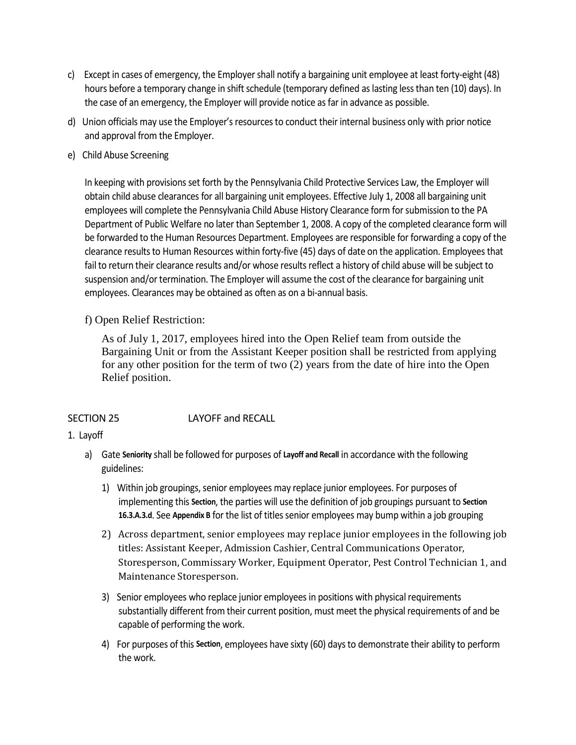c) Except in cases of emergency, the Employer shall notify a bargaining unit employee at least forty-eight (48) hours before a temporary change in shift schedule (temporary defined as lasting less than ten (10) days). In the case of an emergency, the Employer will provide notice as far in advance as possible.

d) Union officials may use the Employer's resources to conduct their internal business only with prior notice and approval from the Employer.

e) Child Abuse Screening

In keeping with provisions set forth by the Pennsylvania Child Protective Services Law, the Employer will obtain child abuse clearances for all bargaining unit employees. Effective July 1, 2008 all bargaining unit employees will complete the Pennsylvania Child Abuse History Clearance form for submission to the PA Department of Public Welfare no later than September 1, 2008. A copy of the completed clearance form will be forwarded to the Human Resources Department. Employees are responsible for forwarding a copy of the clearance results to Human Resources within forty-five (45) days of date on the application. Employees that fail to return their clearance results and/or whose results reflect a history of child abuse will be subject to suspension and/or termination. The Employer will assume the cost of the clearance for bargaining unit employees. Clearances may be obtained as often as on a bi-annual basis.

f) Open Relief Restriction:

As of July 1, 2017, employees hired into the Open Relief team from outside the Bargaining Unit or from the Assistant Keeper position shall be restricted from applying for any other position for the term of two (2) years from the date of hire into the Open Relief position.

## SECTION 25 LAYOFF and RECALL

1. Layoff

   a) Gate **Seniority** shall be followed for purposes of **Layoff and Recall** in accordance with the following guidelines:

      1) Within job groupings, senior employees may replace junior employees. For purposes of implementing this **Section**, the parties will use the definition of job groupings pursuant to **Section 16.3.A.3.d**. See **Appendix B** for the list of titles senior employees may bump within a job grouping

      2) Across department, senior employees may replace junior employees in the following job titles: Assistant Keeper, Admission Cashier, Central Communications Operator, Storesperson, Commissary Worker, Equipment Operator, Pest Control Technician 1, and Maintenance Storesperson.

      3) Senior employees who replace junior employees in positions with physical requirements substantially different from their current position, must meet the physical requirements of and be capable of performing the work.

      4) For purposes of this **Section**, employees have sixty (60) days to demonstrate their ability to perform the work.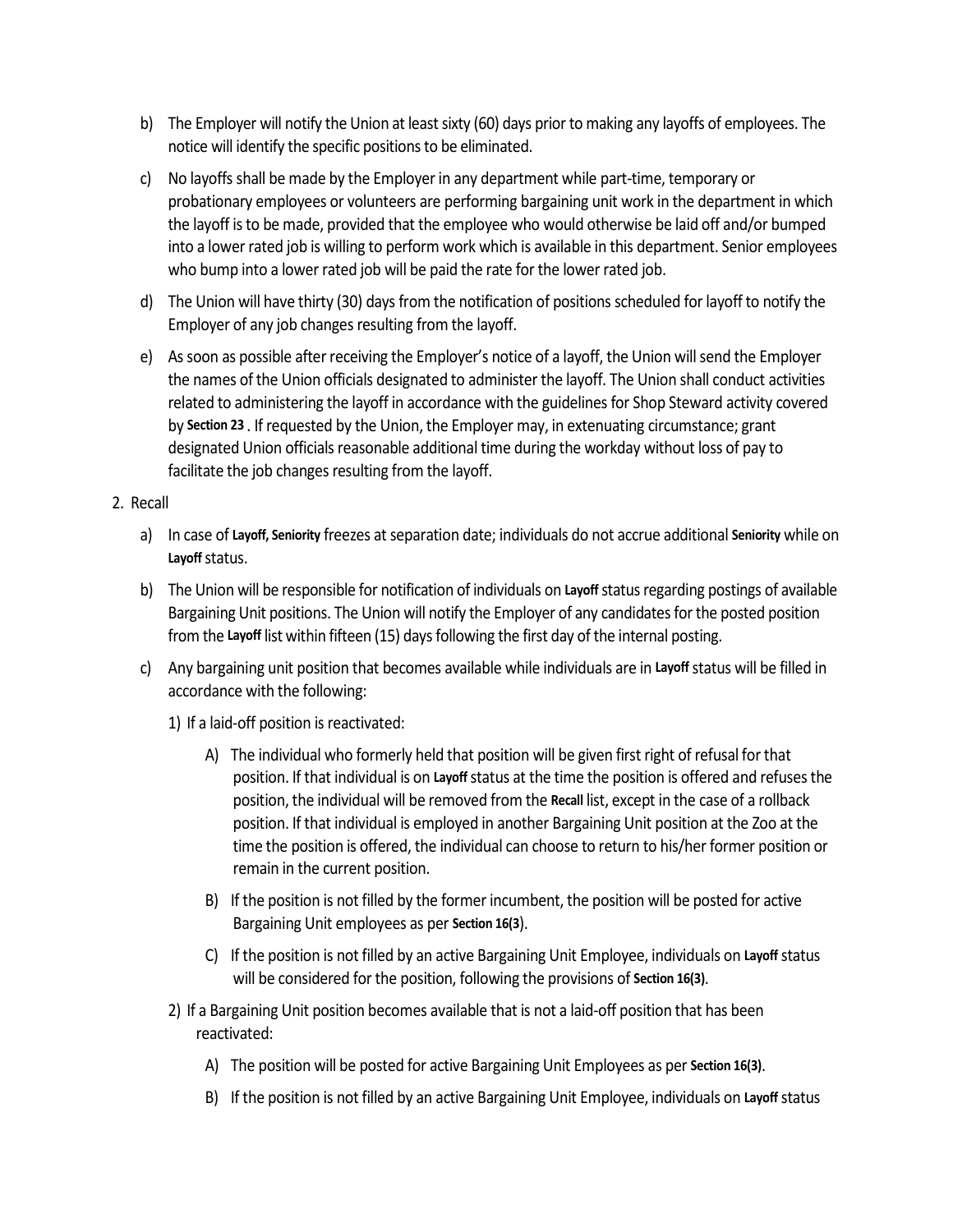b) The Employer will notify the Union at least sixty (60) days prior to making any layoffs of employees. The notice will identify the specific positions to be eliminated.

c) No layoffs shall be made by the Employer in any department while part-time, temporary or probationary employees or volunteers are performing bargaining unit work in the department in which the layoff is to be made, provided that the employee who would otherwise be laid off and/or bumped into a lower rated job is willing to perform work which is available in this department. Senior employees who bump into a lower rated job will be paid the rate for the lower rated job.

d) The Union will have thirty (30) days from the notification of positions scheduled for layoff to notify the Employer of any job changes resulting from the layoff.

e) As soon as possible after receiving the Employer's notice of a layoff, the Union will send the Employer the names of the Union officials designated to administer the layoff. The Union shall conduct activities related to administering the layoff in accordance with the guidelines for Shop Steward activity covered by **Section 23** . If requested by the Union, the Employer may, in extenuating circumstance; grant designated Union officials reasonable additional time during the workday without loss of pay to facilitate the job changes resulting from the layoff.

2. Recall

a) In case of **Layoff, Seniority** freezes at separation date; individuals do not accrue additional **Seniority** while on **Layoff** status.

b) The Union will be responsible for notification of individuals on **Layoff** status regarding postings of available Bargaining Unit positions. The Union will notify the Employer of any candidates for the posted position from the **Layoff** list within fifteen (15) days following the first day of the internal posting.

c) Any bargaining unit position that becomes available while individuals are in **Layoff** status will be filled in accordance with the following:

1) If a laid-off position is reactivated:

A) The individual who formerly held that position will be given first right of refusal for that position. If that individual is on **Layoff** status at the time the position is offered and refuses the position, the individual will be removed from the **Recall** list, except in the case of a rollback position. If that individual is employed in another Bargaining Unit position at the Zoo at the time the position is offered, the individual can choose to return to his/her former position or remain in the current position.

B) If the position is not filled by the former incumbent, the position will be posted for active Bargaining Unit employees as per **Section 16(3**).

C) If the position is not filled by an active Bargaining Unit Employee, individuals on **Layoff** status will be considered for the position, following the provisions of **Section 16(3)**.

2) If a Bargaining Unit position becomes available that is not a laid-off position that has been reactivated:

A) The position will be posted for active Bargaining Unit Employees as per **Section 16(3)**.

B) If the position is not filled by an active Bargaining Unit Employee, individuals on **Layoff** status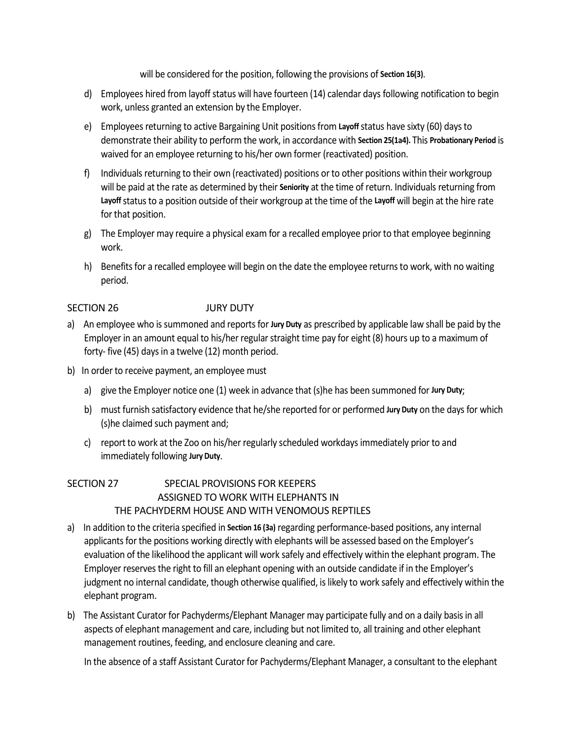will be considered for the position, following the provisions of **Section 16(3)**.

d) Employees hired from layoff status will have fourteen (14) calendar days following notification to begin work, unless granted an extension by the Employer.

e) Employees returning to active Bargaining Unit positions from **Layoff** status have sixty (60) days to demonstrate their ability to perform the work, in accordance with **Section 25(1a4).** This **Probationary Period** is waived for an employee returning to his/her own former (reactivated) position.

f) Individuals returning to their own (reactivated) positions or to other positions within their workgroup will be paid at the rate as determined by their **Seniority** at the time of return. Individuals returning from **Layoff** status to a position outside of their workgroup at the time of the **Layoff** will begin at the hire rate for that position.

g) The Employer may require a physical exam for a recalled employee prior to that employee beginning work.

h) Benefits for a recalled employee will begin on the date the employee returns to work, with no waiting period.

## SECTION 26 JURY DUTY

a) An employee who is summoned and reports for **Jury Duty** as prescribed by applicable law shall be paid by the Employer in an amount equal to his/her regular straight time pay for eight (8) hours up to a maximum of forty- five (45) days in a twelve (12) month period.

b) In order to receive payment, an employee must

   a) give the Employer notice one (1) week in advance that (s)he has been summoned for **Jury Duty**;

   b) must furnish satisfactory evidence that he/she reported for or performed **Jury Duty** on the days for which (s)he claimed such payment and;

   c) report to work at the Zoo on his/her regularly scheduled workdays immediately prior to and immediately following **Jury Duty**.

## SECTION 27 SPECIAL PROVISIONS FOR KEEPERS ASSIGNED TO WORK WITH ELEPHANTS IN THE PACHYDERM HOUSE AND WITH VENOMOUS REPTILES

a) In addition to the criteria specified in **Section 16 (3a)** regarding performance-based positions, any internal applicants for the positions working directly with elephants will be assessed based on the Employer's evaluation of the likelihood the applicant will work safely and effectively within the elephant program. The Employer reserves the right to fill an elephant opening with an outside candidate if in the Employer's judgment no internal candidate, though otherwise qualified, is likely to work safely and effectively within the elephant program.

b) The Assistant Curator for Pachyderms/Elephant Manager may participate fully and on a daily basis in all aspects of elephant management and care, including but not limited to, all training and other elephant management routines, feeding, and enclosure cleaning and care.

   In the absence of a staff Assistant Curator for Pachyderms/Elephant Manager, a consultant to the elephant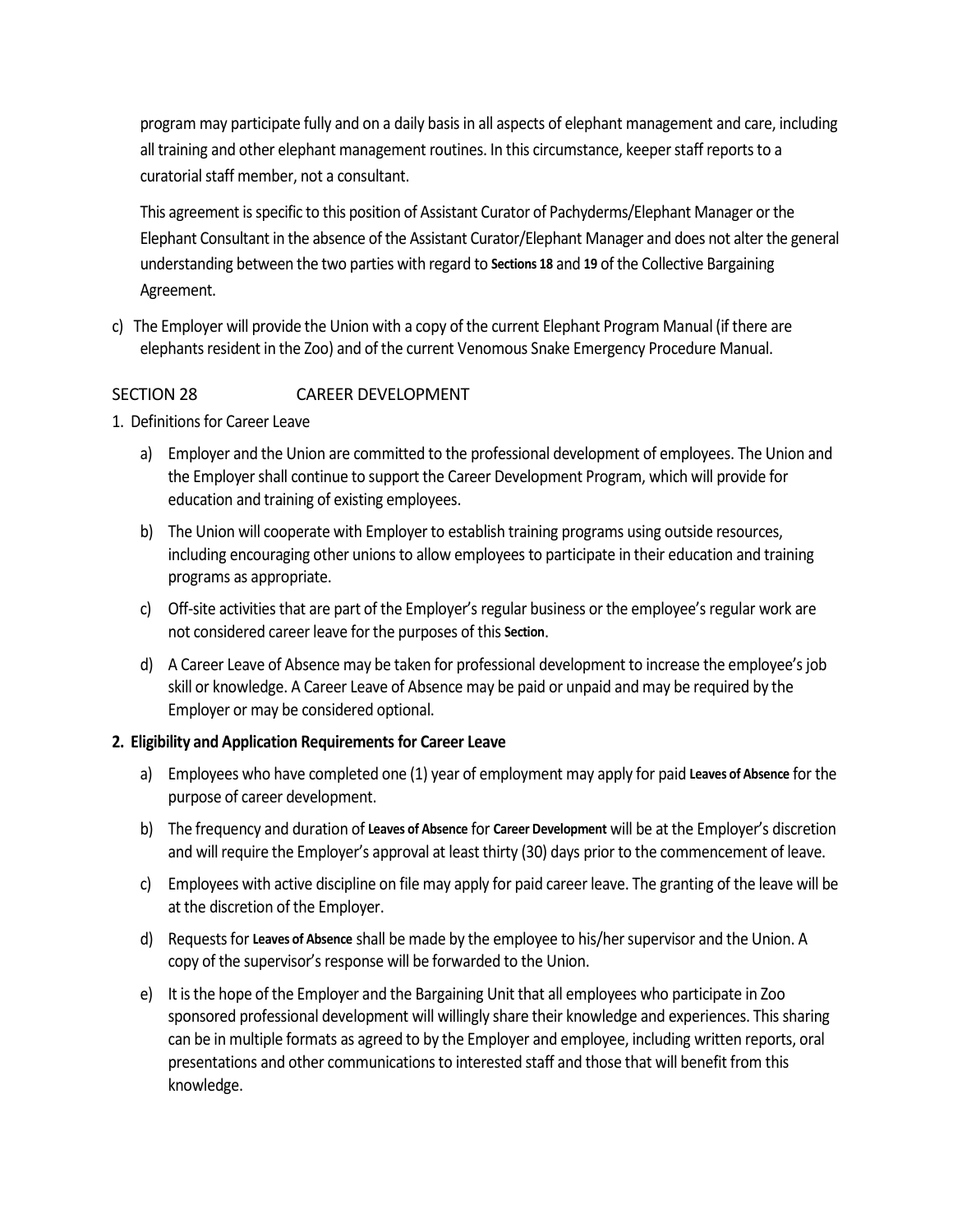program may participate fully and on a daily basis in all aspects of elephant management and care, including all training and other elephant management routines. In this circumstance, keeper staff reports to a curatorial staff member, not a consultant.

This agreement is specific to this position of Assistant Curator of Pachyderms/Elephant Manager or the Elephant Consultant in the absence of the Assistant Curator/Elephant Manager and does not alter the general understanding between the two parties with regard to **Sections 18** and **19** of the Collective Bargaining Agreement.

c) The Employer will provide the Union with a copy of the current Elephant Program Manual (if there are elephants resident in the Zoo) and of the current Venomous Snake Emergency Procedure Manual.

## SECTION 28 CAREER DEVELOPMENT

1. Definitions for Career Leave

   a) Employer and the Union are committed to the professional development of employees. The Union and the Employer shall continue to support the Career Development Program, which will provide for education and training of existing employees.

   b) The Union will cooperate with Employer to establish training programs using outside resources, including encouraging other unions to allow employees to participate in their education and training programs as appropriate.

   c) Off-site activities that are part of the Employer's regular business or the employee's regular work are not considered career leave for the purposes of this **Section**.

   d) A Career Leave of Absence may be taken for professional development to increase the employee's job skill or knowledge. A Career Leave of Absence may be paid or unpaid and may be required by the Employer or may be considered optional.

**2. Eligibility and Application Requirements for Career Leave**

   a) Employees who have completed one (1) year of employment may apply for paid **Leaves of Absence** for the purpose of career development.

   b) The frequency and duration of **Leaves of Absence** for **Career Development** will be at the Employer's discretion and will require the Employer's approval at least thirty (30) days prior to the commencement of leave.

   c) Employees with active discipline on file may apply for paid career leave. The granting of the leave will be at the discretion of the Employer.

   d) Requests for **Leaves of Absence** shall be made by the employee to his/her supervisor and the Union. A copy of the supervisor's response will be forwarded to the Union.

   e) It is the hope of the Employer and the Bargaining Unit that all employees who participate in Zoo sponsored professional development will willingly share their knowledge and experiences. This sharing can be in multiple formats as agreed to by the Employer and employee, including written reports, oral presentations and other communications to interested staff and those that will benefit from this knowledge.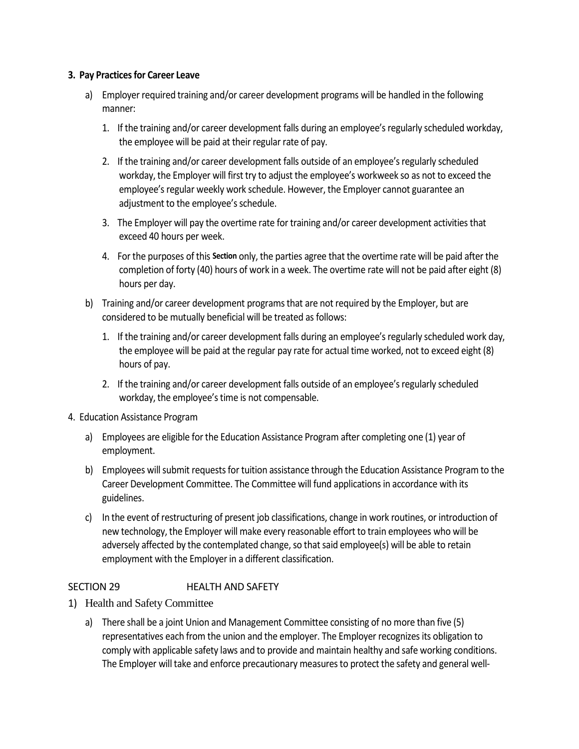**3. Pay Practices for Career Leave**

a) Employer required training and/or career development programs will be handled in the following manner:

1. If the training and/or career development falls during an employee's regularly scheduled workday, the employee will be paid at their regular rate of pay.

2. If the training and/or career development falls outside of an employee's regularly scheduled workday, the Employer will first try to adjust the employee's workweek so as not to exceed the employee's regular weekly work schedule. However, the Employer cannot guarantee an adjustment to the employee's schedule.

3. The Employer will pay the overtime rate for training and/or career development activities that exceed 40 hours per week.

4. For the purposes of this Section only, the parties agree that the overtime rate will be paid after the completion of forty (40) hours of work in a week. The overtime rate will not be paid after eight (8) hours per day.

b) Training and/or career development programs that are not required by the Employer, but are considered to be mutually beneficial will be treated as follows:

1. If the training and/or career development falls during an employee's regularly scheduled work day, the employee will be paid at the regular pay rate for actual time worked, not to exceed eight (8) hours of pay.

2. If the training and/or career development falls outside of an employee's regularly scheduled workday, the employee's time is not compensable.

4. Education Assistance Program

a) Employees are eligible for the Education Assistance Program after completing one (1) year of employment.

b) Employees will submit requests for tuition assistance through the Education Assistance Program to the Career Development Committee. The Committee will fund applications in accordance with its guidelines.

c) In the event of restructuring of present job classifications, change in work routines, or introduction of new technology, the Employer will make every reasonable effort to train employees who will be adversely affected by the contemplated change, so that said employee(s) will be able to retain employment with the Employer in a different classification.

## SECTION 29 HEALTH AND SAFETY

1) Health and Safety Committee

a) There shall be a joint Union and Management Committee consisting of no more than five (5) representatives each from the union and the employer. The Employer recognizes its obligation to comply with applicable safety laws and to provide and maintain healthy and safe working conditions. The Employer will take and enforce precautionary measures to protect the safety and general well-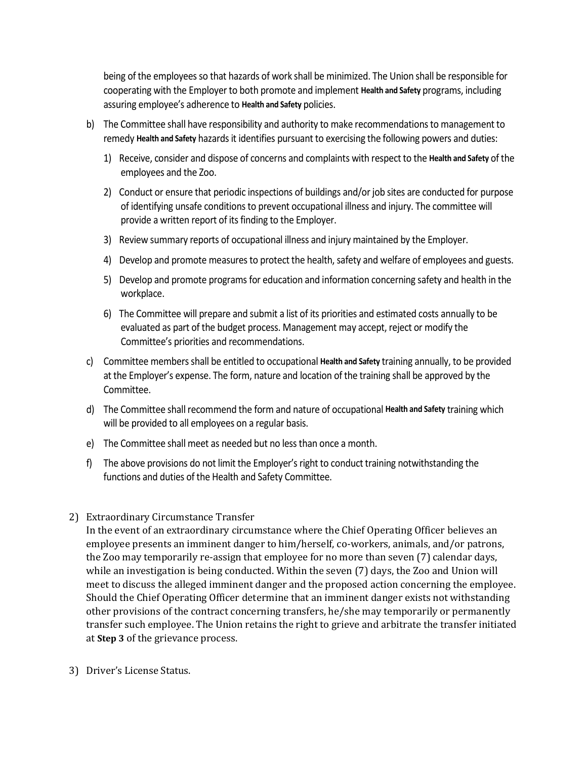being of the employees so that hazards of work shall be minimized. The Union shall be responsible for cooperating with the Employer to both promote and implement **Health and Safety** programs, including assuring employee's adherence to **Health and Safety** policies.

b) The Committee shall have responsibility and authority to make recommendations to management to remedy **Health and Safety** hazards it identifies pursuant to exercising the following powers and duties:

   1) Receive, consider and dispose of concerns and complaints with respect to the **Health and Safety** of the employees and the Zoo.

   2) Conduct or ensure that periodic inspections of buildings and/or job sites are conducted for purpose of identifying unsafe conditions to prevent occupational illness and injury. The committee will provide a written report of its finding to the Employer.

   3) Review summary reports of occupational illness and injury maintained by the Employer.

   4) Develop and promote measures to protect the health, safety and welfare of employees and guests.

   5) Develop and promote programs for education and information concerning safety and health in the workplace.

   6) The Committee will prepare and submit a list of its priorities and estimated costs annually to be evaluated as part of the budget process. Management may accept, reject or modify the Committee's priorities and recommendations.

c) Committee members shall be entitled to occupational **Health and Safety** training annually, to be provided at the Employer's expense. The form, nature and location of the training shall be approved by the Committee.

d) The Committee shall recommend the form and nature of occupational **Health and Safety** training which will be provided to all employees on a regular basis.

e) The Committee shall meet as needed but no less than once a month.

f) The above provisions do not limit the Employer's right to conduct training notwithstanding the functions and duties of the Health and Safety Committee.

2) Extraordinary Circumstance Transfer

In the event of an extraordinary circumstance where the Chief Operating Officer believes an employee presents an imminent danger to him/herself, co-workers, animals, and/or patrons, the Zoo may temporarily re-assign that employee for no more than seven (7) calendar days, while an investigation is being conducted. Within the seven (7) days, the Zoo and Union will meet to discuss the alleged imminent danger and the proposed action concerning the employee. Should the Chief Operating Officer determine that an imminent danger exists not withstanding other provisions of the contract concerning transfers, he/she may temporarily or permanently transfer such employee. The Union retains the right to grieve and arbitrate the transfer initiated at **Step 3** of the grievance process.

3) Driver's License Status.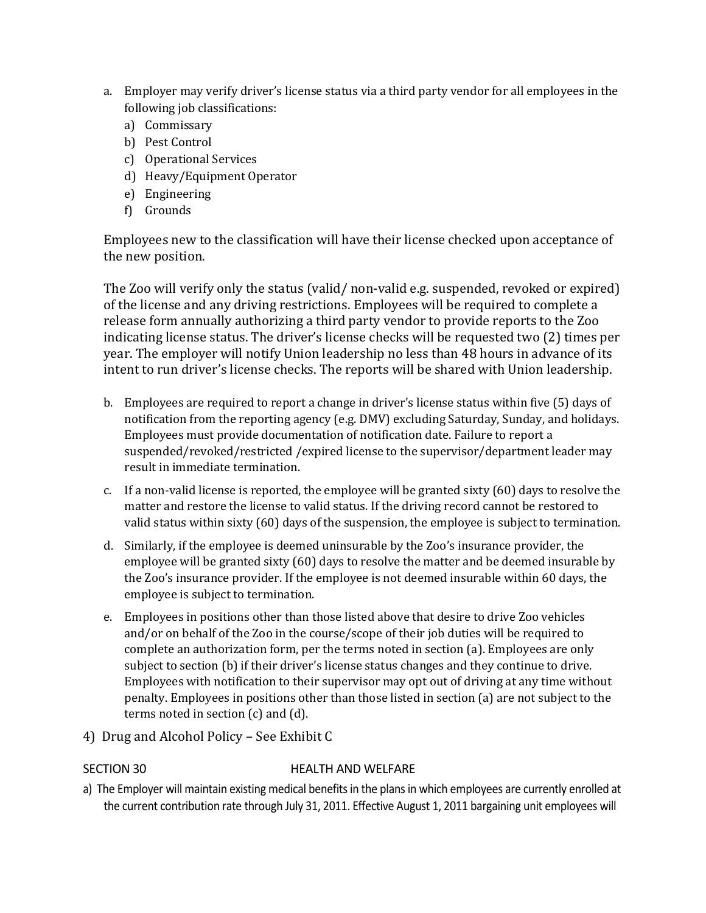a. Employer may verify driver's license status via a third party vendor for all employees in the following job classifications:
   a) Commissary
   b) Pest Control
   c) Operational Services
   d) Heavy/Equipment Operator
   e) Engineering
   f) Grounds

   Employees new to the classification will have their license checked upon acceptance of the new position.

   The Zoo will verify only the status (valid/ non-valid e.g. suspended, revoked or expired) of the license and any driving restrictions. Employees will be required to complete a release form annually authorizing a third party vendor to provide reports to the Zoo indicating license status. The driver's license checks will be requested two (2) times per year. The employer will notify Union leadership no less than 48 hours in advance of its intent to run driver's license checks. The reports will be shared with Union leadership.

b. Employees are required to report a change in driver's license status within five (5) days of notification from the reporting agency (e.g. DMV) excluding Saturday, Sunday, and holidays. Employees must provide documentation of notification date. Failure to report a suspended/revoked/restricted /expired license to the supervisor/department leader may result in immediate termination.

c. If a non-valid license is reported, the employee will be granted sixty (60) days to resolve the matter and restore the license to valid status. If the driving record cannot be restored to valid status within sixty (60) days of the suspension, the employee is subject to termination.

d. Similarly, if the employee is deemed uninsurable by the Zoo's insurance provider, the employee will be granted sixty (60) days to resolve the matter and be deemed insurable by the Zoo's insurance provider. If the employee is not deemed insurable within 60 days, the employee is subject to termination.

e. Employees in positions other than those listed above that desire to drive Zoo vehicles and/or on behalf of the Zoo in the course/scope of their job duties will be required to complete an authorization form, per the terms noted in section (a). Employees are only subject to section (b) if their driver's license status changes and they continue to drive. Employees with notification to their supervisor may opt out of driving at any time without penalty. Employees in positions other than those listed in section (a) are not subject to the terms noted in section (c) and (d).

4) Drug and Alcohol Policy – See Exhibit C

## SECTION 30 HEALTH AND WELFARE

a) The Employer will maintain existing medical benefits in the plans in which employees are currently enrolled at the current contribution rate through July 31, 2011. Effective August 1, 2011 bargaining unit employees will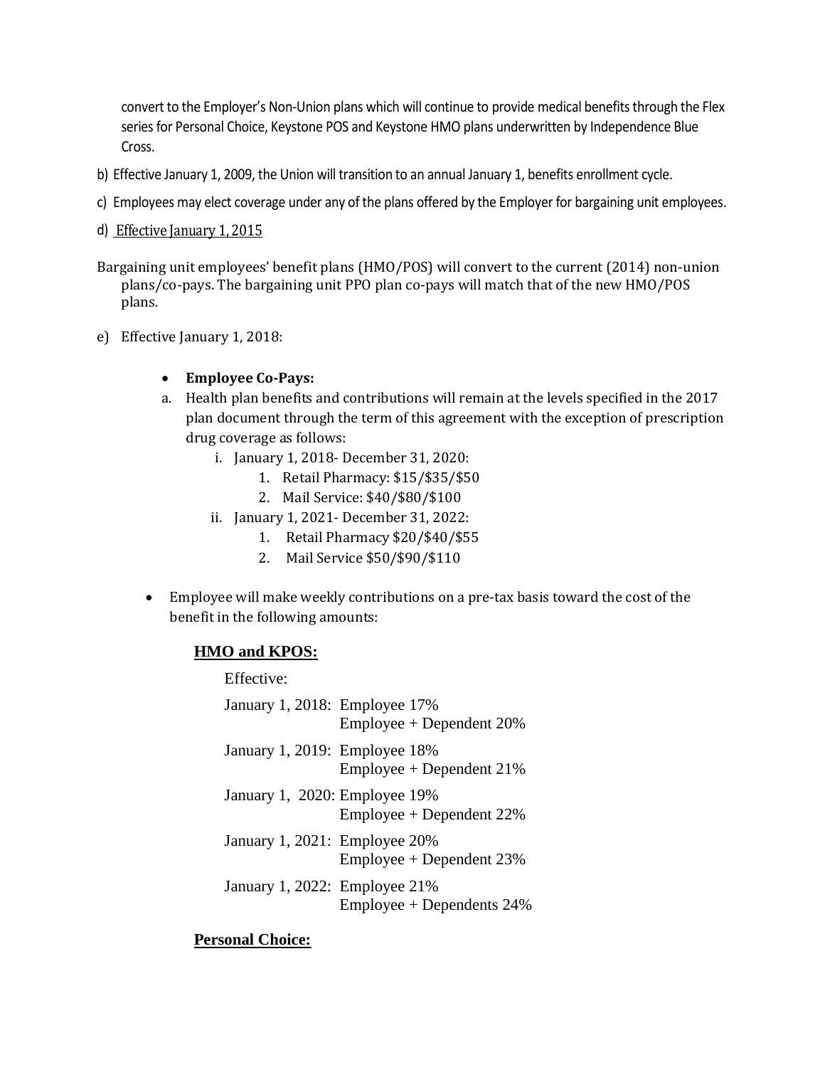convert to the Employer's Non-Union plans which will continue to provide medical benefits through the Flex series for Personal Choice, Keystone POS and Keystone HMO plans underwritten by Independence Blue Cross.

b) Effective January 1, 2009, the Union will transition to an annual January 1, benefits enrollment cycle.

c) Employees may elect coverage under any of the plans offered by the Employer for bargaining unit employees.

d) <u>Effective January 1, 2015</u>

Bargaining unit employees' benefit plans (HMO/POS) will convert to the current (2014) non-union plans/co-pays. The bargaining unit PPO plan co-pays will match that of the new HMO/POS plans.

e) Effective January 1, 2018:

- **Employee Co-Pays:**

a. Health plan benefits and contributions will remain at the levels specified in the 2017 plan document through the term of this agreement with the exception of prescription drug coverage as follows:
   - i. January 1, 2018- December 31, 2020:
     1. Retail Pharmacy: $15/$35/$50
     2. Mail Service: $40/$80/$100
   - ii. January 1, 2021- December 31, 2022:
     1. Retail Pharmacy $20/$40/$55
     2. Mail Service $50/$90/$110

- Employee will make weekly contributions on a pre-tax basis toward the cost of the benefit in the following amounts:

**<u>HMO and KPOS:</u>**

Effective:

January 1, 2018: Employee 17%
Employee + Dependent 20%

January 1, 2019: Employee 18%
Employee + Dependent 21%

January 1, 2020: Employee 19%
Employee + Dependent 22%

January 1, 2021: Employee 20%
Employee + Dependent 23%

January 1, 2022: Employee 21%
Employee + Dependents 24%

**<u>Personal Choice:</u>**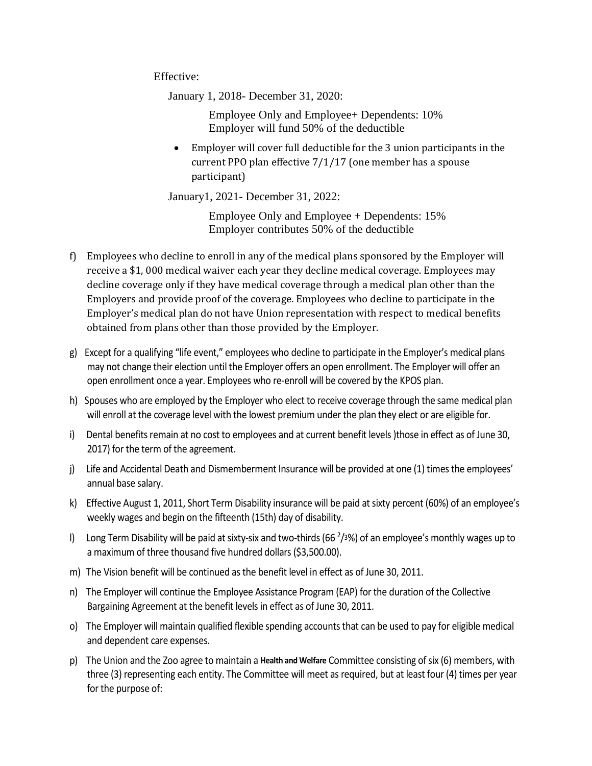Effective:

January 1, 2018- December 31, 2020:

Employee Only and Employee+ Dependents: 10%
Employer will fund 50% of the deductible

- Employer will cover full deductible for the 3 union participants in the current PPO plan effective 7/1/17 (one member has a spouse participant)

January1, 2021- December 31, 2022:

Employee Only and Employee + Dependents: 15%
Employer contributes 50% of the deductible

f) Employees who decline to enroll in any of the medical plans sponsored by the Employer will receive a $1, 000 medical waiver each year they decline medical coverage. Employees may decline coverage only if they have medical coverage through a medical plan other than the Employers and provide proof of the coverage. Employees who decline to participate in the Employer's medical plan do not have Union representation with respect to medical benefits obtained from plans other than those provided by the Employer.

g) Except for a qualifying "life event," employees who decline to participate in the Employer's medical plans may not change their election until the Employer offers an open enrollment. The Employer will offer an open enrollment once a year. Employees who re-enroll will be covered by the KPOS plan.

h) Spouses who are employed by the Employer who elect to receive coverage through the same medical plan will enroll at the coverage level with the lowest premium under the plan they elect or are eligible for.

i) Dental benefits remain at no cost to employees and at current benefit levels )those in effect as of June 30, 2017) for the term of the agreement.

j) Life and Accidental Death and Dismemberment Insurance will be provided at one (1) times the employees' annual base salary.

k) Effective August 1, 2011, Short Term Disability insurance will be paid at sixty percent (60%) of an employee's weekly wages and begin on the fifteenth (15th) day of disability.

l) Long Term Disability will be paid at sixty-six and two-thirds (66 $^{2}/_{3}$%) of an employee's monthly wages up to a maximum of three thousand five hundred dollars ($3,500.00).

m) The Vision benefit will be continued as the benefit level in effect as of June 30, 2011.

n) The Employer will continue the Employee Assistance Program (EAP) for the duration of the Collective Bargaining Agreement at the benefit levels in effect as of June 30, 2011.

o) The Employer will maintain qualified flexible spending accounts that can be used to pay for eligible medical and dependent care expenses.

p) The Union and the Zoo agree to maintain a **Health and Welfare** Committee consisting of six (6) members, with three (3) representing each entity. The Committee will meet as required, but at least four (4) times per year for the purpose of: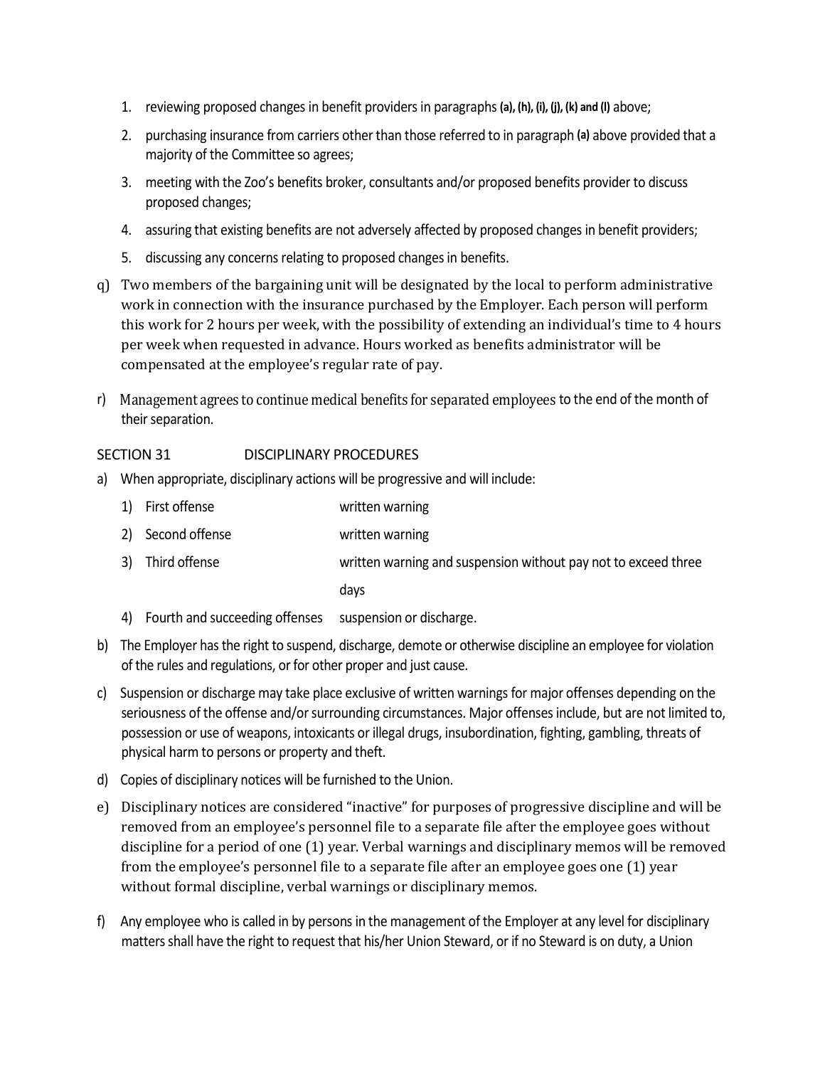1. reviewing proposed changes in benefit providers in paragraphs **(a), (h), (i), (j), (k) and (l)** above;
2. purchasing insurance from carriers other than those referred to in paragraph **(a)** above provided that a majority of the Committee so agrees;
3. meeting with the Zoo's benefits broker, consultants and/or proposed benefits provider to discuss proposed changes;
4. assuring that existing benefits are not adversely affected by proposed changes in benefit providers;
5. discussing any concerns relating to proposed changes in benefits.

q) Two members of the bargaining unit will be designated by the local to perform administrative work in connection with the insurance purchased by the Employer. Each person will perform this work for 2 hours per week, with the possibility of extending an individual's time to 4 hours per week when requested in advance. Hours worked as benefits administrator will be compensated at the employee's regular rate of pay.

r) Management agrees to continue medical benefits for separated employees to the end of the month of their separation.

## SECTION 31 DISCIPLINARY PROCEDURES

a) When appropriate, disciplinary actions will be progressive and will include:

| | |
|---|---|
| 1) First offense | written warning |
| 2) Second offense | written warning |
| 3) Third offense | written warning and suspension without pay not to exceed three days |
| 4) Fourth and succeeding offenses | suspension or discharge. |

b) The Employer has the right to suspend, discharge, demote or otherwise discipline an employee for violation of the rules and regulations, or for other proper and just cause.

c) Suspension or discharge may take place exclusive of written warnings for major offenses depending on the seriousness of the offense and/or surrounding circumstances. Major offenses include, but are not limited to, possession or use of weapons, intoxicants or illegal drugs, insubordination, fighting, gambling, threats of physical harm to persons or property and theft.

d) Copies of disciplinary notices will be furnished to the Union.

e) Disciplinary notices are considered "inactive" for purposes of progressive discipline and will be removed from an employee's personnel file to a separate file after the employee goes without discipline for a period of one (1) year. Verbal warnings and disciplinary memos will be removed from the employee's personnel file to a separate file after an employee goes one (1) year without formal discipline, verbal warnings or disciplinary memos.

f) Any employee who is called in by persons in the management of the Employer at any level for disciplinary matters shall have the right to request that his/her Union Steward, or if no Steward is on duty, a Union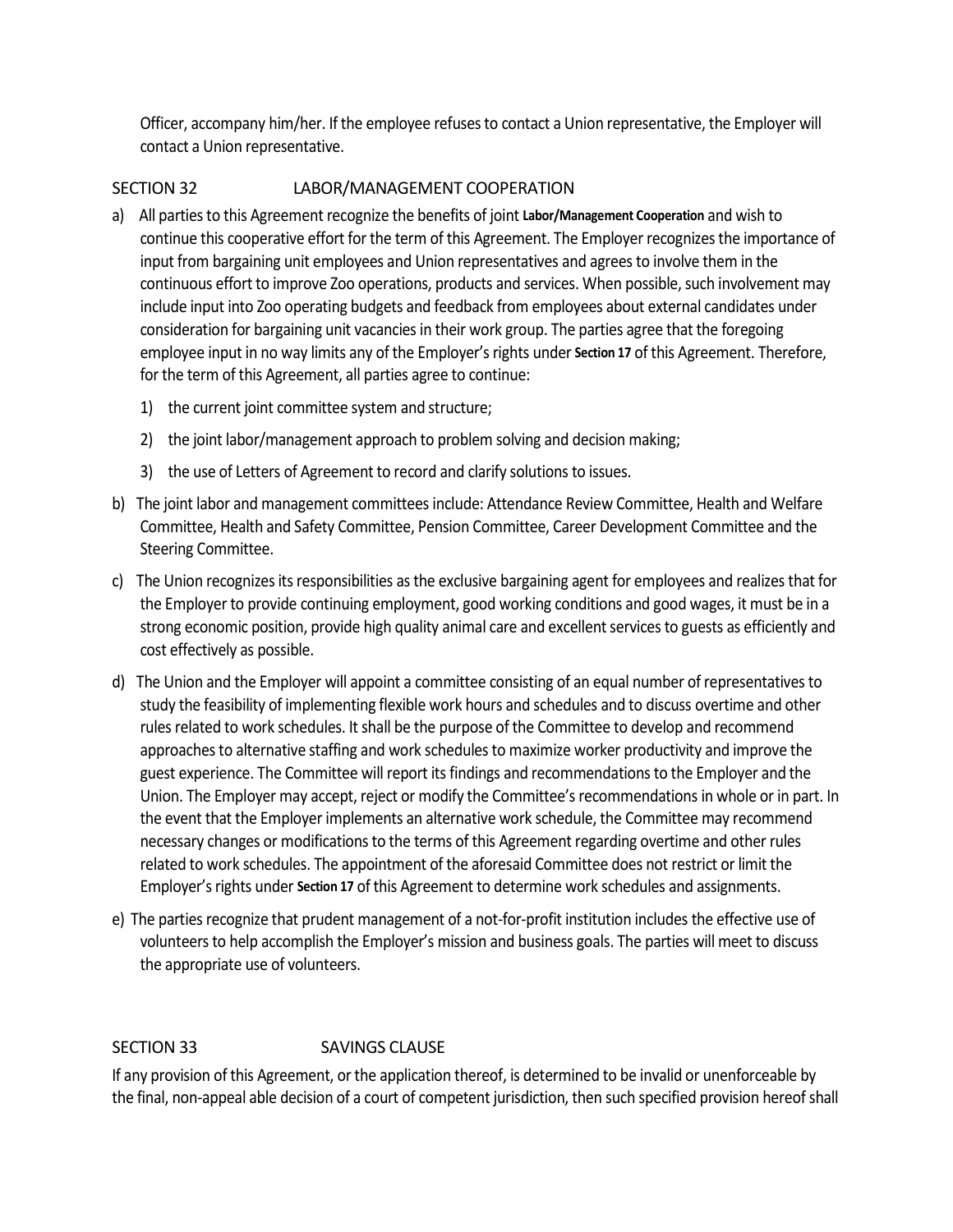Officer, accompany him/her. If the employee refuses to contact a Union representative, the Employer will contact a Union representative.

## SECTION 32 LABOR/MANAGEMENT COOPERATION

a) All parties to this Agreement recognize the benefits of joint **Labor/Management Cooperation** and wish to continue this cooperative effort for the term of this Agreement. The Employer recognizes the importance of input from bargaining unit employees and Union representatives and agrees to involve them in the continuous effort to improve Zoo operations, products and services. When possible, such involvement may include input into Zoo operating budgets and feedback from employees about external candidates under consideration for bargaining unit vacancies in their work group. The parties agree that the foregoing employee input in no way limits any of the Employer's rights under **Section 17** of this Agreement. Therefore, for the term of this Agreement, all parties agree to continue:

   1) the current joint committee system and structure;

   2) the joint labor/management approach to problem solving and decision making;

   3) the use of Letters of Agreement to record and clarify solutions to issues.

b) The joint labor and management committees include: Attendance Review Committee, Health and Welfare Committee, Health and Safety Committee, Pension Committee, Career Development Committee and the Steering Committee.

c) The Union recognizes its responsibilities as the exclusive bargaining agent for employees and realizes that for the Employer to provide continuing employment, good working conditions and good wages, it must be in a strong economic position, provide high quality animal care and excellent services to guests as efficiently and cost effectively as possible.

d) The Union and the Employer will appoint a committee consisting of an equal number of representatives to study the feasibility of implementing flexible work hours and schedules and to discuss overtime and other rules related to work schedules. It shall be the purpose of the Committee to develop and recommend approaches to alternative staffing and work schedules to maximize worker productivity and improve the guest experience. The Committee will report its findings and recommendations to the Employer and the Union. The Employer may accept, reject or modify the Committee's recommendations in whole or in part. In the event that the Employer implements an alternative work schedule, the Committee may recommend necessary changes or modifications to the terms of this Agreement regarding overtime and other rules related to work schedules. The appointment of the aforesaid Committee does not restrict or limit the Employer's rights under **Section 17** of this Agreement to determine work schedules and assignments.

e) The parties recognize that prudent management of a not-for-profit institution includes the effective use of volunteers to help accomplish the Employer's mission and business goals. The parties will meet to discuss the appropriate use of volunteers.

## SECTION 33 SAVINGS CLAUSE

If any provision of this Agreement, or the application thereof, is determined to be invalid or unenforceable by the final, non-appeal able decision of a court of competent jurisdiction, then such specified provision hereof shall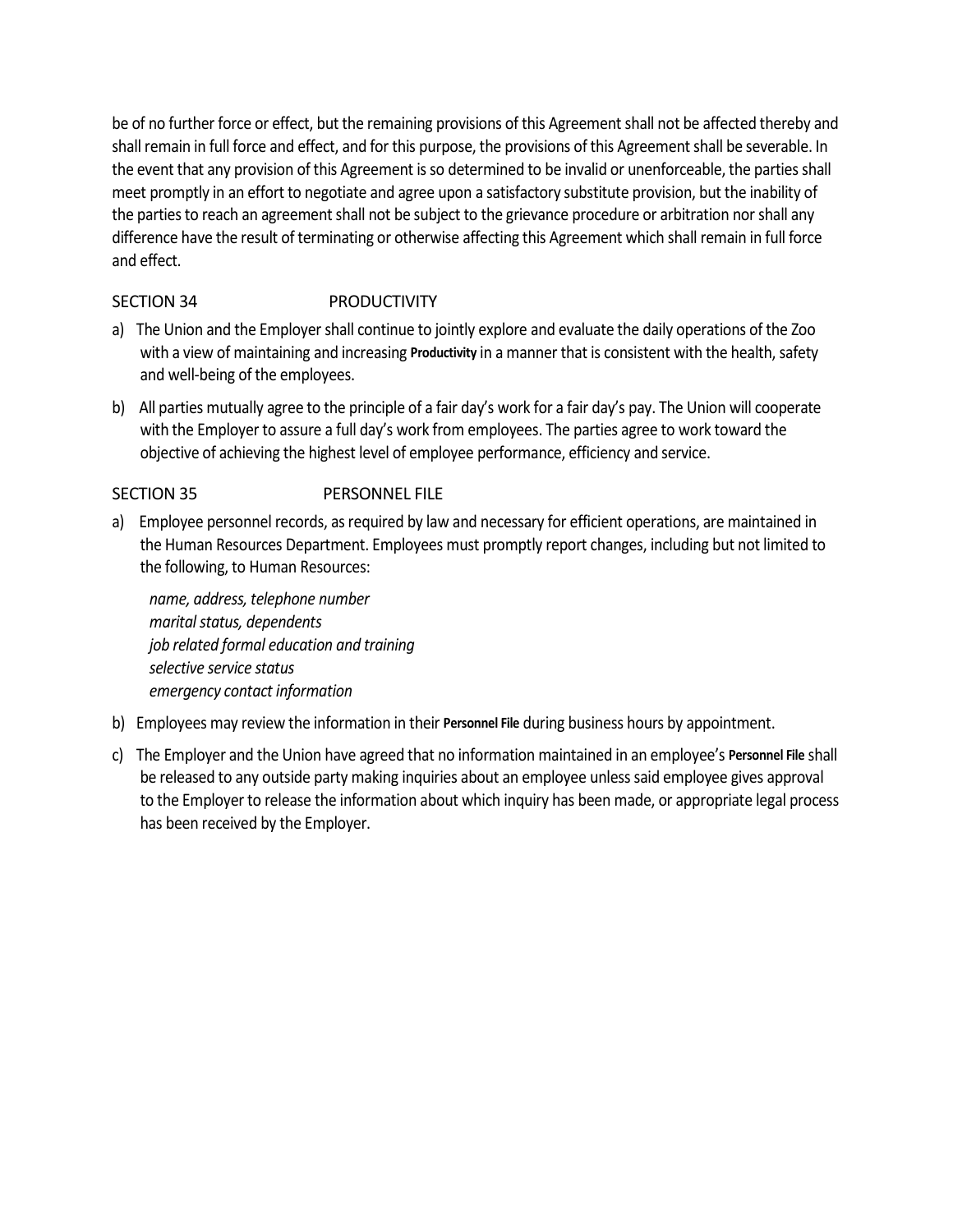be of no further force or effect, but the remaining provisions of this Agreement shall not be affected thereby and shall remain in full force and effect, and for this purpose, the provisions of this Agreement shall be severable. In the event that any provision of this Agreement is so determined to be invalid or unenforceable, the parties shall meet promptly in an effort to negotiate and agree upon a satisfactory substitute provision, but the inability of the parties to reach an agreement shall not be subject to the grievance procedure or arbitration nor shall any difference have the result of terminating or otherwise affecting this Agreement which shall remain in full force and effect.

## SECTION 34 PRODUCTIVITY

a) The Union and the Employer shall continue to jointly explore and evaluate the daily operations of the Zoo with a view of maintaining and increasing **Productivity** in a manner that is consistent with the health, safety and well-being of the employees.

b) All parties mutually agree to the principle of a fair day's work for a fair day's pay. The Union will cooperate with the Employer to assure a full day's work from employees. The parties agree to work toward the objective of achieving the highest level of employee performance, efficiency and service.

## SECTION 35 PERSONNEL FILE

a) Employee personnel records, as required by law and necessary for efficient operations, are maintained in the Human Resources Department. Employees must promptly report changes, including but not limited to the following, to Human Resources:

   *name, address, telephone number*
   *marital status, dependents*
   *job related formal education and training*
   *selective service status*
   *emergency contact information*

b) Employees may review the information in their **Personnel File** during business hours by appointment.

c) The Employer and the Union have agreed that no information maintained in an employee's **Personnel File** shall be released to any outside party making inquiries about an employee unless said employee gives approval to the Employer to release the information about which inquiry has been made, or appropriate legal process has been received by the Employer.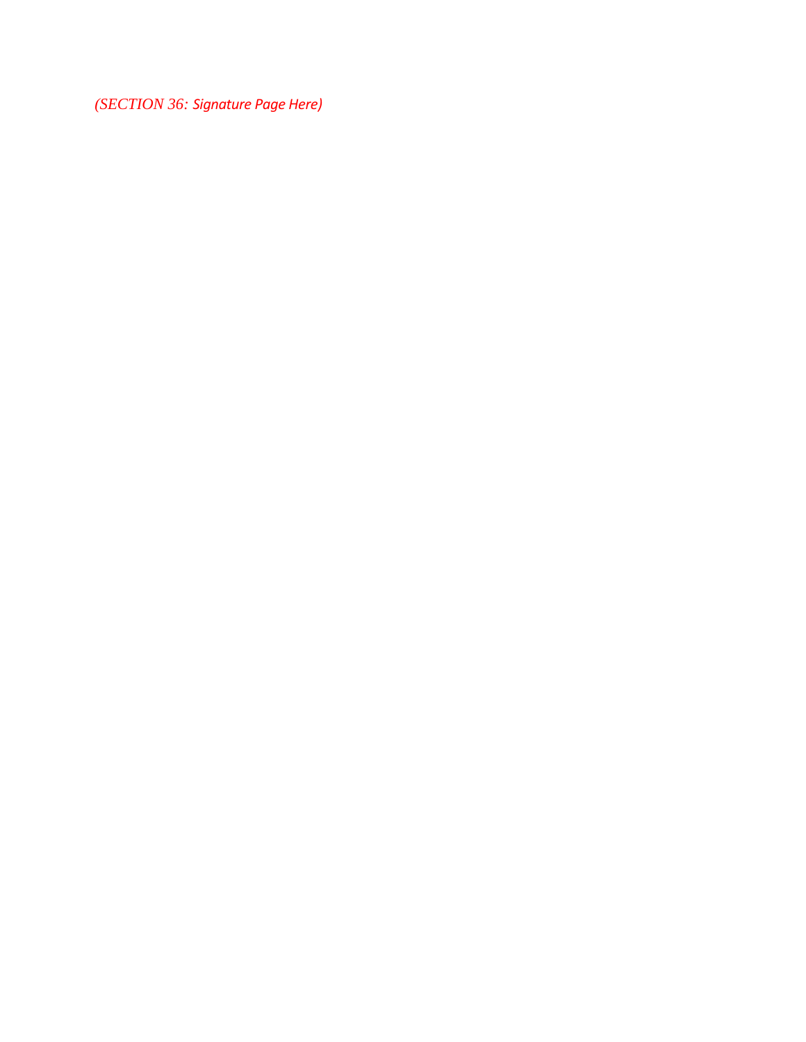*(SECTION 36: Signature Page Here)*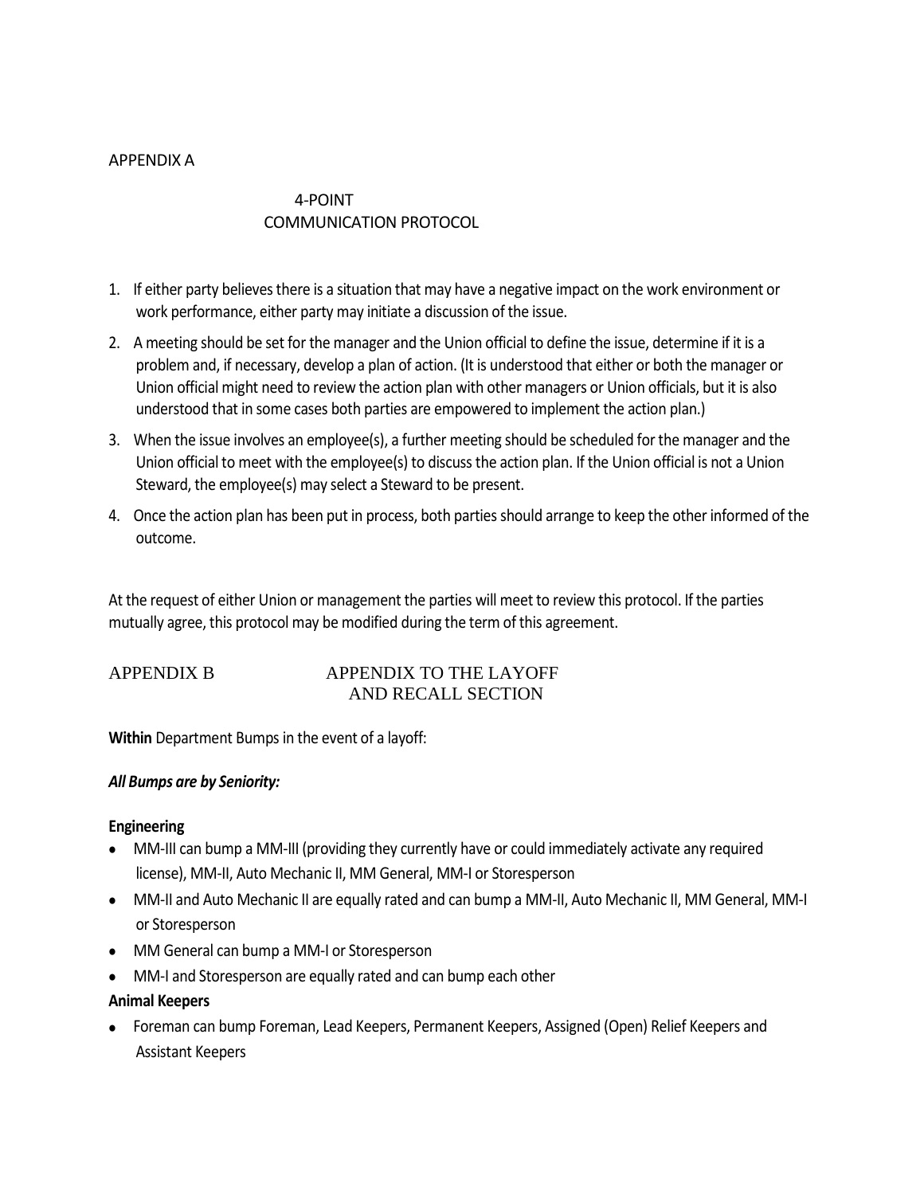## APPENDIX A

### 4-POINT COMMUNICATION PROTOCOL

1. If either party believes there is a situation that may have a negative impact on the work environment or work performance, either party may initiate a discussion of the issue.
2. A meeting should be set for the manager and the Union official to define the issue, determine if it is a problem and, if necessary, develop a plan of action. (It is understood that either or both the manager or Union official might need to review the action plan with other managers or Union officials, but it is also understood that in some cases both parties are empowered to implement the action plan.)
3. When the issue involves an employee(s), a further meeting should be scheduled for the manager and the Union official to meet with the employee(s) to discuss the action plan. If the Union official is not a Union Steward, the employee(s) may select a Steward to be present.
4. Once the action plan has been put in process, both parties should arrange to keep the other informed of the outcome.

At the request of either Union or management the parties will meet to review this protocol. If the parties mutually agree, this protocol may be modified during the term of this agreement.

## APPENDIX B APPENDIX TO THE LAYOFF AND RECALL SECTION

**Within** Department Bumps in the event of a layoff:

***All Bumps are by Seniority:***

**Engineering**

- MM-III can bump a MM-III (providing they currently have or could immediately activate any required license), MM-II, Auto Mechanic II, MM General, MM-I or Storesperson
- MM-II and Auto Mechanic II are equally rated and can bump a MM-II, Auto Mechanic II, MM General, MM-I or Storesperson
- MM General can bump a MM-I or Storesperson
- MM-I and Storesperson are equally rated and can bump each other

**Animal Keepers**

- Foreman can bump Foreman, Lead Keepers, Permanent Keepers, Assigned (Open) Relief Keepers and Assistant Keepers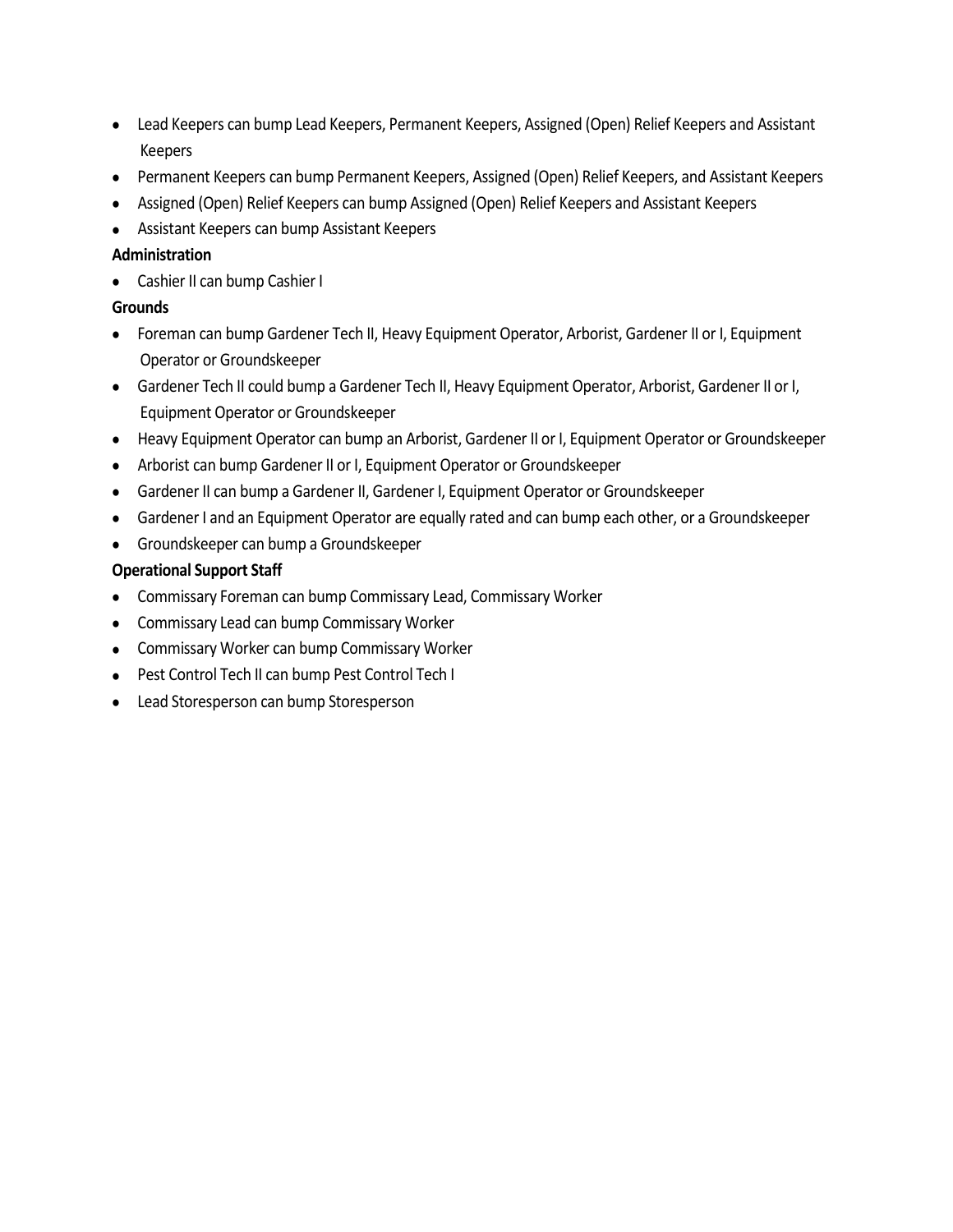- Lead Keepers can bump Lead Keepers, Permanent Keepers, Assigned (Open) Relief Keepers and Assistant Keepers
- Permanent Keepers can bump Permanent Keepers, Assigned (Open) Relief Keepers, and Assistant Keepers
- Assigned (Open) Relief Keepers can bump Assigned (Open) Relief Keepers and Assistant Keepers
- Assistant Keepers can bump Assistant Keepers

**Administration**

- Cashier II can bump Cashier I

**Grounds**

- Foreman can bump Gardener Tech II, Heavy Equipment Operator, Arborist, Gardener II or I, Equipment Operator or Groundskeeper
- Gardener Tech II could bump a Gardener Tech II, Heavy Equipment Operator, Arborist, Gardener II or I, Equipment Operator or Groundskeeper
- Heavy Equipment Operator can bump an Arborist, Gardener II or I, Equipment Operator or Groundskeeper
- Arborist can bump Gardener II or I, Equipment Operator or Groundskeeper
- Gardener II can bump a Gardener II, Gardener I, Equipment Operator or Groundskeeper
- Gardener I and an Equipment Operator are equally rated and can bump each other, or a Groundskeeper
- Groundskeeper can bump a Groundskeeper

**Operational Support Staff**

- Commissary Foreman can bump Commissary Lead, Commissary Worker
- Commissary Lead can bump Commissary Worker
- Commissary Worker can bump Commissary Worker
- Pest Control Tech II can bump Pest Control Tech I
- Lead Storesperson can bump Storesperson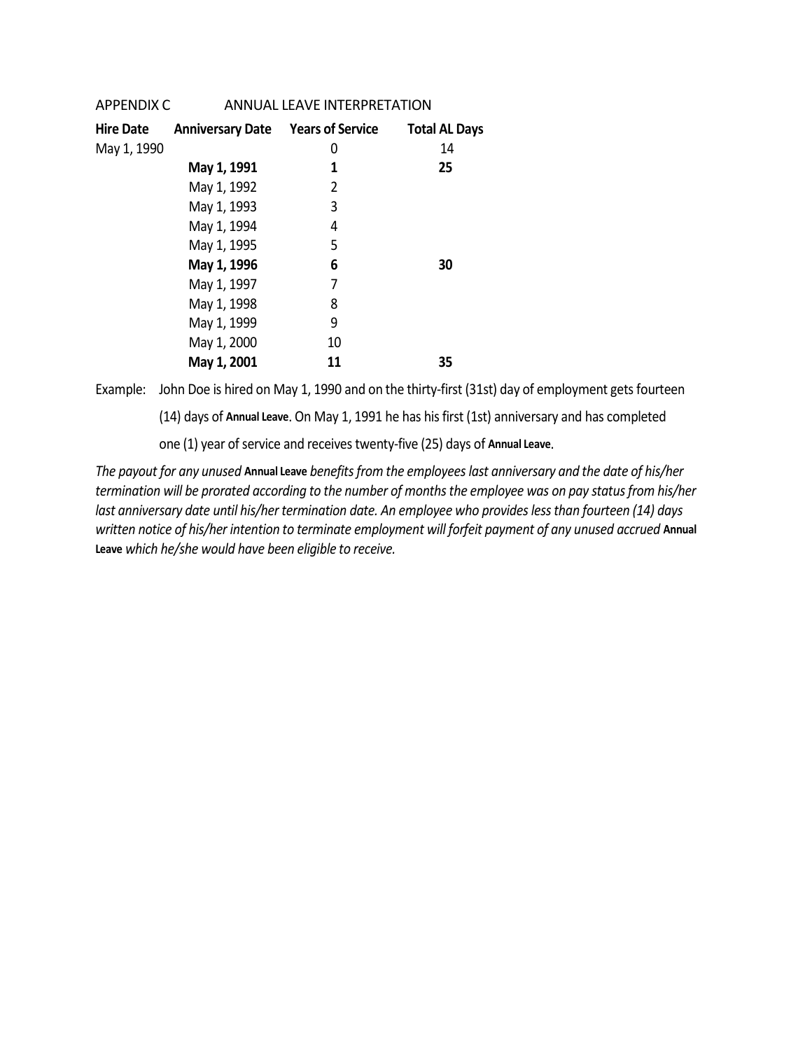APPENDIX C ANNUAL LEAVE INTERPRETATION

| Hire Date | Anniversary Date | Years of Service | Total AL Days |
|---|---|---|---|
| May 1, 1990 | | 0 | 14 |
| | **May 1, 1991** | **1** | **25** |
| | May 1, 1992 | 2 | |
| | May 1, 1993 | 3 | |
| | May 1, 1994 | 4 | |
| | May 1, 1995 | 5 | |
| | **May 1, 1996** | **6** | **30** |
| | May 1, 1997 | 7 | |
| | May 1, 1998 | 8 | |
| | May 1, 1999 | 9 | |
| | May 1, 2000 | 10 | |
| | **May 1, 2001** | **11** | **35** |

Example: John Doe is hired on May 1, 1990 and on the thirty-first (31st) day of employment gets fourteen (14) days of **Annual Leave**. On May 1, 1991 he has his first (1st) anniversary and has completed one (1) year of service and receives twenty-five (25) days of **Annual Leave**.

*The payout for any unused* **Annual Leave** *benefits from the employees last anniversary and the date of his/her termination will be prorated according to the number of months the employee was on pay status from his/her last anniversary date until his/her termination date. An employee who provides less than fourteen (14) days written notice of his/her intention to terminate employment will forfeit payment of any unused accrued* **Annual Leave** *which he/she would have been eligible to receive.*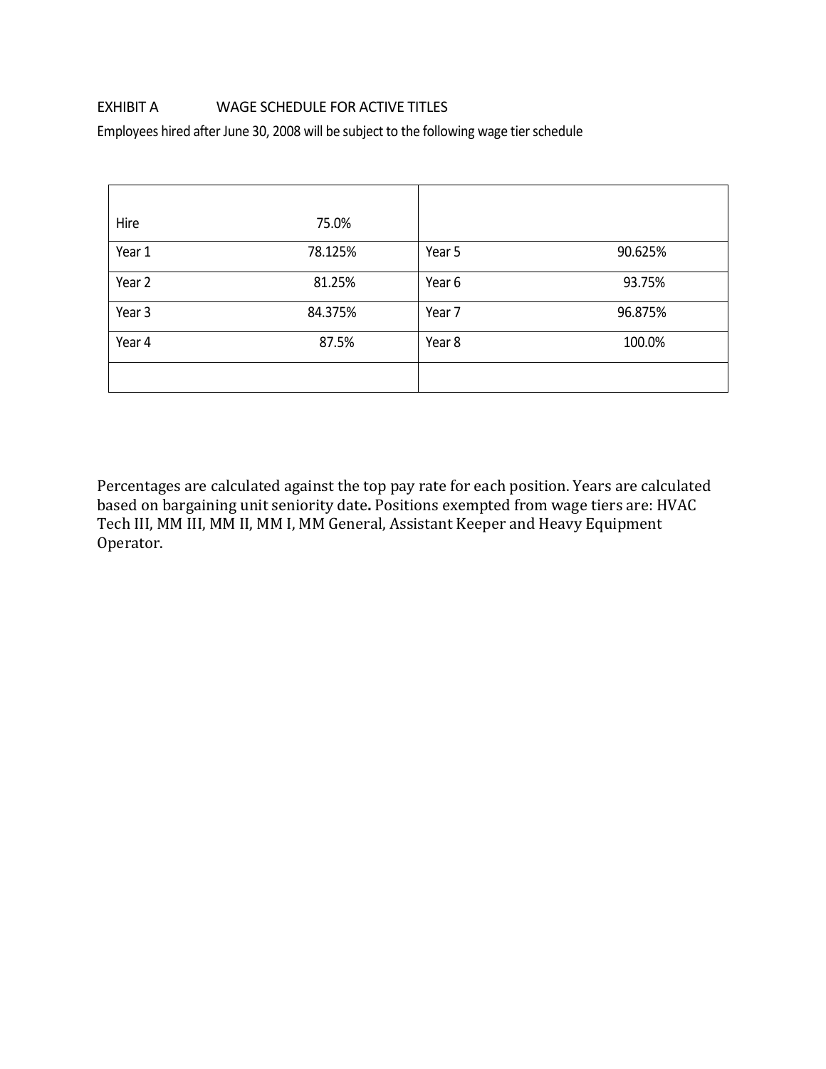EXHIBIT A WAGE SCHEDULE FOR ACTIVE TITLES

Employees hired after June 30, 2008 will be subject to the following wage tier schedule

| | | | |
|---|---|---|---|
| Hire | 75.0% | | |
| Year 1 | 78.125% | Year 5 | 90.625% |
| Year 2 | 81.25% | Year 6 | 93.75% |
| Year 3 | 84.375% | Year 7 | 96.875% |
| Year 4 | 87.5% | Year 8 | 100.0% |
| | | | |

Percentages are calculated against the top pay rate for each position. Years are calculated based on bargaining unit seniority date**.** Positions exempted from wage tiers are: HVAC Tech III, MM III, MM II, MM I, MM General, Assistant Keeper and Heavy Equipment Operator.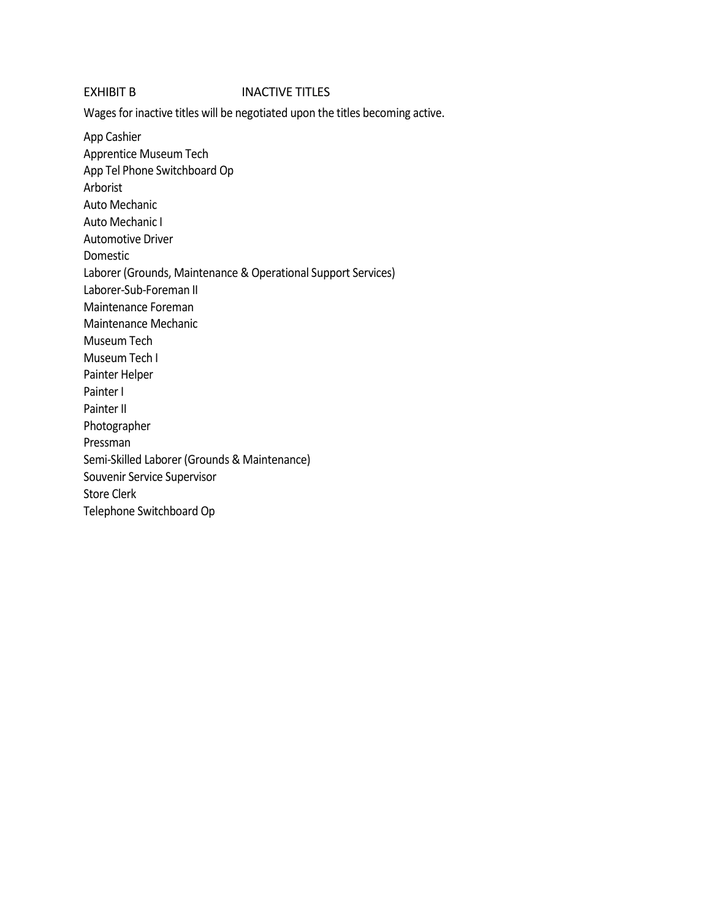## EXHIBIT B INACTIVE TITLES

Wages for inactive titles will be negotiated upon the titles becoming active.

App Cashier
Apprentice Museum Tech
App Tel Phone Switchboard Op
Arborist
Auto Mechanic
Auto Mechanic I
Automotive Driver
Domestic
Laborer (Grounds, Maintenance & Operational Support Services)
Laborer-Sub-Foreman II
Maintenance Foreman
Maintenance Mechanic
Museum Tech
Museum Tech I
Painter Helper
Painter I
Painter II
Photographer
Pressman
Semi-Skilled Laborer (Grounds & Maintenance)
Souvenir Service Supervisor
Store Clerk
Telephone Switchboard Op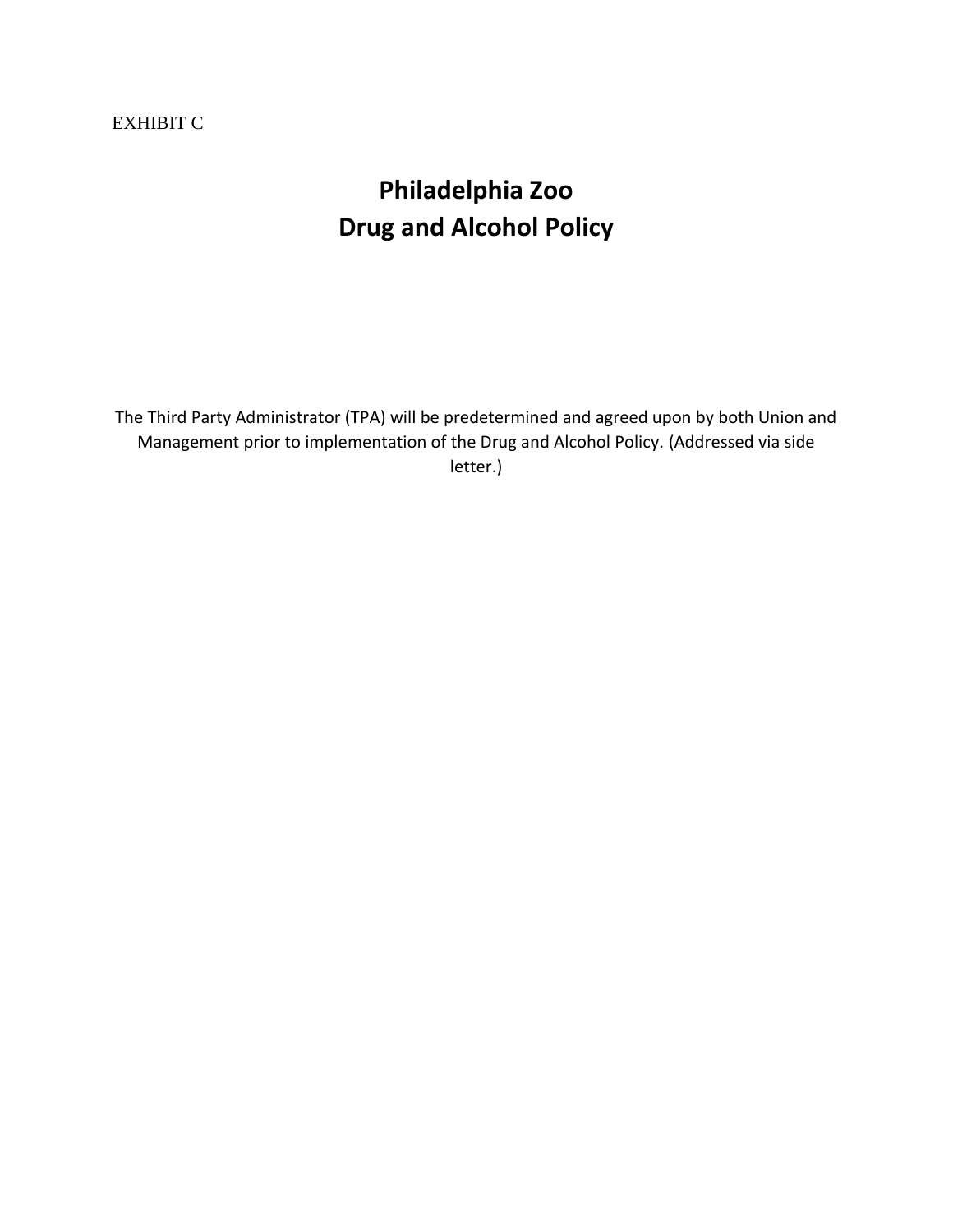EXHIBIT C

# Philadelphia Zoo
# Drug and Alcohol Policy

The Third Party Administrator (TPA) will be predetermined and agreed upon by both Union and Management prior to implementation of the Drug and Alcohol Policy. (Addressed via side letter.)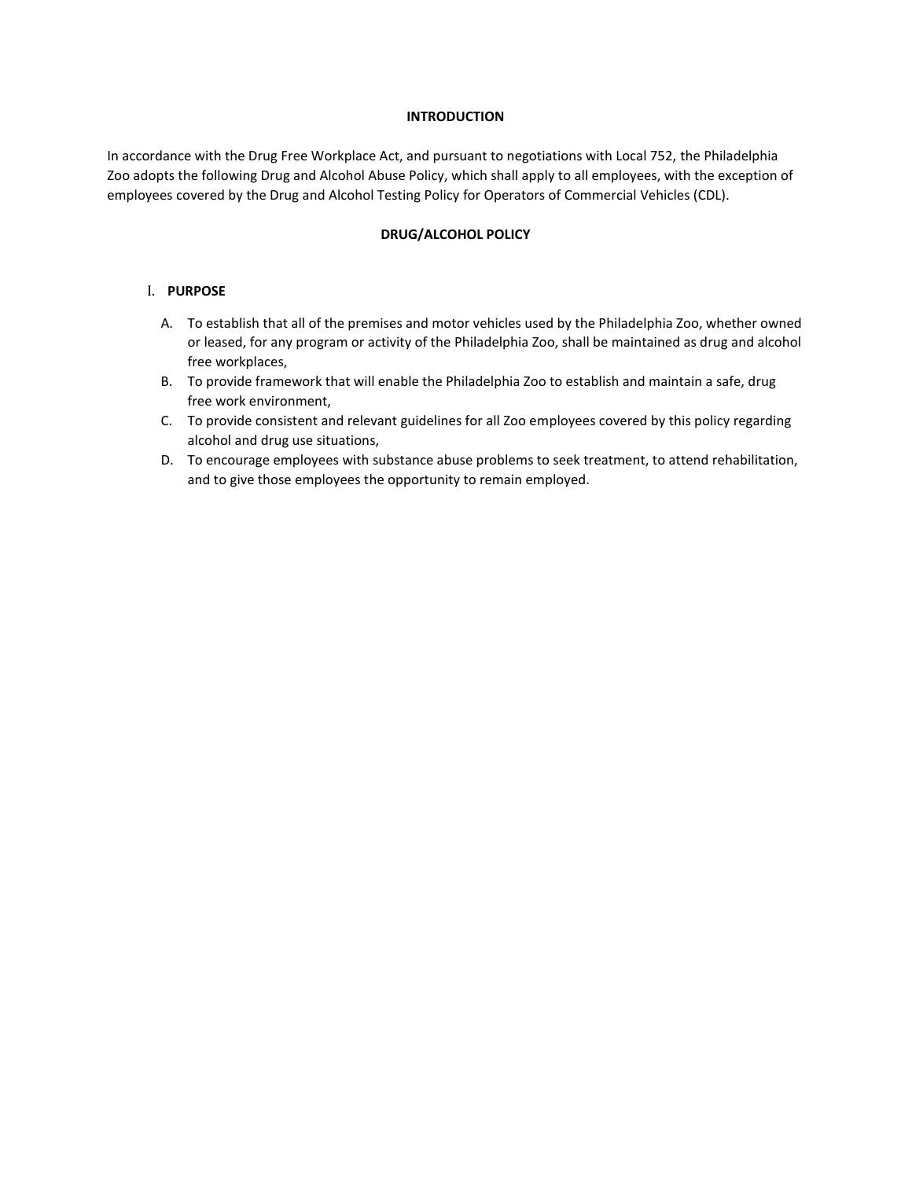## INTRODUCTION

In accordance with the Drug Free Workplace Act, and pursuant to negotiations with Local 752, the Philadelphia Zoo adopts the following Drug and Alcohol Abuse Policy, which shall apply to all employees, with the exception of employees covered by the Drug and Alcohol Testing Policy for Operators of Commercial Vehicles (CDL).

## DRUG/ALCOHOL POLICY

### I. PURPOSE

A. To establish that all of the premises and motor vehicles used by the Philadelphia Zoo, whether owned or leased, for any program or activity of the Philadelphia Zoo, shall be maintained as drug and alcohol free workplaces,

B. To provide framework that will enable the Philadelphia Zoo to establish and maintain a safe, drug free work environment,

C. To provide consistent and relevant guidelines for all Zoo employees covered by this policy regarding alcohol and drug use situations,

D. To encourage employees with substance abuse problems to seek treatment, to attend rehabilitation, and to give those employees the opportunity to remain employed.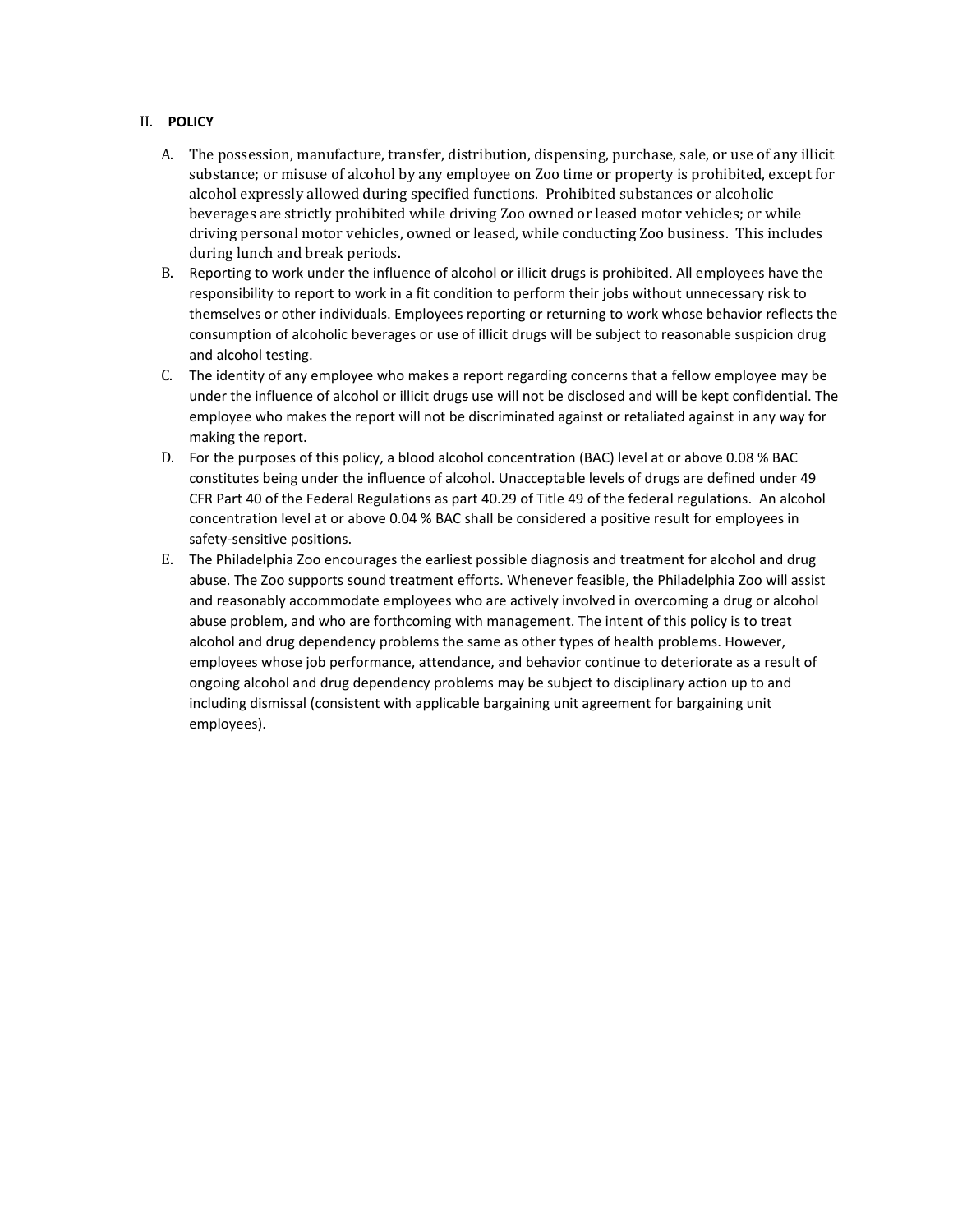## II. **POLICY**

A. The possession, manufacture, transfer, distribution, dispensing, purchase, sale, or use of any illicit substance; or misuse of alcohol by any employee on Zoo time or property is prohibited, except for alcohol expressly allowed during specified functions. Prohibited substances or alcoholic beverages are strictly prohibited while driving Zoo owned or leased motor vehicles; or while driving personal motor vehicles, owned or leased, while conducting Zoo business. This includes during lunch and break periods.

B. Reporting to work under the influence of alcohol or illicit drugs is prohibited. All employees have the responsibility to report to work in a fit condition to perform their jobs without unnecessary risk to themselves or other individuals. Employees reporting or returning to work whose behavior reflects the consumption of alcoholic beverages or use of illicit drugs will be subject to reasonable suspicion drug and alcohol testing.

C. The identity of any employee who makes a report regarding concerns that a fellow employee may be under the influence of alcohol or illicit drugs use will not be disclosed and will be kept confidential. The employee who makes the report will not be discriminated against or retaliated against in any way for making the report.

D. For the purposes of this policy, a blood alcohol concentration (BAC) level at or above 0.08 % BAC constitutes being under the influence of alcohol. Unacceptable levels of drugs are defined under 49 CFR Part 40 of the Federal Regulations as part 40.29 of Title 49 of the federal regulations. An alcohol concentration level at or above 0.04 % BAC shall be considered a positive result for employees in safety-sensitive positions.

E. The Philadelphia Zoo encourages the earliest possible diagnosis and treatment for alcohol and drug abuse. The Zoo supports sound treatment efforts. Whenever feasible, the Philadelphia Zoo will assist and reasonably accommodate employees who are actively involved in overcoming a drug or alcohol abuse problem, and who are forthcoming with management. The intent of this policy is to treat alcohol and drug dependency problems the same as other types of health problems. However, employees whose job performance, attendance, and behavior continue to deteriorate as a result of ongoing alcohol and drug dependency problems may be subject to disciplinary action up to and including dismissal (consistent with applicable bargaining unit agreement for bargaining unit employees).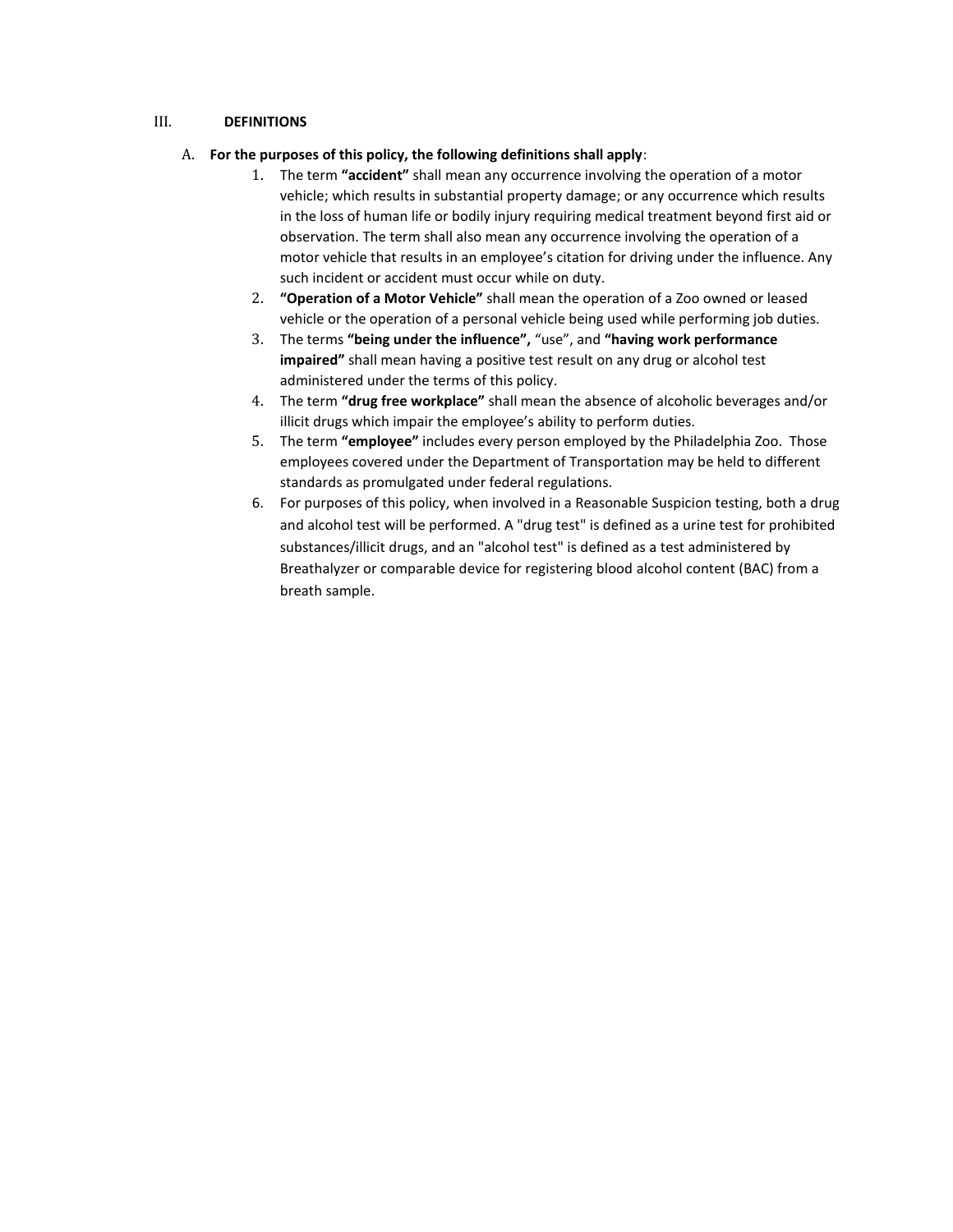## III. DEFINITIONS

A. **For the purposes of this policy, the following definitions shall apply**:

1. The term **“accident”** shall mean any occurrence involving the operation of a motor vehicle; which results in substantial property damage; or any occurrence which results in the loss of human life or bodily injury requiring medical treatment beyond first aid or observation. The term shall also mean any occurrence involving the operation of a motor vehicle that results in an employee’s citation for driving under the influence. Any such incident or accident must occur while on duty.
2. **“Operation of a Motor Vehicle”** shall mean the operation of a Zoo owned or leased vehicle or the operation of a personal vehicle being used while performing job duties.
3. The terms **“being under the influence”,** “use”, and **“having work performance impaired”** shall mean having a positive test result on any drug or alcohol test administered under the terms of this policy.
4. The term **“drug free workplace”** shall mean the absence of alcoholic beverages and/or illicit drugs which impair the employee’s ability to perform duties.
5. The term **“employee”** includes every person employed by the Philadelphia Zoo. Those employees covered under the Department of Transportation may be held to different standards as promulgated under federal regulations.
6. For purposes of this policy, when involved in a Reasonable Suspicion testing, both a drug and alcohol test will be performed. A "drug test" is defined as a urine test for prohibited substances/illicit drugs, and an "alcohol test" is defined as a test administered by Breathalyzer or comparable device for registering blood alcohol content (BAC) from a breath sample.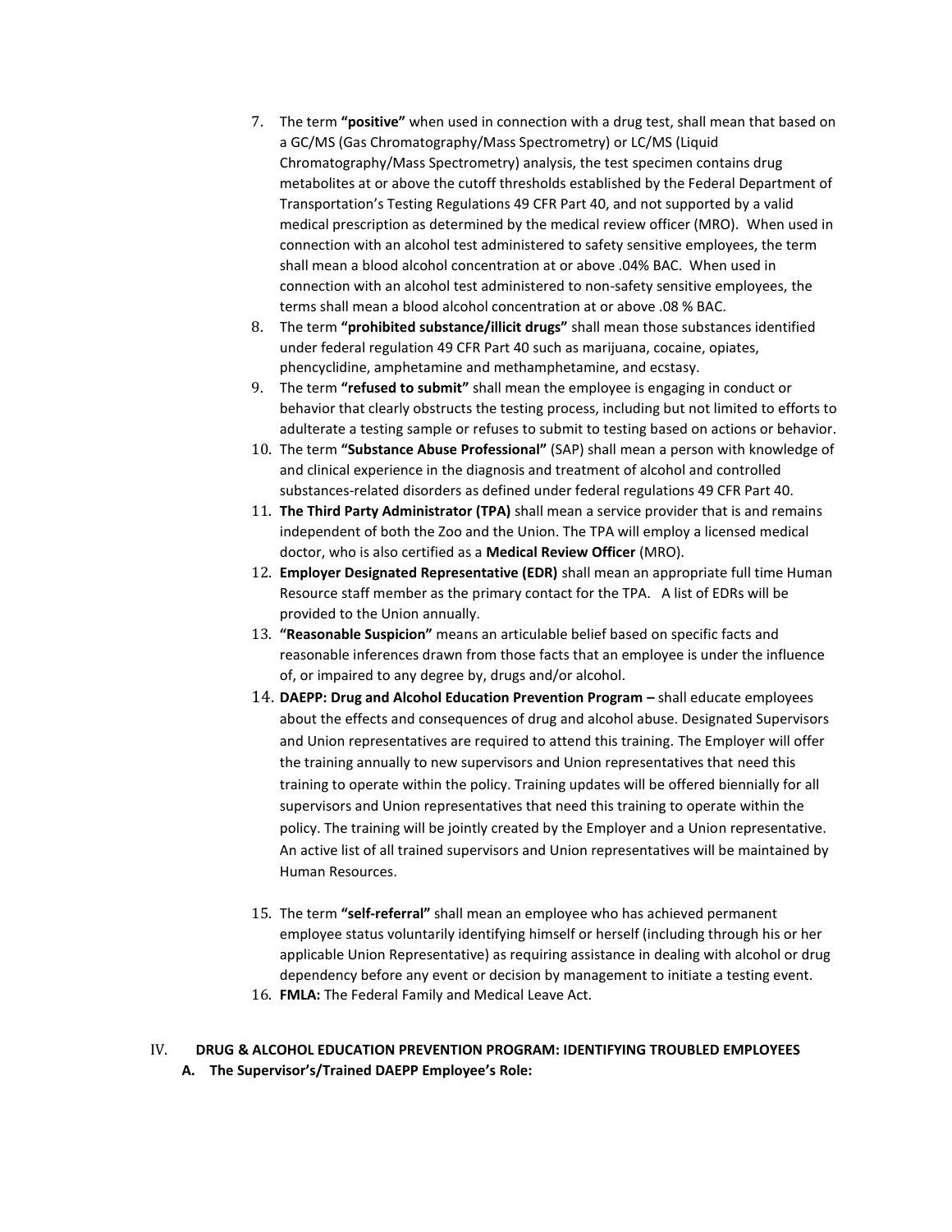7. The term **"positive"** when used in connection with a drug test, shall mean that based on a GC/MS (Gas Chromatography/Mass Spectrometry) or LC/MS (Liquid Chromatography/Mass Spectrometry) analysis, the test specimen contains drug metabolites at or above the cutoff thresholds established by the Federal Department of Transportation's Testing Regulations 49 CFR Part 40, and not supported by a valid medical prescription as determined by the medical review officer (MRO). When used in connection with an alcohol test administered to safety sensitive employees, the term shall mean a blood alcohol concentration at or above .04% BAC. When used in connection with an alcohol test administered to non-safety sensitive employees, the terms shall mean a blood alcohol concentration at or above .08 % BAC.
8. The term **"prohibited substance/illicit drugs"** shall mean those substances identified under federal regulation 49 CFR Part 40 such as marijuana, cocaine, opiates, phencyclidine, amphetamine and methamphetamine, and ecstasy.
9. The term **"refused to submit"** shall mean the employee is engaging in conduct or behavior that clearly obstructs the testing process, including but not limited to efforts to adulterate a testing sample or refuses to submit to testing based on actions or behavior.
10. The term **"Substance Abuse Professional"** (SAP) shall mean a person with knowledge of and clinical experience in the diagnosis and treatment of alcohol and controlled substances-related disorders as defined under federal regulations 49 CFR Part 40.
11. **The Third Party Administrator (TPA)** shall mean a service provider that is and remains independent of both the Zoo and the Union. The TPA will employ a licensed medical doctor, who is also certified as a **Medical Review Officer** (MRO).
12. **Employer Designated Representative (EDR)** shall mean an appropriate full time Human Resource staff member as the primary contact for the TPA. A list of EDRs will be provided to the Union annually.
13. **"Reasonable Suspicion"** means an articulable belief based on specific facts and reasonable inferences drawn from those facts that an employee is under the influence of, or impaired to any degree by, drugs and/or alcohol.
14. **DAEPP: Drug and Alcohol Education Prevention Program –** shall educate employees about the effects and consequences of drug and alcohol abuse. Designated Supervisors and Union representatives are required to attend this training. The Employer will offer the training annually to new supervisors and Union representatives that need this training to operate within the policy. Training updates will be offered biennially for all supervisors and Union representatives that need this training to operate within the policy. The training will be jointly created by the Employer and a Union representative. An active list of all trained supervisors and Union representatives will be maintained by Human Resources.
15. The term **"self-referral"** shall mean an employee who has achieved permanent employee status voluntarily identifying himself or herself (including through his or her applicable Union Representative) as requiring assistance in dealing with alcohol or drug dependency before any event or decision by management to initiate a testing event.
16. **FMLA:** The Federal Family and Medical Leave Act.

## IV. DRUG & ALCOHOL EDUCATION PREVENTION PROGRAM: IDENTIFYING TROUBLED EMPLOYEES

### A. The Supervisor's/Trained DAEPP Employee's Role: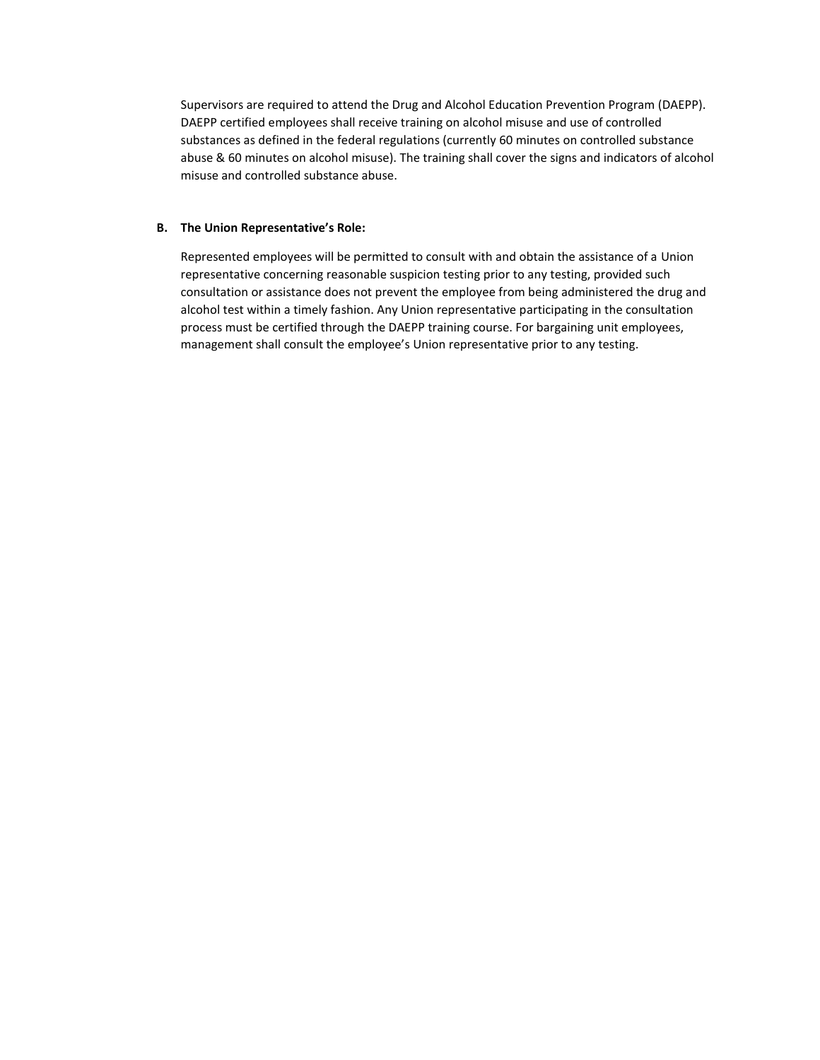Supervisors are required to attend the Drug and Alcohol Education Prevention Program (DAEPP). DAEPP certified employees shall receive training on alcohol misuse and use of controlled substances as defined in the federal regulations (currently 60 minutes on controlled substance abuse & 60 minutes on alcohol misuse). The training shall cover the signs and indicators of alcohol misuse and controlled substance abuse.

**B. The Union Representative's Role:**

Represented employees will be permitted to consult with and obtain the assistance of a Union representative concerning reasonable suspicion testing prior to any testing, provided such consultation or assistance does not prevent the employee from being administered the drug and alcohol test within a timely fashion. Any Union representative participating in the consultation process must be certified through the DAEPP training course. For bargaining unit employees, management shall consult the employee's Union representative prior to any testing.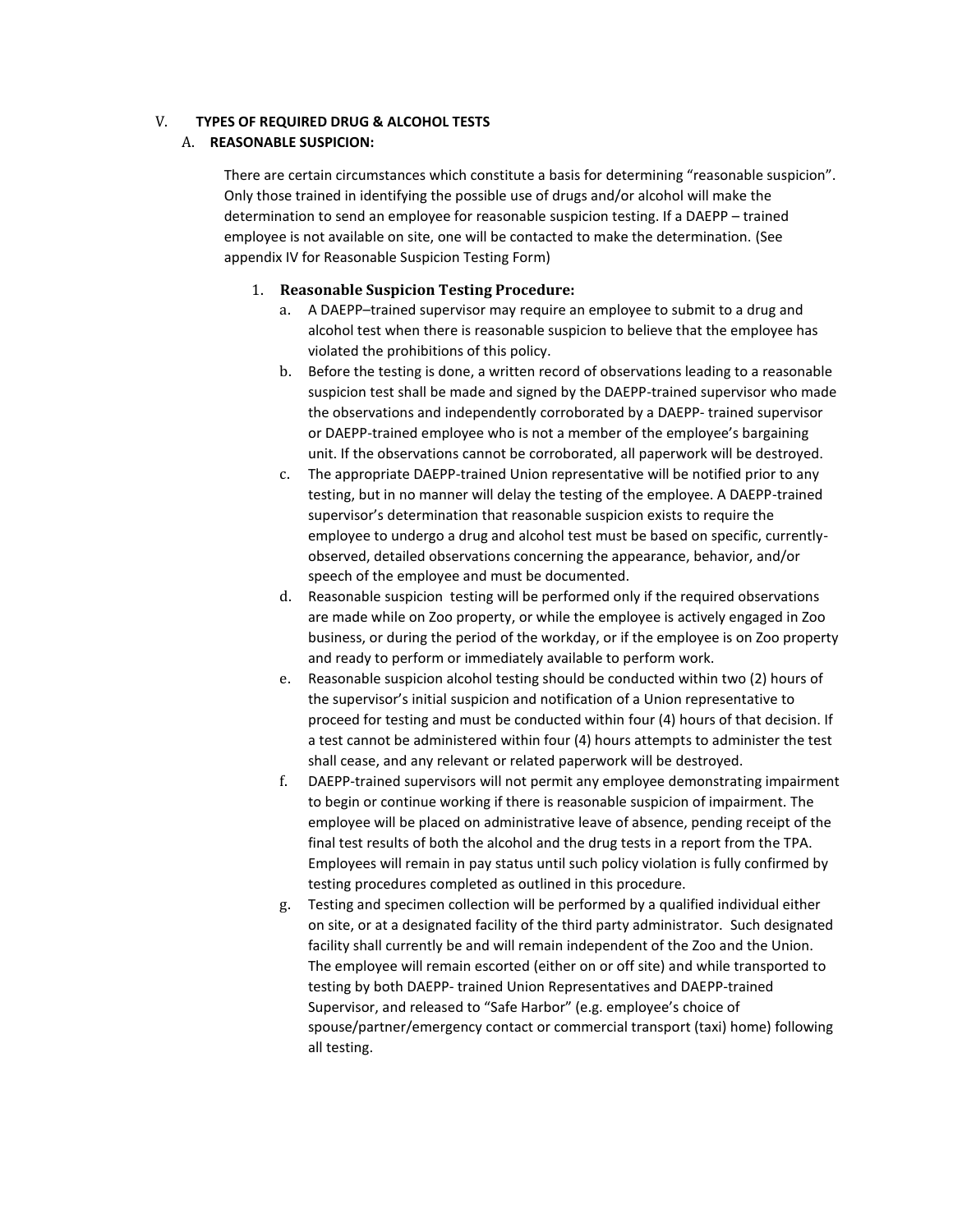## V. TYPES OF REQUIRED DRUG & ALCOHOL TESTS

### A. REASONABLE SUSPICION:

There are certain circumstances which constitute a basis for determining "reasonable suspicion". Only those trained in identifying the possible use of drugs and/or alcohol will make the determination to send an employee for reasonable suspicion testing. If a DAEPP – trained employee is not available on site, one will be contacted to make the determination. (See appendix IV for Reasonable Suspicion Testing Form)

1. **Reasonable Suspicion Testing Procedure:**
   a. A DAEPP–trained supervisor may require an employee to submit to a drug and alcohol test when there is reasonable suspicion to believe that the employee has violated the prohibitions of this policy.
   b. Before the testing is done, a written record of observations leading to a reasonable suspicion test shall be made and signed by the DAEPP-trained supervisor who made the observations and independently corroborated by a DAEPP- trained supervisor or DAEPP-trained employee who is not a member of the employee's bargaining unit. If the observations cannot be corroborated, all paperwork will be destroyed.
   c. The appropriate DAEPP-trained Union representative will be notified prior to any testing, but in no manner will delay the testing of the employee. A DAEPP-trained supervisor's determination that reasonable suspicion exists to require the employee to undergo a drug and alcohol test must be based on specific, currently-observed, detailed observations concerning the appearance, behavior, and/or speech of the employee and must be documented.
   d. Reasonable suspicion testing will be performed only if the required observations are made while on Zoo property, or while the employee is actively engaged in Zoo business, or during the period of the workday, or if the employee is on Zoo property and ready to perform or immediately available to perform work.
   e. Reasonable suspicion alcohol testing should be conducted within two (2) hours of the supervisor's initial suspicion and notification of a Union representative to proceed for testing and must be conducted within four (4) hours of that decision. If a test cannot be administered within four (4) hours attempts to administer the test shall cease, and any relevant or related paperwork will be destroyed.
   f. DAEPP-trained supervisors will not permit any employee demonstrating impairment to begin or continue working if there is reasonable suspicion of impairment. The employee will be placed on administrative leave of absence, pending receipt of the final test results of both the alcohol and the drug tests in a report from the TPA. Employees will remain in pay status until such policy violation is fully confirmed by testing procedures completed as outlined in this procedure.
   g. Testing and specimen collection will be performed by a qualified individual either on site, or at a designated facility of the third party administrator. Such designated facility shall currently be and will remain independent of the Zoo and the Union. The employee will remain escorted (either on or off site) and while transported to testing by both DAEPP- trained Union Representatives and DAEPP-trained Supervisor, and released to "Safe Harbor" (e.g. employee's choice of spouse/partner/emergency contact or commercial transport (taxi) home) following all testing.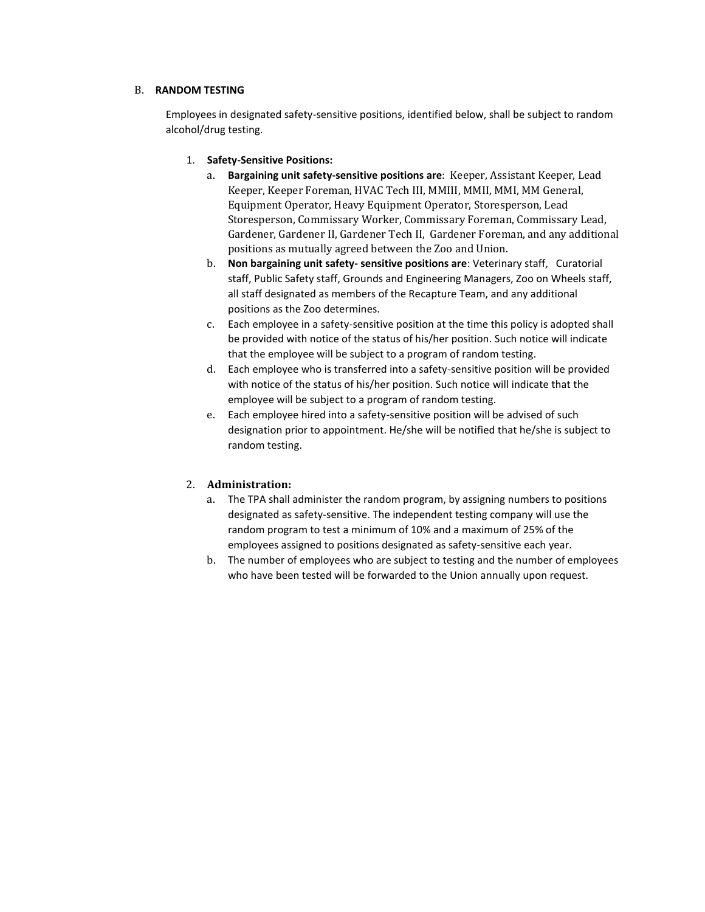B. **RANDOM TESTING**

Employees in designated safety-sensitive positions, identified below, shall be subject to random alcohol/drug testing.

1. **Safety-Sensitive Positions:**
   a. **Bargaining unit safety-sensitive positions are**: Keeper, Assistant Keeper, Lead Keeper, Keeper Foreman, HVAC Tech III, MMIII, MMII, MMI, MM General, Equipment Operator, Heavy Equipment Operator, Storesperson, Lead Storesperson, Commissary Worker, Commissary Foreman, Commissary Lead, Gardener, Gardener II, Gardener Tech II, Gardener Foreman, and any additional positions as mutually agreed between the Zoo and Union.
   b. **Non bargaining unit safety- sensitive positions are**: Veterinary staff, Curatorial staff, Public Safety staff, Grounds and Engineering Managers, Zoo on Wheels staff, all staff designated as members of the Recapture Team, and any additional positions as the Zoo determines.
   c. Each employee in a safety-sensitive position at the time this policy is adopted shall be provided with notice of the status of his/her position. Such notice will indicate that the employee will be subject to a program of random testing.
   d. Each employee who is transferred into a safety-sensitive position will be provided with notice of the status of his/her position. Such notice will indicate that the employee will be subject to a program of random testing.
   e. Each employee hired into a safety-sensitive position will be advised of such designation prior to appointment. He/she will be notified that he/she is subject to random testing.

2. **Administration:**
   a. The TPA shall administer the random program, by assigning numbers to positions designated as safety-sensitive. The independent testing company will use the random program to test a minimum of 10% and a maximum of 25% of the employees assigned to positions designated as safety-sensitive each year.
   b. The number of employees who are subject to testing and the number of employees who have been tested will be forwarded to the Union annually upon request.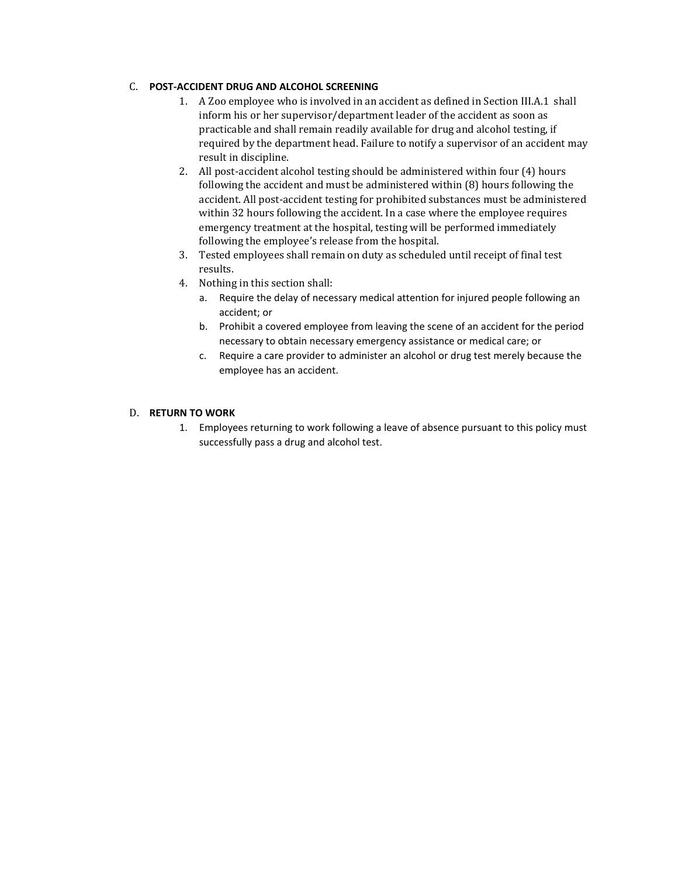C. **POST-ACCIDENT DRUG AND ALCOHOL SCREENING**

1. A Zoo employee who is involved in an accident as defined in Section III.A.1 shall inform his or her supervisor/department leader of the accident as soon as practicable and shall remain readily available for drug and alcohol testing, if required by the department head. Failure to notify a supervisor of an accident may result in discipline.
2. All post-accident alcohol testing should be administered within four (4) hours following the accident and must be administered within (8) hours following the accident. All post-accident testing for prohibited substances must be administered within 32 hours following the accident. In a case where the employee requires emergency treatment at the hospital, testing will be performed immediately following the employee's release from the hospital.
3. Tested employees shall remain on duty as scheduled until receipt of final test results.
4. Nothing in this section shall:
   a. Require the delay of necessary medical attention for injured people following an accident; or
   b. Prohibit a covered employee from leaving the scene of an accident for the period necessary to obtain necessary emergency assistance or medical care; or
   c. Require a care provider to administer an alcohol or drug test merely because the employee has an accident.

D. **RETURN TO WORK**

1. Employees returning to work following a leave of absence pursuant to this policy must successfully pass a drug and alcohol test.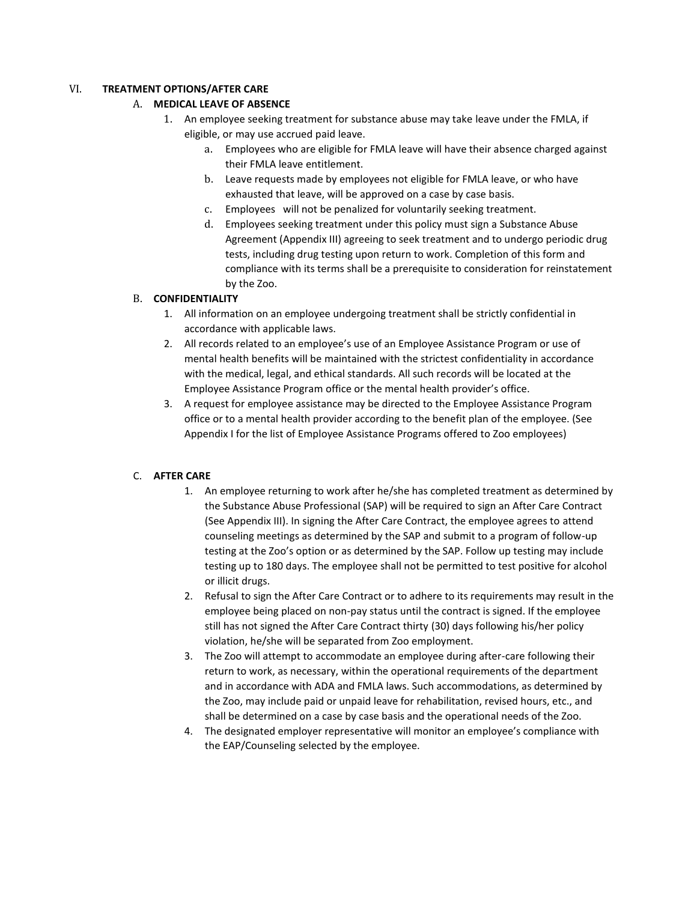## VI. TREATMENT OPTIONS/AFTER CARE

### A. MEDICAL LEAVE OF ABSENCE

1. An employee seeking treatment for substance abuse may take leave under the FMLA, if eligible, or may use accrued paid leave.
   a. Employees who are eligible for FMLA leave will have their absence charged against their FMLA leave entitlement.
   b. Leave requests made by employees not eligible for FMLA leave, or who have exhausted that leave, will be approved on a case by case basis.
   c. Employees will not be penalized for voluntarily seeking treatment.
   d. Employees seeking treatment under this policy must sign a Substance Abuse Agreement (Appendix III) agreeing to seek treatment and to undergo periodic drug tests, including drug testing upon return to work. Completion of this form and compliance with its terms shall be a prerequisite to consideration for reinstatement by the Zoo.

### B. CONFIDENTIALITY

1. All information on an employee undergoing treatment shall be strictly confidential in accordance with applicable laws.
2. All records related to an employee's use of an Employee Assistance Program or use of mental health benefits will be maintained with the strictest confidentiality in accordance with the medical, legal, and ethical standards. All such records will be located at the Employee Assistance Program office or the mental health provider's office.
3. A request for employee assistance may be directed to the Employee Assistance Program office or to a mental health provider according to the benefit plan of the employee. (See Appendix I for the list of Employee Assistance Programs offered to Zoo employees)

### C. AFTER CARE

1. An employee returning to work after he/she has completed treatment as determined by the Substance Abuse Professional (SAP) will be required to sign an After Care Contract (See Appendix III). In signing the After Care Contract, the employee agrees to attend counseling meetings as determined by the SAP and submit to a program of follow-up testing at the Zoo's option or as determined by the SAP. Follow up testing may include testing up to 180 days. The employee shall not be permitted to test positive for alcohol or illicit drugs.
2. Refusal to sign the After Care Contract or to adhere to its requirements may result in the employee being placed on non-pay status until the contract is signed. If the employee still has not signed the After Care Contract thirty (30) days following his/her policy violation, he/she will be separated from Zoo employment.
3. The Zoo will attempt to accommodate an employee during after-care following their return to work, as necessary, within the operational requirements of the department and in accordance with ADA and FMLA laws. Such accommodations, as determined by the Zoo, may include paid or unpaid leave for rehabilitation, revised hours, etc., and shall be determined on a case by case basis and the operational needs of the Zoo.
4. The designated employer representative will monitor an employee's compliance with the EAP/Counseling selected by the employee.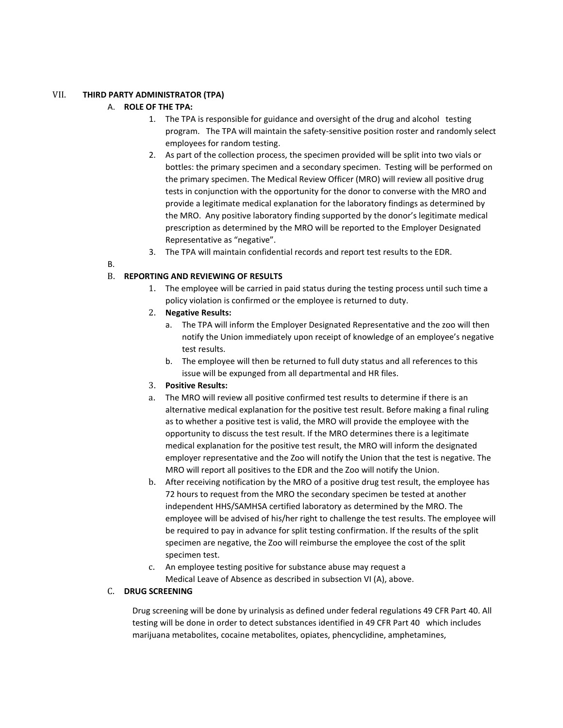## VII. THIRD PARTY ADMINISTRATOR (TPA)

### A. ROLE OF THE TPA:

1. The TPA is responsible for guidance and oversight of the drug and alcohol testing program. The TPA will maintain the safety-sensitive position roster and randomly select employees for random testing.
2. As part of the collection process, the specimen provided will be split into two vials or bottles: the primary specimen and a secondary specimen. Testing will be performed on the primary specimen. The Medical Review Officer (MRO) will review all positive drug tests in conjunction with the opportunity for the donor to converse with the MRO and provide a legitimate medical explanation for the laboratory findings as determined by the MRO. Any positive laboratory finding supported by the donor's legitimate medical prescription as determined by the MRO will be reported to the Employer Designated Representative as "negative".
3. The TPA will maintain confidential records and report test results to the EDR.

B.

### B. REPORTING AND REVIEWING OF RESULTS

1. The employee will be carried in paid status during the testing process until such time a policy violation is confirmed or the employee is returned to duty.
2. **Negative Results:**
   a. The TPA will inform the Employer Designated Representative and the zoo will then notify the Union immediately upon receipt of knowledge of an employee's negative test results.
   b. The employee will then be returned to full duty status and all references to this issue will be expunged from all departmental and HR files.
3. **Positive Results:**

a. The MRO will review all positive confirmed test results to determine if there is an alternative medical explanation for the positive test result. Before making a final ruling as to whether a positive test is valid, the MRO will provide the employee with the opportunity to discuss the test result. If the MRO determines there is a legitimate medical explanation for the positive test result, the MRO will inform the designated employer representative and the Zoo will notify the Union that the test is negative. The MRO will report all positives to the EDR and the Zoo will notify the Union.

b. After receiving notification by the MRO of a positive drug test result, the employee has 72 hours to request from the MRO the secondary specimen be tested at another independent HHS/SAMHSA certified laboratory as determined by the MRO. The employee will be advised of his/her right to challenge the test results. The employee will be required to pay in advance for split testing confirmation. If the results of the split specimen are negative, the Zoo will reimburse the employee the cost of the split specimen test.

c. An employee testing positive for substance abuse may request a Medical Leave of Absence as described in subsection VI (A), above.

### C. DRUG SCREENING

Drug screening will be done by urinalysis as defined under federal regulations 49 CFR Part 40. All testing will be done in order to detect substances identified in 49 CFR Part 40 which includes marijuana metabolites, cocaine metabolites, opiates, phencyclidine, amphetamines,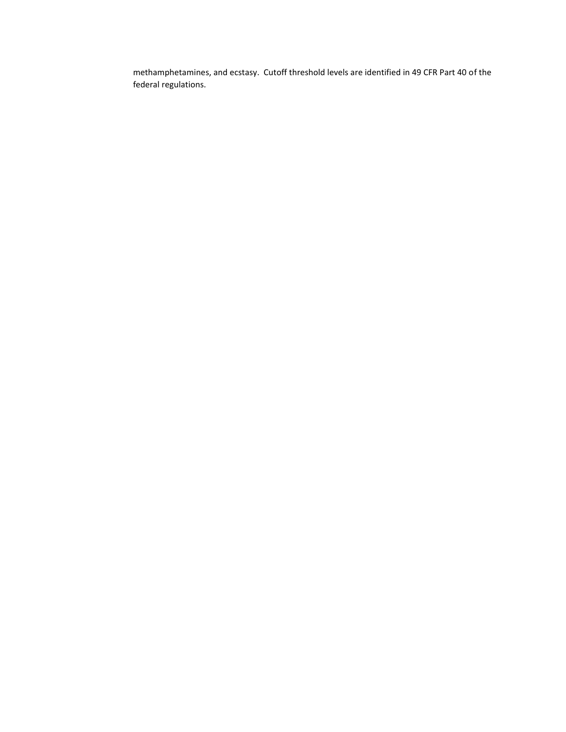methamphetamines, and ecstasy. Cutoff threshold levels are identified in 49 CFR Part 40 of the federal regulations.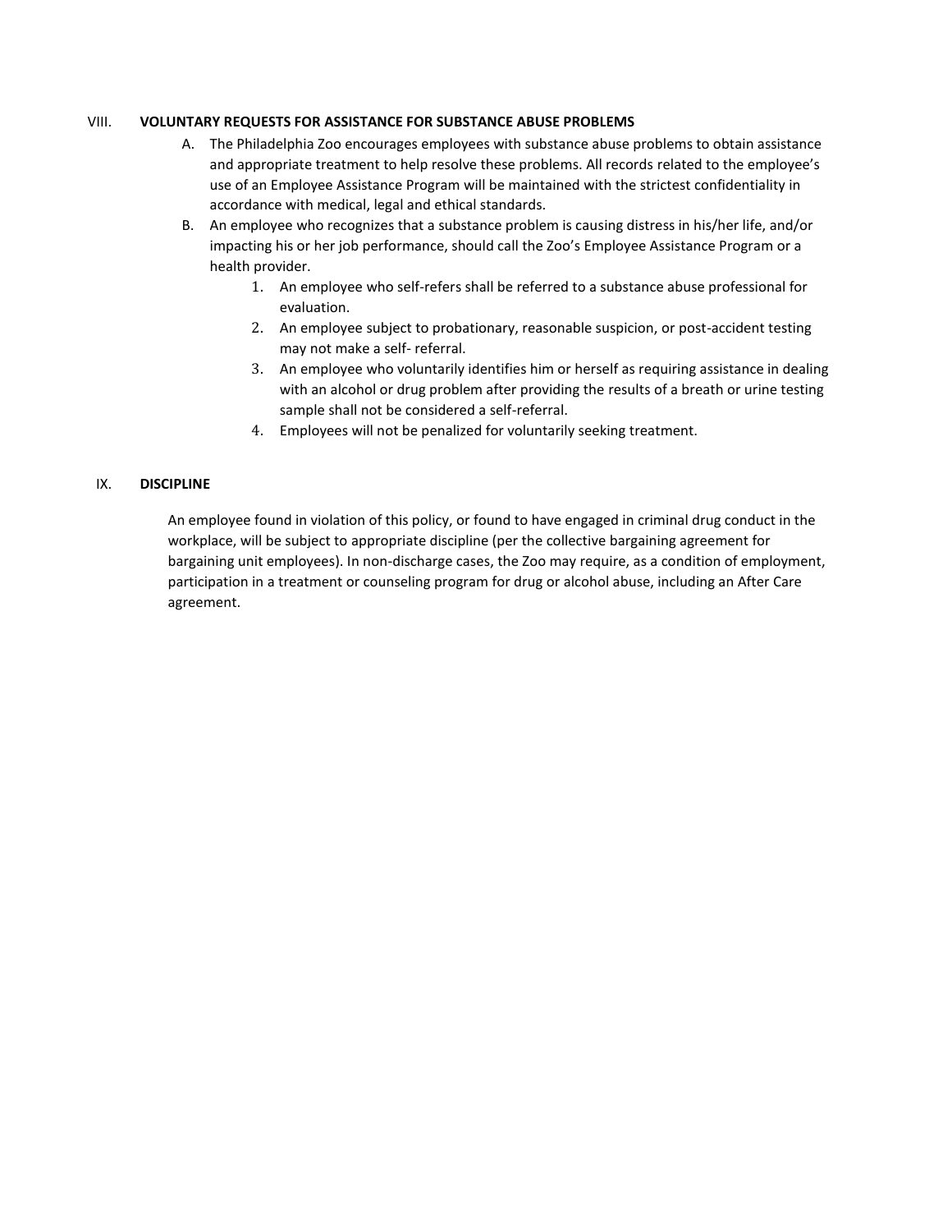## VIII. VOLUNTARY REQUESTS FOR ASSISTANCE FOR SUBSTANCE ABUSE PROBLEMS

A. The Philadelphia Zoo encourages employees with substance abuse problems to obtain assistance and appropriate treatment to help resolve these problems. All records related to the employee's use of an Employee Assistance Program will be maintained with the strictest confidentiality in accordance with medical, legal and ethical standards.

B. An employee who recognizes that a substance problem is causing distress in his/her life, and/or impacting his or her job performance, should call the Zoo's Employee Assistance Program or a health provider.

   1. An employee who self-refers shall be referred to a substance abuse professional for evaluation.
   2. An employee subject to probationary, reasonable suspicion, or post-accident testing may not make a self- referral.
   3. An employee who voluntarily identifies him or herself as requiring assistance in dealing with an alcohol or drug problem after providing the results of a breath or urine testing sample shall not be considered a self-referral.
   4. Employees will not be penalized for voluntarily seeking treatment.

## IX. DISCIPLINE

An employee found in violation of this policy, or found to have engaged in criminal drug conduct in the workplace, will be subject to appropriate discipline (per the collective bargaining agreement for bargaining unit employees). In non-discharge cases, the Zoo may require, as a condition of employment, participation in a treatment or counseling program for drug or alcohol abuse, including an After Care agreement.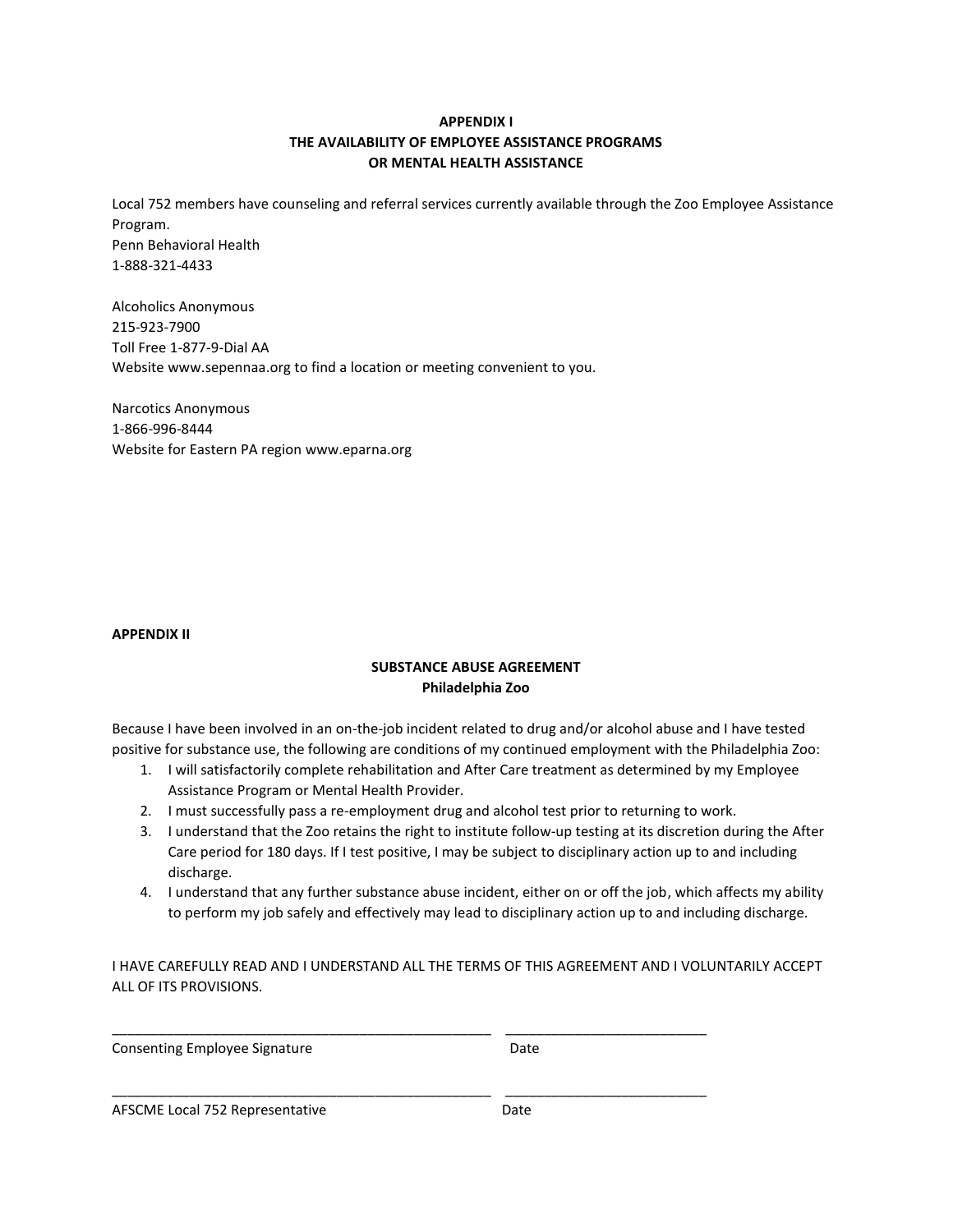## APPENDIX I
## THE AVAILABILITY OF EMPLOYEE ASSISTANCE PROGRAMS OR MENTAL HEALTH ASSISTANCE

Local 752 members have counseling and referral services currently available through the Zoo Employee Assistance Program.
Penn Behavioral Health
1-888-321-4433

Alcoholics Anonymous
215-923-7900
Toll Free 1-877-9-Dial AA
Website www.sepennaa.org to find a location or meeting convenient to you.

Narcotics Anonymous
1-866-996-8444
Website for Eastern PA region www.eparna.org

**APPENDIX II**

### SUBSTANCE ABUSE AGREEMENT
### Philadelphia Zoo

Because I have been involved in an on-the-job incident related to drug and/or alcohol abuse and I have tested positive for substance use, the following are conditions of my continued employment with the Philadelphia Zoo:

1. I will satisfactorily complete rehabilitation and After Care treatment as determined by my Employee Assistance Program or Mental Health Provider.
2. I must successfully pass a re-employment drug and alcohol test prior to returning to work.
3. I understand that the Zoo retains the right to institute follow-up testing at its discretion during the After Care period for 180 days. If I test positive, I may be subject to disciplinary action up to and including discharge.
4. I understand that any further substance abuse incident, either on or off the job, which affects my ability to perform my job safely and effectively may lead to disciplinary action up to and including discharge.

I HAVE CAREFULLY READ AND I UNDERSTAND ALL THE TERMS OF THIS AGREEMENT AND I VOLUNTARILY ACCEPT ALL OF ITS PROVISIONS.

\_\_\_\_\_\_\_\_\_\_\_\_\_\_\_\_\_\_\_\_\_\_\_\_\_\_\_\_\_\_\_\_\_\_\_\_\_\_\_\_ \_\_\_\_\_\_\_\_\_\_\_\_\_\_\_\_\_\_\_\_\_\_\_\_
Consenting Employee Signature Date

\_\_\_\_\_\_\_\_\_\_\_\_\_\_\_\_\_\_\_\_\_\_\_\_\_\_\_\_\_\_\_\_\_\_\_\_\_\_\_\_ \_\_\_\_\_\_\_\_\_\_\_\_\_\_\_\_\_\_\_\_\_\_\_\_
AFSCME Local 752 Representative Date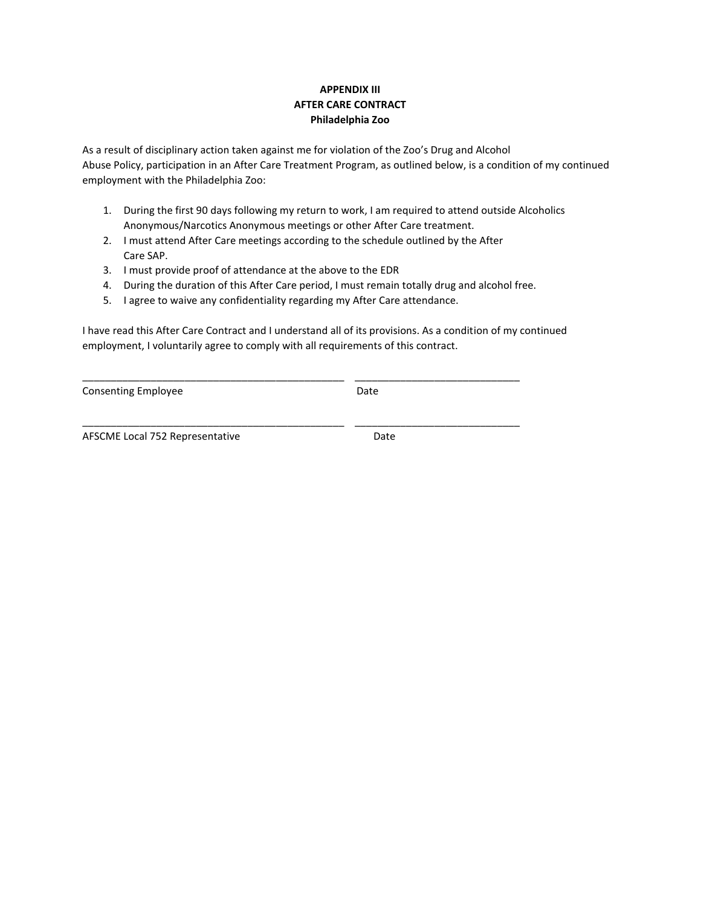**APPENDIX III**
**AFTER CARE CONTRACT**
**Philadelphia Zoo**

As a result of disciplinary action taken against me for violation of the Zoo's Drug and Alcohol Abuse Policy, participation in an After Care Treatment Program, as outlined below, is a condition of my continued employment with the Philadelphia Zoo:

1. During the first 90 days following my return to work, I am required to attend outside Alcoholics Anonymous/Narcotics Anonymous meetings or other After Care treatment.
2. I must attend After Care meetings according to the schedule outlined by the After Care SAP.
3. I must provide proof of attendance at the above to the EDR
4. During the duration of this After Care period, I must remain totally drug and alcohol free.
5. I agree to waive any confidentiality regarding my After Care attendance.

I have read this After Care Contract and I understand all of its provisions. As a condition of my continued employment, I voluntarily agree to comply with all requirements of this contract.

_______________________________________________ _____________________________

Consenting Employee Date

_______________________________________________ _____________________________

AFSCME Local 752 Representative Date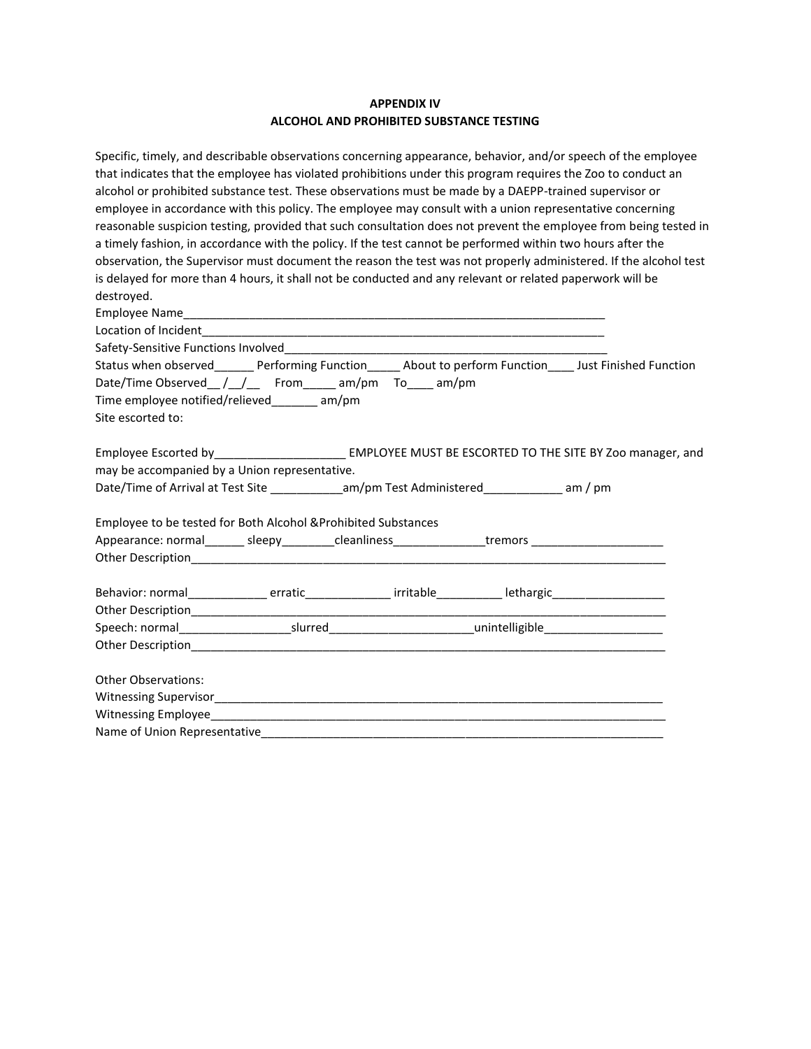**APPENDIX IV**
**ALCOHOL AND PROHIBITED SUBSTANCE TESTING**

Specific, timely, and describable observations concerning appearance, behavior, and/or speech of the employee that indicates that the employee has violated prohibitions under this program requires the Zoo to conduct an alcohol or prohibited substance test. These observations must be made by a DAEPP-trained supervisor or employee in accordance with this policy. The employee may consult with a union representative concerning reasonable suspicion testing, provided that such consultation does not prevent the employee from being tested in a timely fashion, in accordance with the policy. If the test cannot be performed within two hours after the observation, the Supervisor must document the reason the test was not properly administered. If the alcohol test is delayed for more than 4 hours, it shall not be conducted and any relevant or related paperwork will be destroyed.

Employee Name_______________________________________________________________

Location of Incident_____________________________________________________________

Safety-Sensitive Functions Involved_________________________________________________

Status when observed______ Performing Function_____ About to perform Function____ Just Finished Function

Date/Time Observed__ /__/__   From_____ am/pm   To____ am/pm

Time employee notified/relieved_______ am/pm

Site escorted to:

Employee Escorted by____________________ EMPLOYEE MUST BE ESCORTED TO THE SITE BY Zoo manager, and may be accompanied by a Union representative.

Date/Time of Arrival at Test Site ___________am/pm Test Administered____________ am / pm

Employee to be tested for Both Alcohol &Prohibited Substances

Appearance: normal______ sleepy________cleanliness______________tremors ____________________

Other Description_______________________________________________________________________

Behavior: normal____________ erratic_____________ irritable__________ lethargic_________________

Other Description_______________________________________________________________________

Speech: normal_________________slurred______________________unintelligible__________________

Other Description_______________________________________________________________________

Other Observations:

Witnessing Supervisor____________________________________________________________________

Witnessing Employee_____________________________________________________________________

Name of Union Representative_____________________________________________________________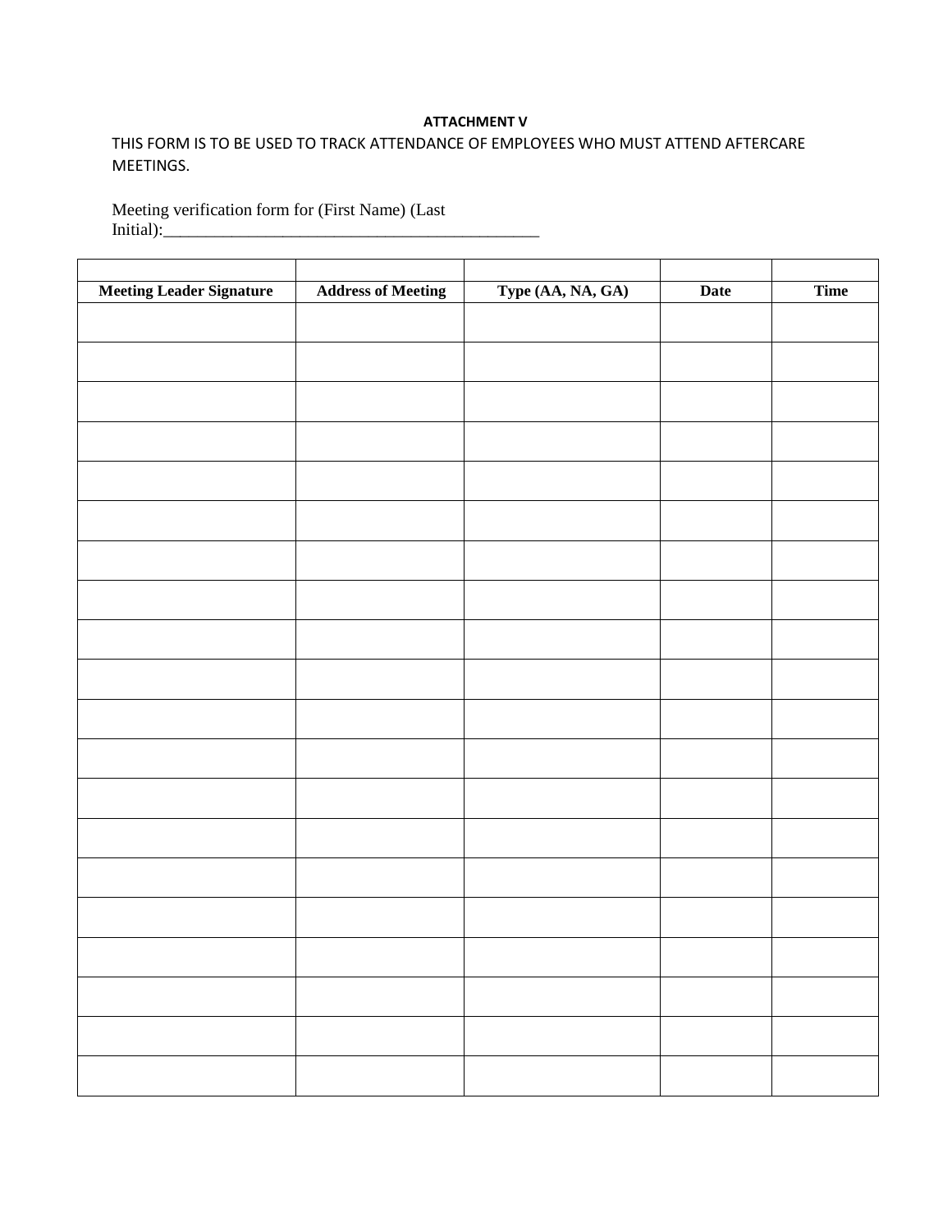**ATTACHMENT V**

THIS FORM IS TO BE USED TO TRACK ATTENDANCE OF EMPLOYEES WHO MUST ATTEND AFTERCARE MEETINGS.

Meeting verification form for (First Name) (Last Initial):_____________________________________________

| | | | | |
|---|---|---|---|---|
| **Meeting Leader Signature** | **Address of Meeting** | **Type (AA, NA, GA)** | **Date** | **Time** |
| | | | | |
| | | | | |
| | | | | |
| | | | | |
| | | | | |
| | | | | |
| | | | | |
| | | | | |
| | | | | |
| | | | | |
| | | | | |
| | | | | |
| | | | | |
| | | | | |
| | | | | |
| | | | | |
| | | | | |
| | | | | |
| | | | | |
| | | | | |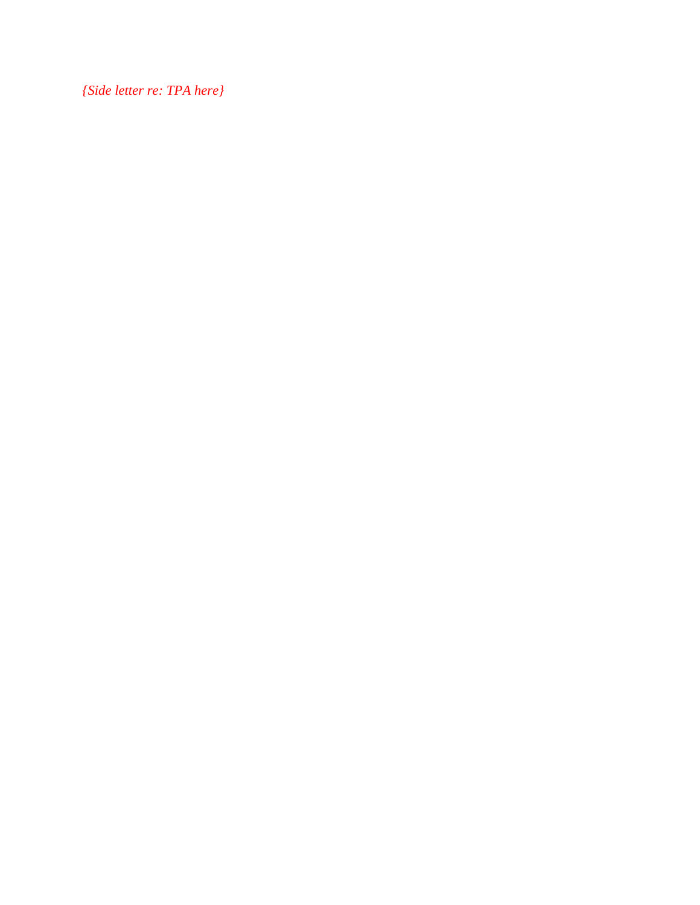*{Side letter re: TPA here}*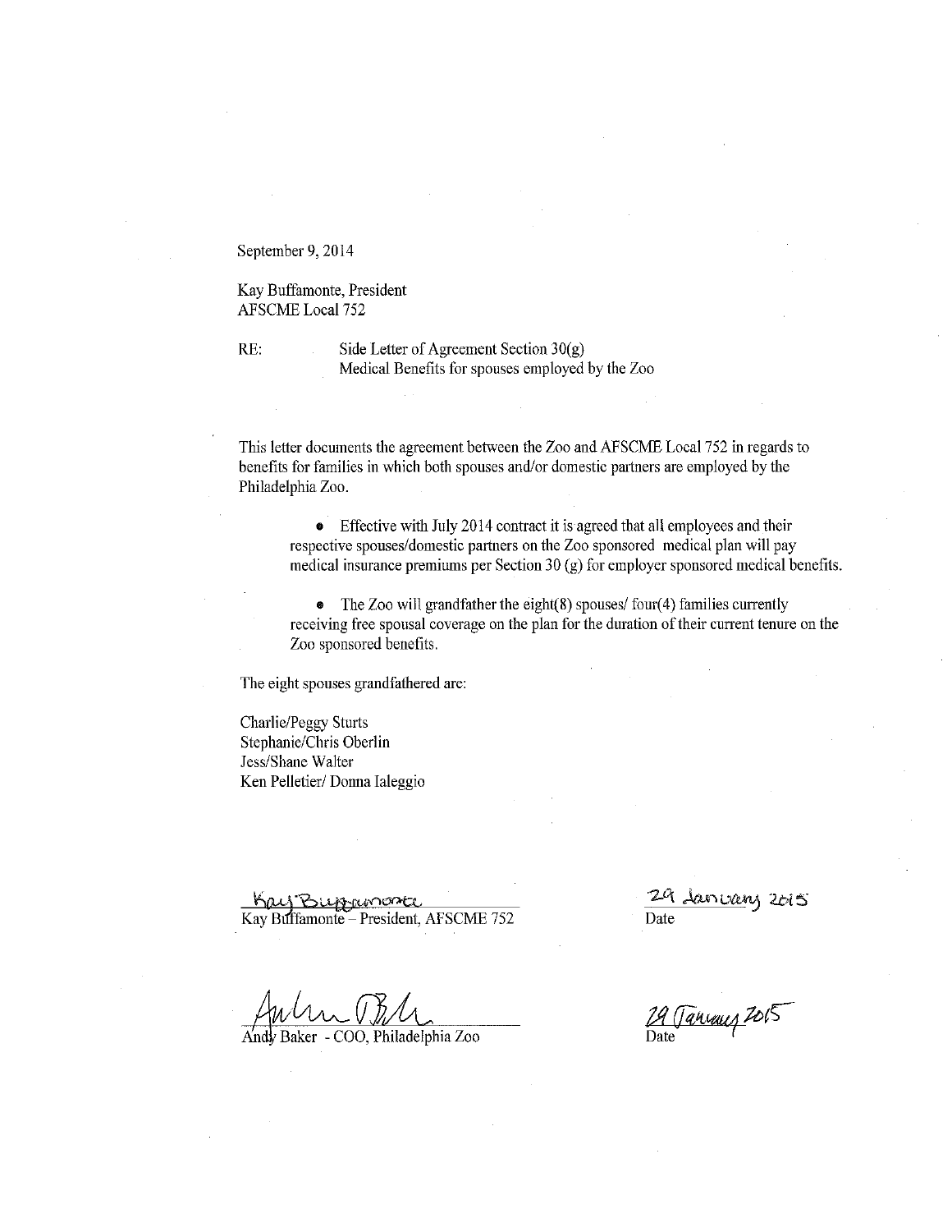September 9, 2014

Kay Buffamonte, President
AFSCME Local 752

RE: Side Letter of Agreement Section 30(g)
Medical Benefits for spouses employed by the Zoo

This letter documents the agreement between the Zoo and AFSCME Local 752 in regards to benefits for families in which both spouses and/or domestic partners are employed by the Philadelphia Zoo.

- Effective with July 2014 contract it is agreed that all employees and their respective spouses/domestic partners on the Zoo sponsored medical plan will pay medical insurance premiums per Section 30 (g) for employer sponsored medical benefits.

- The Zoo will grandfather the eight(8) spouses/ four(4) families currently receiving free spousal coverage on the plan for the duration of their current tenure on the Zoo sponsored benefits.

The eight spouses grandfathered are:

Charlie/Peggy Sturts
Stephanie/Chris Oberlin
Jess/Shane Walter
Ken Pelletier/ Donna Ialeggio

Kay Buffamonte
Kay Buffamonte – President, AFSCME 752

29 January 2015
Date

Andy Baker - COO, Philadelphia Zoo

29 January 2015
Date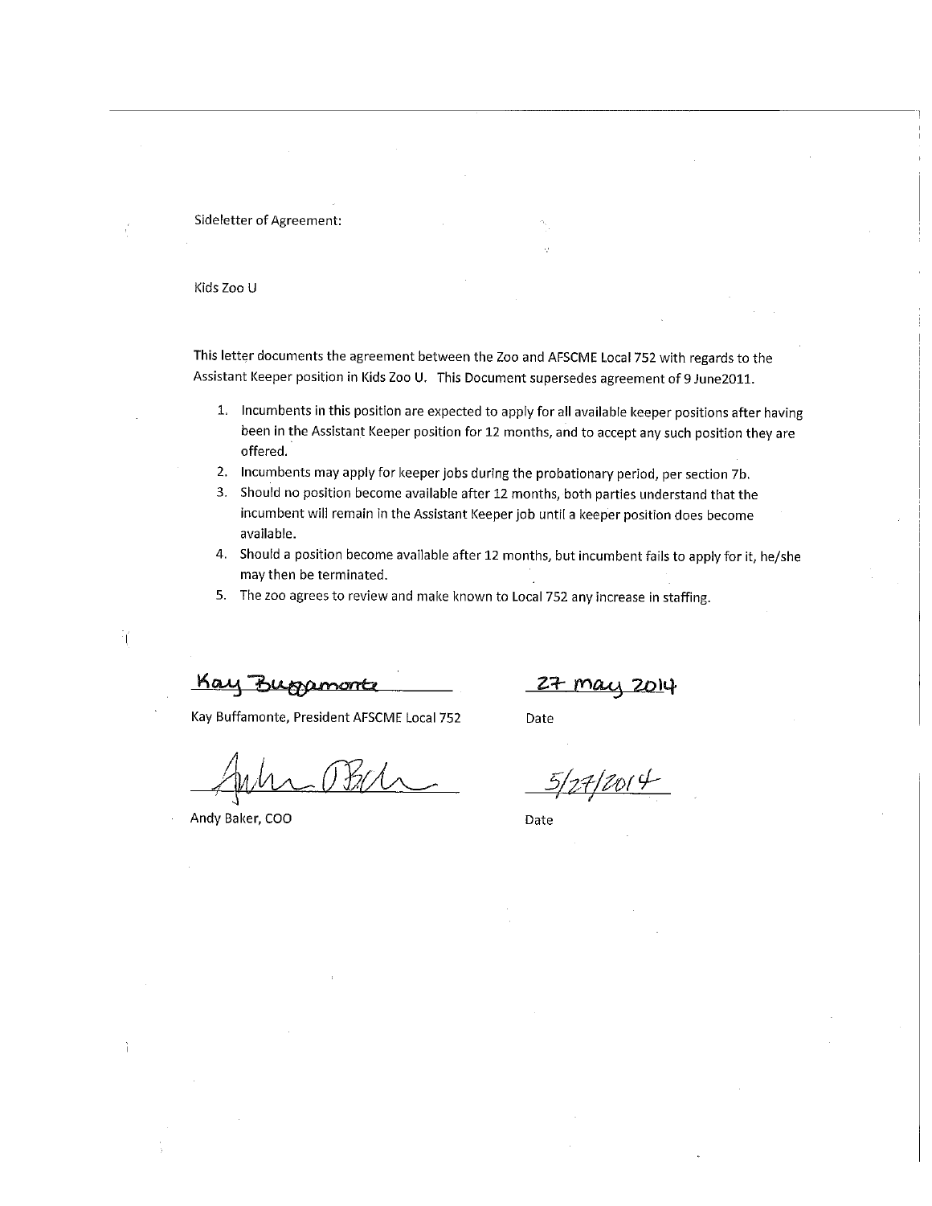Sideletter of Agreement:

Kids Zoo U

This letter documents the agreement between the Zoo and AFSCME Local 752 with regards to the Assistant Keeper position in Kids Zoo U. This Document supersedes agreement of 9 June2011.

1. Incumbents in this position are expected to apply for all available keeper positions after having been in the Assistant Keeper position for 12 months, and to accept any such position they are offered.
2. Incumbents may apply for keeper jobs during the probationary period, per section 7b.
3. Should no position become available after 12 months, both parties understand that the incumbent will remain in the Assistant Keeper job until a keeper position does become available.
4. Should a position become available after 12 months, but incumbent fails to apply for it, he/she may then be terminated.
5. The zoo agrees to review and make known to Local 752 any increase in staffing.

Kay Buffamonte  
Kay Buffamonte, President AFSCME Local 752

27 may 2014  
Date

Andy Baker  
Andy Baker, COO

5/27/2014  
Date